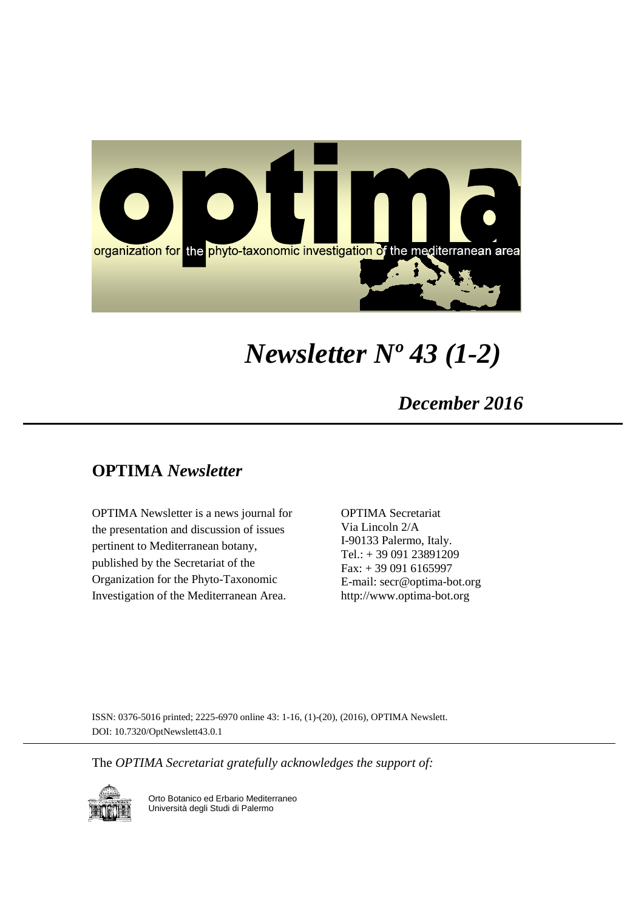optima

organization for the phyto-taxonomic investigation of the mediterranean area

# *Newsletter Nº 43 (1-2)*

***December 2016***

## OPTIMA *Newsletter*

OPTIMA Newsletter is a news journal for the presentation and discussion of issues pertinent to Mediterranean botany, published by the Secretariat of the Organization for the Phyto-Taxonomic Investigation of the Mediterranean Area.

OPTIMA Secretariat
Via Lincoln 2/A
I-90133 Palermo, Italy.
Tel.: + 39 091 23891209
Fax: + 39 091 6165997
E-mail: secr@optima-bot.org
http://www.optima-bot.org

ISSN: 0376-5016 printed; 2225-6970 online 43: 1-16, (1)-(20), (2016), OPTIMA Newslett.
DOI: 10.7320/OptNewslett43.0.1

The *OPTIMA Secretariat gratefully acknowledges the support of:*

Orto Botanico ed Erbario Mediterraneo
Università degli Studi di Palermo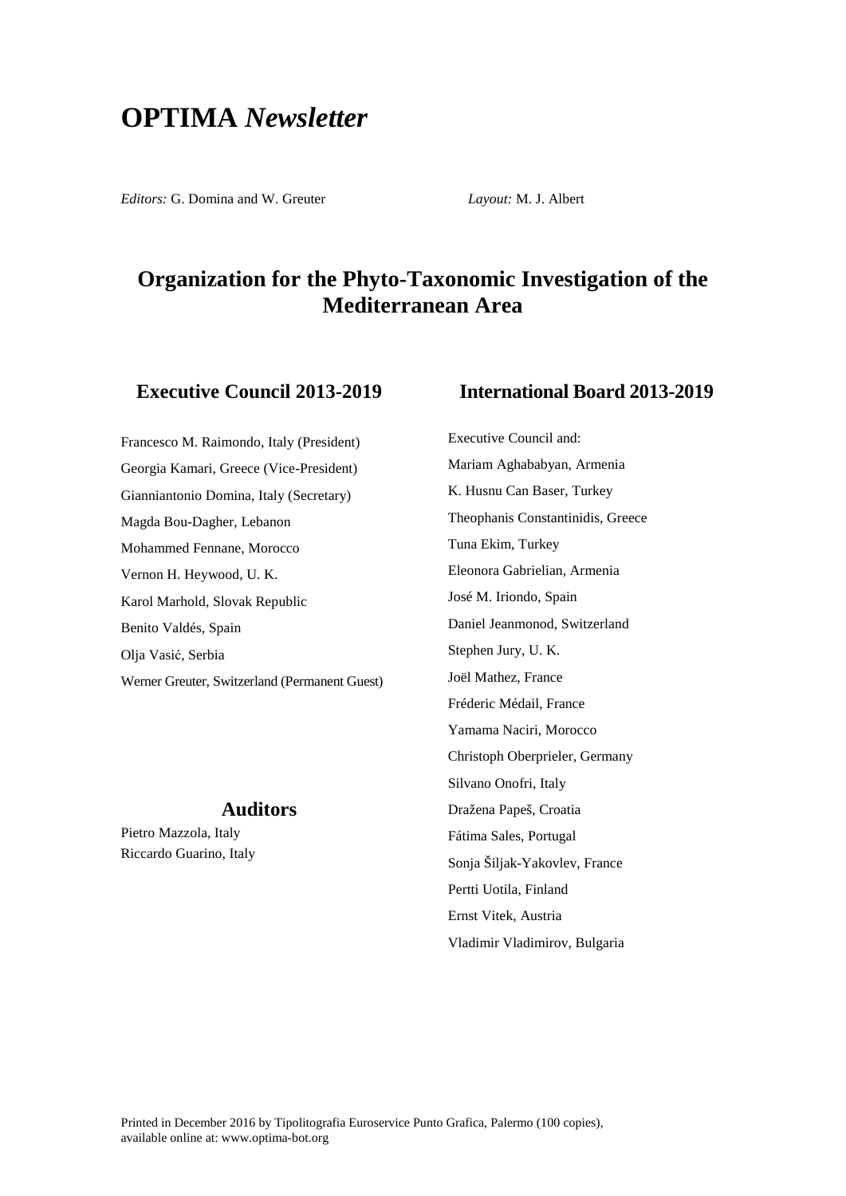# OPTIMA *Newsletter*

*Editors:* G. Domina and W. Greuter

*Layout:* M. J. Albert

## Organization for the Phyto-Taxonomic Investigation of the Mediterranean Area

### Executive Council 2013-2019

Francesco M. Raimondo, Italy (President)

Georgia Kamari, Greece (Vice-President)

Gianniantonio Domina, Italy (Secretary)

Magda Bou-Dagher, Lebanon

Mohammed Fennane, Morocco

Vernon H. Heywood, U. K.

Karol Marhold, Slovak Republic

Benito Valdés, Spain

Olja Vasić, Serbia

Werner Greuter, Switzerland (Permanent Guest)

### Auditors

Pietro Mazzola, Italy

Riccardo Guarino, Italy

### International Board 2013-2019

Executive Council and:

Mariam Aghababyan, Armenia

K. Husnu Can Baser, Turkey

Theophanis Constantinidis, Greece

Tuna Ekim, Turkey

Eleonora Gabrielian, Armenia

José M. Iriondo, Spain

Daniel Jeanmonod, Switzerland

Stephen Jury, U. K.

Joël Mathez, France

Fréderic Médail, France

Yamama Naciri, Morocco

Christoph Oberprieler, Germany

Silvano Onofri, Italy

Dražena Papeš, Croatia

Fátima Sales, Portugal

Sonja Šiljak-Yakovlev, France

Pertti Uotila, Finland

Ernst Vitek, Austria

Vladimir Vladimirov, Bulgaria

Printed in December 2016 by Tipolitografia Euroservice Punto Grafica, Palermo (100 copies), available online at: www.optima-bot.org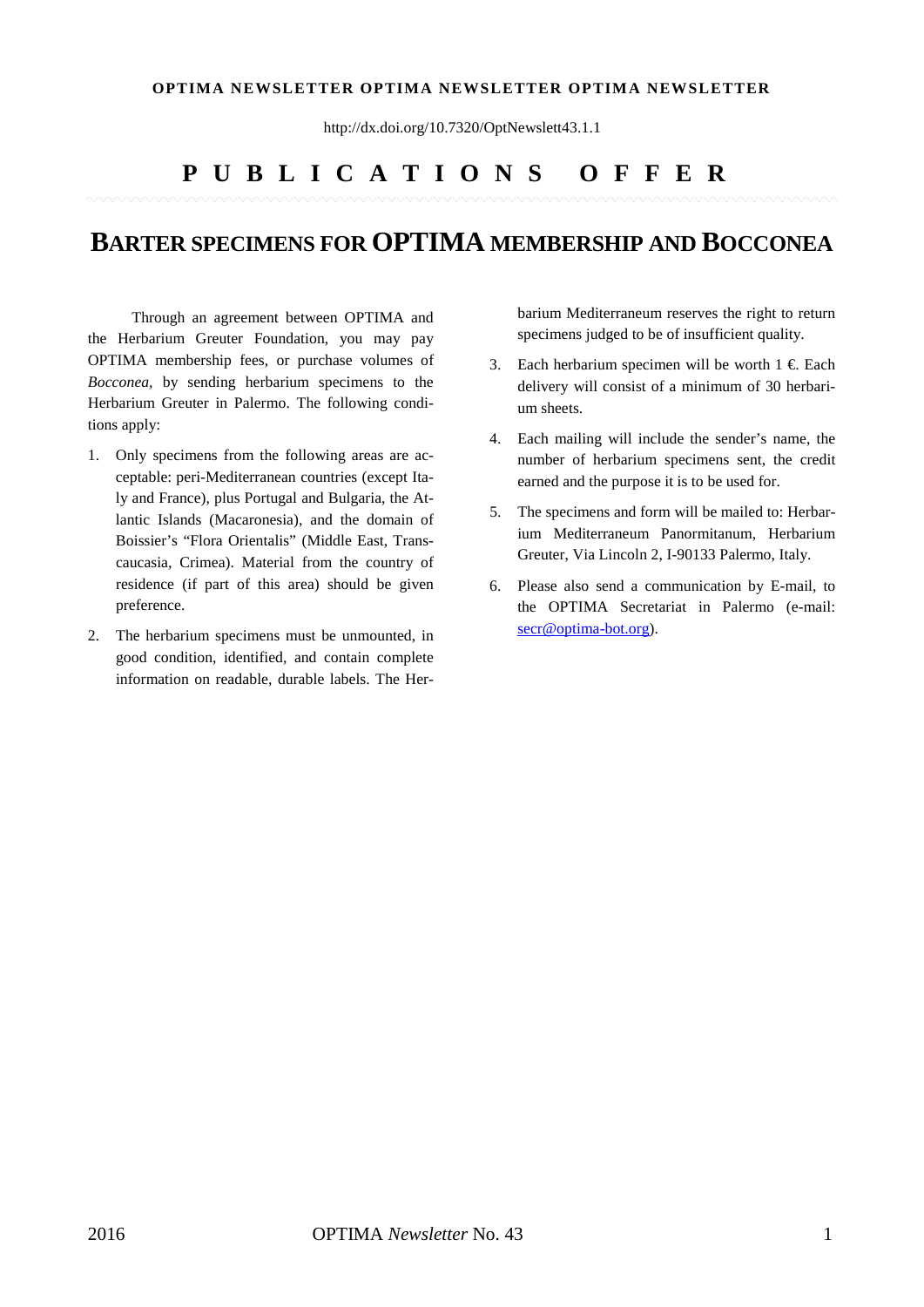http://dx.doi.org/10.7320/OptNewslett43.1.1

# PUBLICATIONS OFFER

## BARTER SPECIMENS FOR OPTIMA MEMBERSHIP AND BOCCONEA

Through an agreement between OPTIMA and the Herbarium Greuter Foundation, you may pay OPTIMA membership fees, or purchase volumes of *Bocconea*, by sending herbarium specimens to the Herbarium Greuter in Palermo. The following conditions apply:

1. Only specimens from the following areas are acceptable: peri-Mediterranean countries (except Italy and France), plus Portugal and Bulgaria, the Atlantic Islands (Macaronesia), and the domain of Boissier's "Flora Orientalis" (Middle East, Transcaucasia, Crimea). Material from the country of residence (if part of this area) should be given preference.
2. The herbarium specimens must be unmounted, in good condition, identified, and contain complete information on readable, durable labels. The Herbarium Mediterraneum reserves the right to return specimens judged to be of insufficient quality.
3. Each herbarium specimen will be worth 1 €. Each delivery will consist of a minimum of 30 herbarium sheets.
4. Each mailing will include the sender's name, the number of herbarium specimens sent, the credit earned and the purpose it is to be used for.
5. The specimens and form will be mailed to: Herbarium Mediterraneum Panormitanum, Herbarium Greuter, Via Lincoln 2, I-90133 Palermo, Italy.
6. Please also send a communication by E-mail, to the OPTIMA Secretariat in Palermo (e-mail: secr@optima-bot.org).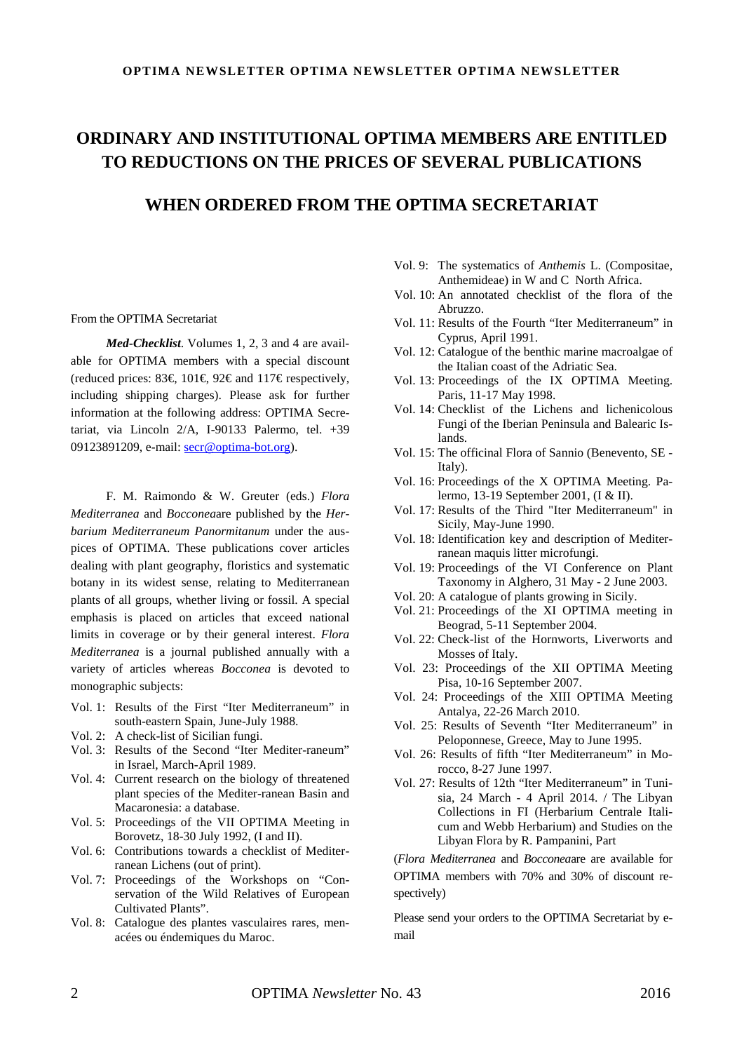# ORDINARY AND INSTITUTIONAL OPTIMA MEMBERS ARE ENTITLED TO REDUCTIONS ON THE PRICES OF SEVERAL PUBLICATIONS

## WHEN ORDERED FROM THE OPTIMA SECRETARIAT

From the OPTIMA Secretariat

***Med-Checklist.*** Volumes 1, 2, 3 and 4 are available for OPTIMA members with a special discount (reduced prices: 83€, 101€, 92€ and 117€ respectively, including shipping charges). Please ask for further information at the following address: OPTIMA Secretariat, via Lincoln 2/A, I-90133 Palermo, tel. +39 09123891209, e-mail: secr@optima-bot.org).

F. M. Raimondo & W. Greuter (eds.) *Flora Mediterranea* and *Bocconea*are published by the *Herbarium Mediterraneum Panormitanum* under the auspices of OPTIMA. These publications cover articles dealing with plant geography, floristics and systematic botany in its widest sense, relating to Mediterranean plants of all groups, whether living or fossil. A special emphasis is placed on articles that exceed national limits in coverage or by their general interest. *Flora Mediterranea* is a journal published annually with a variety of articles whereas *Bocconea* is devoted to monographic subjects:

- Vol. 1: Results of the First "Iter Mediterraneum" in south-eastern Spain, June-July 1988.
- Vol. 2: A check-list of Sicilian fungi.
- Vol. 3: Results of the Second "Iter Mediter-raneum" in Israel, March-April 1989.
- Vol. 4: Current research on the biology of threatened plant species of the Mediter-ranean Basin and Macaronesia: a database.
- Vol. 5: Proceedings of the VII OPTIMA Meeting in Borovetz, 18-30 July 1992, (I and II).
- Vol. 6: Contributions towards a checklist of Mediterranean Lichens (out of print).
- Vol. 7: Proceedings of the Workshops on "Conservation of the Wild Relatives of European Cultivated Plants".
- Vol. 8: Catalogue des plantes vasculaires rares, menacées ou éndemiques du Maroc.
- Vol. 9: The systematics of *Anthemis* L. (Compositae, Anthemideae) in W and C North Africa.
- Vol. 10: An annotated checklist of the flora of the Abruzzo.
- Vol. 11: Results of the Fourth "Iter Mediterraneum" in Cyprus, April 1991.
- Vol. 12: Catalogue of the benthic marine macroalgae of the Italian coast of the Adriatic Sea.
- Vol. 13: Proceedings of the IX OPTIMA Meeting. Paris, 11-17 May 1998.
- Vol. 14: Checklist of the Lichens and lichenicolous Fungi of the Iberian Peninsula and Balearic Islands.
- Vol. 15: The officinal Flora of Sannio (Benevento, SE - Italy).
- Vol. 16: Proceedings of the X OPTIMA Meeting. Palermo, 13-19 September 2001, (I & II).
- Vol. 17: Results of the Third "Iter Mediterraneum" in Sicily, May-June 1990.
- Vol. 18: Identification key and description of Mediterranean maquis litter microfungi.
- Vol. 19: Proceedings of the VI Conference on Plant Taxonomy in Alghero, 31 May - 2 June 2003.
- Vol. 20: A catalogue of plants growing in Sicily.
- Vol. 21: Proceedings of the XI OPTIMA meeting in Beograd, 5-11 September 2004.
- Vol. 22: Check-list of the Hornworts, Liverworts and Mosses of Italy.
- Vol. 23: Proceedings of the XII OPTIMA Meeting Pisa, 10-16 September 2007.
- Vol. 24: Proceedings of the XIII OPTIMA Meeting Antalya, 22-26 March 2010.
- Vol. 25: Results of Seventh "Iter Mediterraneum" in Peloponnese, Greece, May to June 1995.
- Vol. 26: Results of fifth "Iter Mediterraneum" in Morocco, 8-27 June 1997.
- Vol. 27: Results of 12th "Iter Mediterraneum" in Tunisia, 24 March - 4 April 2014. / The Libyan Collections in FI (Herbarium Centrale Italicum and Webb Herbarium) and Studies on the Libyan Flora by R. Pampanini, Part

(*Flora Mediterranea* and *Bocconea*are are available for OPTIMA members with 70% and 30% of discount respectively)

Please send your orders to the OPTIMA Secretariat by e-mail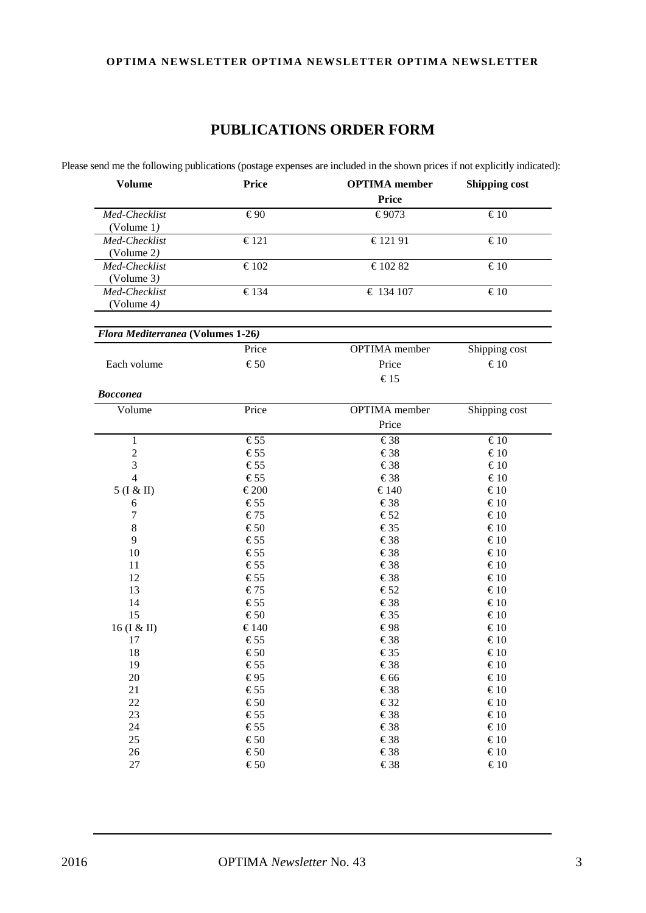# PUBLICATIONS ORDER FORM

Please send me the following publications (postage expenses are included in the shown prices if not explicitly indicated):

| Volume | Price | OPTIMA member Price | Shipping cost |
|---|---|---|---|
| *Med-Checklist* (Volume 1) | € 90 | € 9073 | € 10 |
| *Med-Checklist* (Volume 2) | € 121 | € 121 91 | € 10 |
| *Med-Checklist* (Volume 3) | € 102 | € 102 82 | € 10 |
| *Med-Checklist* (Volume 4) | € 134 | € 134 107 | € 10 |

***Flora Mediterranea* (Volumes 1-26)**

| | Price | OPTIMA member Price | Shipping cost |
|---|---|---|---|
| Each volume | € 50 | € 15 | € 10 |

***Bocconea***

| Volume | Price | OPTIMA member Price | Shipping cost |
|---|---|---|---|
| 1 | € 55 | € 38 | € 10 |
| 2 | € 55 | € 38 | € 10 |
| 3 | € 55 | € 38 | € 10 |
| 4 | € 55 | € 38 | € 10 |
| 5 (I & II) | € 200 | € 140 | € 10 |
| 6 | € 55 | € 38 | € 10 |
| 7 | € 75 | € 52 | € 10 |
| 8 | € 50 | € 35 | € 10 |
| 9 | € 55 | € 38 | € 10 |
| 10 | € 55 | € 38 | € 10 |
| 11 | € 55 | € 38 | € 10 |
| 12 | € 55 | € 38 | € 10 |
| 13 | € 75 | € 52 | € 10 |
| 14 | € 55 | € 38 | € 10 |
| 15 | € 50 | € 35 | € 10 |
| 16 (I & II) | € 140 | € 98 | € 10 |
| 17 | € 55 | € 38 | € 10 |
| 18 | € 50 | € 35 | € 10 |
| 19 | € 55 | € 38 | € 10 |
| 20 | € 95 | € 66 | € 10 |
| 21 | € 55 | € 38 | € 10 |
| 22 | € 50 | € 32 | € 10 |
| 23 | € 55 | € 38 | € 10 |
| 24 | € 55 | € 38 | € 10 |
| 25 | € 50 | € 38 | € 10 |
| 26 | € 50 | € 38 | € 10 |
| 27 | € 50 | € 38 | € 10 |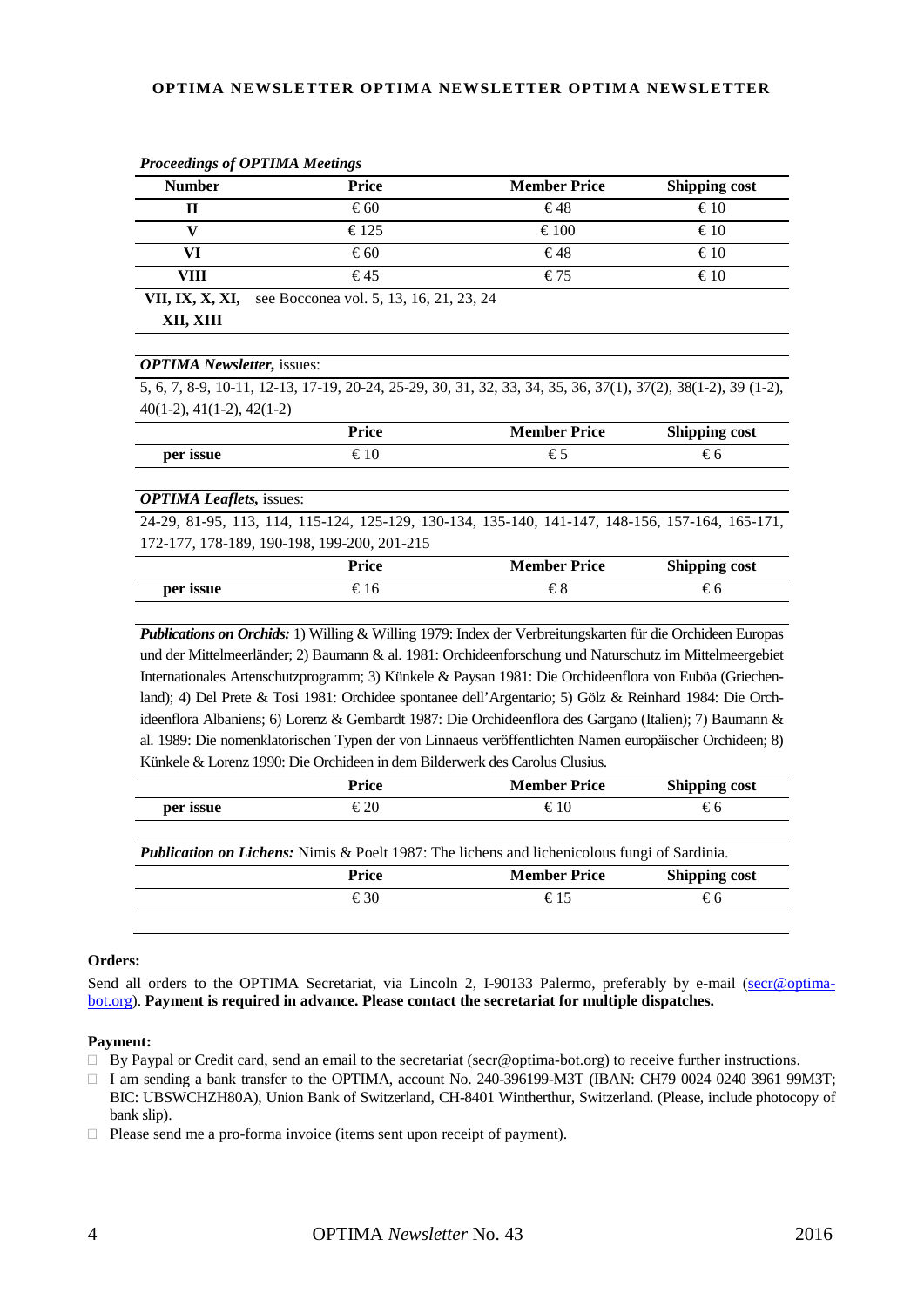*Proceedings of OPTIMA Meetings*

| Number | Price | Member Price | Shipping cost |
|---|---|---|---|
| II | € 60 | € 48 | € 10 |
| V | € 125 | € 100 | € 10 |
| VI | € 60 | € 48 | € 10 |
| VIII | € 45 | € 75 | € 10 |
| VII, IX, X, XI, XII, XIII | see Bocconea vol. 5, 13, 16, 21, 23, 24 | | |

***OPTIMA Newsletter,*** issues:

5, 6, 7, 8-9, 10-11, 12-13, 17-19, 20-24, 25-29, 30, 31, 32, 33, 34, 35, 36, 37(1), 37(2), 38(1-2), 39 (1-2), 40(1-2), 41(1-2), 42(1-2)

| | Price | Member Price | Shipping cost |
|---|---|---|---|
| per issue | € 10 | € 5 | € 6 |

***OPTIMA Leaflets,*** issues:

24-29, 81-95, 113, 114, 115-124, 125-129, 130-134, 135-140, 141-147, 148-156, 157-164, 165-171, 172-177, 178-189, 190-198, 199-200, 201-215

| | Price | Member Price | Shipping cost |
|---|---|---|---|
| per issue | € 16 | € 8 | € 6 |

***Publications on Orchids:*** 1) Willing & Willing 1979: Index der Verbreitungskarten für die Orchideen Europas und der Mittelmeerländer; 2) Baumann & al. 1981: Orchideenforschung und Naturschutz im Mittelmeergebiet Internationales Artenschutzprogramm; 3) Künkele & Paysan 1981: Die Orchideenflora von Euböa (Griechenland); 4) Del Prete & Tosi 1981: Orchidee spontanee dell'Argentario; 5) Gölz & Reinhard 1984: Die Orchideenflora Albaniens; 6) Lorenz & Gembardt 1987: Die Orchideenflora des Gargano (Italien); 7) Baumann & al. 1989: Die nomenklatorischen Typen der von Linnaeus veröffentlichten Namen europäischer Orchideen; 8) Künkele & Lorenz 1990: Die Orchideen in dem Bilderwerk des Carolus Clusius.

| | Price | Member Price | Shipping cost |
|---|---|---|---|
| per issue | € 20 | € 10 | € 6 |

***Publication on Lichens:*** Nimis & Poelt 1987: The lichens and lichenicolous fungi of Sardinia.

| | Price | Member Price | Shipping cost |
|---|---|---|---|
| | € 30 | € 15 | € 6 |

**Orders:**

Send all orders to the OPTIMA Secretariat, via Lincoln 2, I-90133 Palermo, preferably by e-mail (secr@optima-bot.org). **Payment is required in advance. Please contact the secretariat for multiple dispatches.**

**Payment:**

- ☐ By Paypal or Credit card, send an email to the secretariat (secr@optima-bot.org) to receive further instructions.
- ☐ I am sending a bank transfer to the OPTIMA, account No. 240-396199-M3T (IBAN: CH79 0024 0240 3961 99M3T; BIC: UBSWCHZH80A), Union Bank of Switzerland, CH-8401 Wintherthur, Switzerland. (Please, include photocopy of bank slip).
- ☐ Please send me a pro-forma invoice (items sent upon receipt of payment).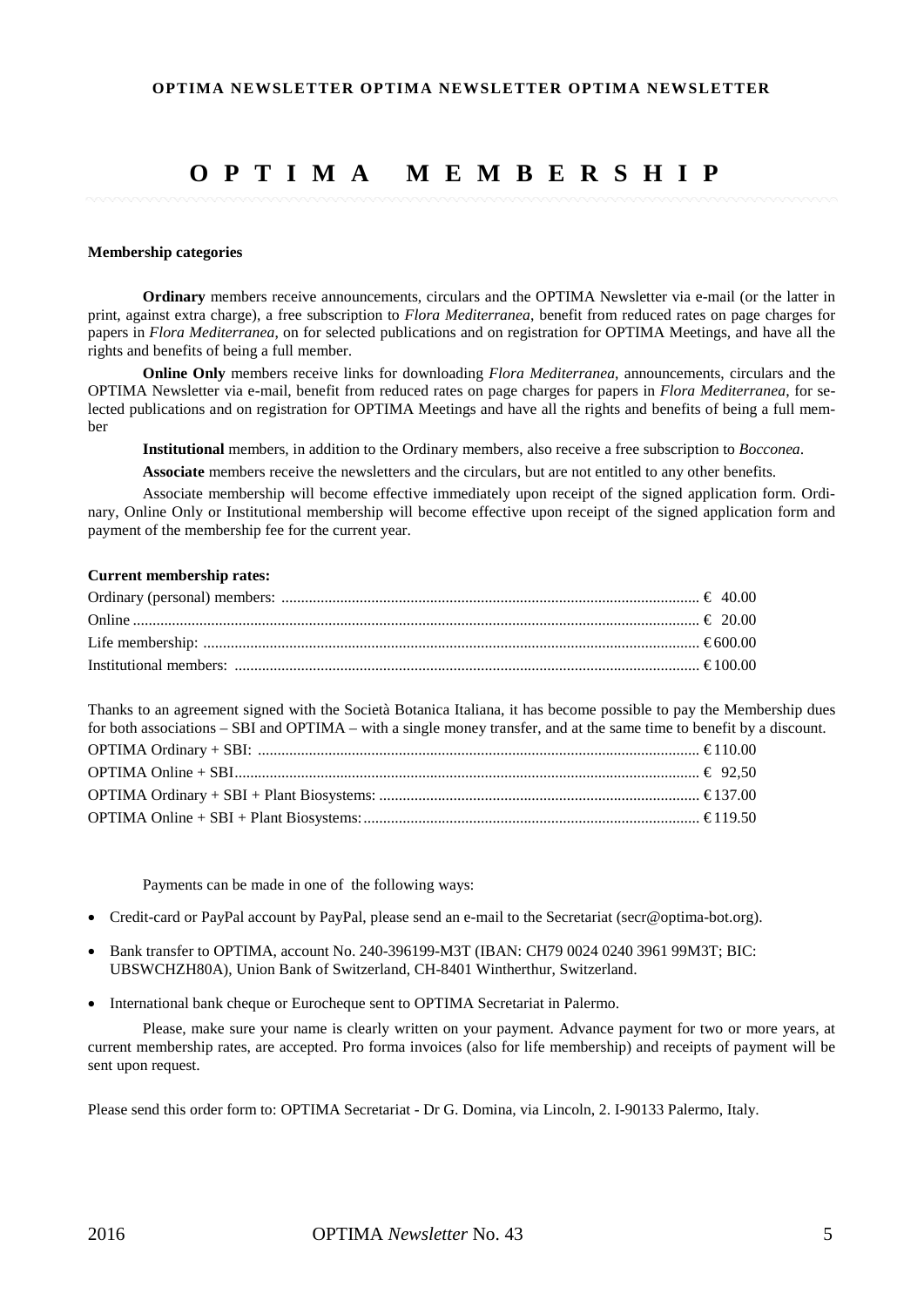# OPTIMA MEMBERSHIP

**Membership categories**

**Ordinary** members receive announcements, circulars and the OPTIMA Newsletter via e-mail (or the latter in print, against extra charge), a free subscription to *Flora Mediterranea*, benefit from reduced rates on page charges for papers in *Flora Mediterranea*, on for selected publications and on registration for OPTIMA Meetings, and have all the rights and benefits of being a full member.

**Online Only** members receive links for downloading *Flora Mediterranea*, announcements, circulars and the OPTIMA Newsletter via e-mail, benefit from reduced rates on page charges for papers in *Flora Mediterranea*, for selected publications and on registration for OPTIMA Meetings and have all the rights and benefits of being a full member

**Institutional** members, in addition to the Ordinary members, also receive a free subscription to *Bocconea*.

**Associate** members receive the newsletters and the circulars, but are not entitled to any other benefits.

Associate membership will become effective immediately upon receipt of the signed application form. Ordinary, Online Only or Institutional membership will become effective upon receipt of the signed application form and payment of the membership fee for the current year.

**Current membership rates:**

| | |
|---|---|
| Ordinary (personal) members: | € 40.00 |
| Online | € 20.00 |
| Life membership: | € 600.00 |
| Institutional members: | € 100.00 |

Thanks to an agreement signed with the Società Botanica Italiana, it has become possible to pay the Membership dues for both associations – SBI and OPTIMA – with a single money transfer, and at the same time to benefit by a discount.

| | |
|---|---|
| OPTIMA Ordinary + SBI: | € 110.00 |
| OPTIMA Online + SBI | € 92,50 |
| OPTIMA Ordinary + SBI + Plant Biosystems: | € 137.00 |
| OPTIMA Online + SBI + Plant Biosystems: | € 119.50 |

Payments can be made in one of the following ways:

- Credit-card or PayPal account by PayPal, please send an e-mail to the Secretariat (secr@optima-bot.org).
- Bank transfer to OPTIMA, account No. 240-396199-M3T (IBAN: CH79 0024 0240 3961 99M3T; BIC: UBSWCHZH80A), Union Bank of Switzerland, CH-8401 Wintherthur, Switzerland.
- International bank cheque or Eurocheque sent to OPTIMA Secretariat in Palermo.

Please, make sure your name is clearly written on your payment. Advance payment for two or more years, at current membership rates, are accepted. Pro forma invoices (also for life membership) and receipts of payment will be sent upon request.

Please send this order form to: OPTIMA Secretariat - Dr G. Domina, via Lincoln, 2. I-90133 Palermo, Italy.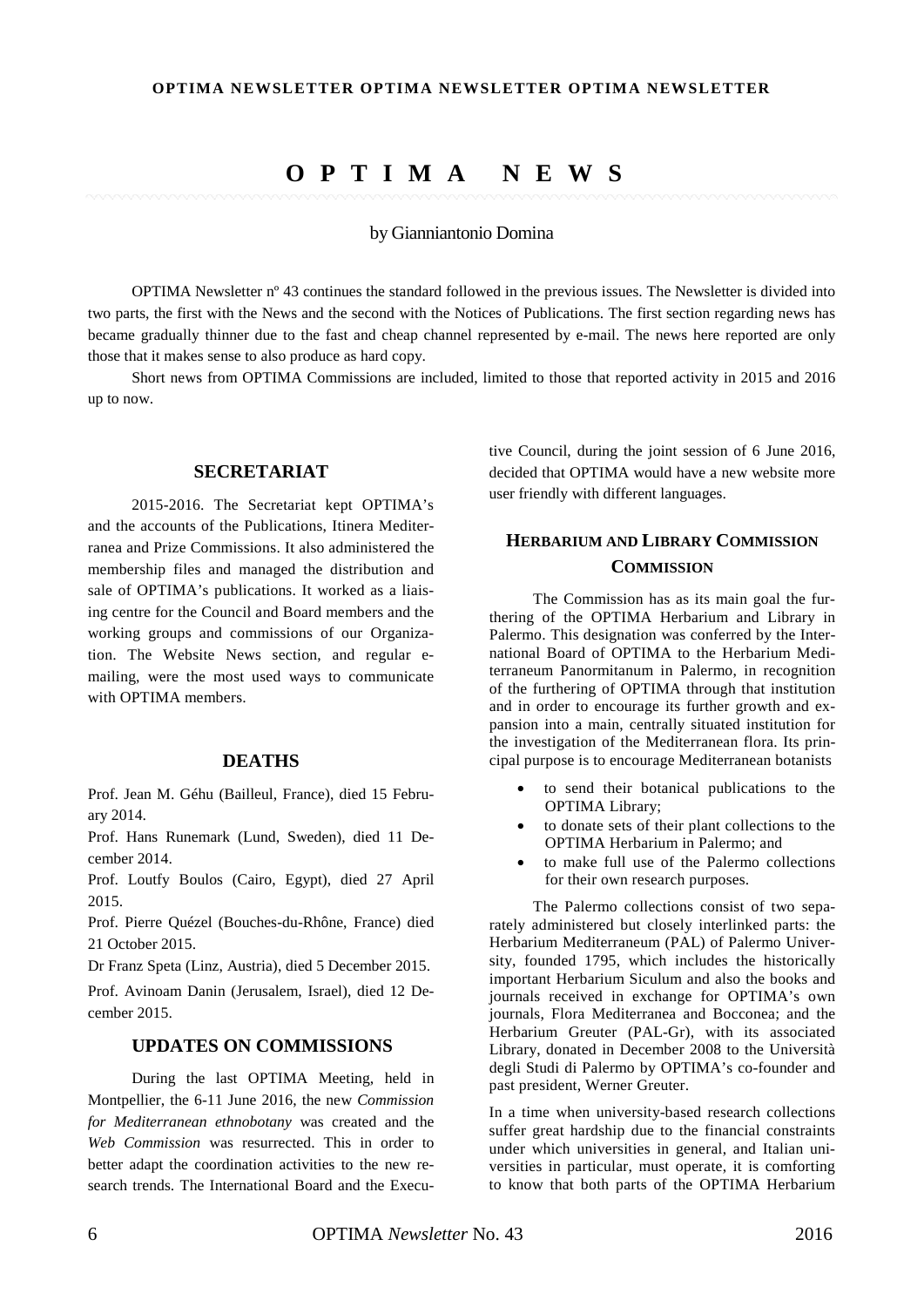# OPTIMA NEWS

by Gianniantonio Domina

OPTIMA Newsletter nº 43 continues the standard followed in the previous issues. The Newsletter is divided into two parts, the first with the News and the second with the Notices of Publications. The first section regarding news has became gradually thinner due to the fast and cheap channel represented by e-mail. The news here reported are only those that it makes sense to also produce as hard copy.

Short news from OPTIMA Commissions are included, limited to those that reported activity in 2015 and 2016 up to now.

## SECRETARIAT

2015-2016. The Secretariat kept OPTIMA's and the accounts of the Publications, Itinera Mediterranea and Prize Commissions. It also administered the membership files and managed the distribution and sale of OPTIMA's publications. It worked as a liaising centre for the Council and Board members and the working groups and commissions of our Organization. The Website News section, and regular e-mailing, were the most used ways to communicate with OPTIMA members.

## DEATHS

Prof. Jean M. Géhu (Bailleul, France), died 15 February 2014.

Prof. Hans Runemark (Lund, Sweden), died 11 December 2014.

Prof. Loutfy Boulos (Cairo, Egypt), died 27 April 2015.

Prof. Pierre Quézel (Bouches-du-Rhône, France) died 21 October 2015.

Dr Franz Speta (Linz, Austria), died 5 December 2015.

Prof. Avinoam Danin (Jerusalem, Israel), died 12 December 2015.

## UPDATES ON COMMISSIONS

During the last OPTIMA Meeting, held in Montpellier, the 6-11 June 2016, the new *Commission for Mediterranean ethnobotany* was created and the *Web Commission* was resurrected. This in order to better adapt the coordination activities to the new research trends. The International Board and the Executive Council, during the joint session of 6 June 2016, decided that OPTIMA would have a new website more user friendly with different languages.

## HERBARIUM AND LIBRARY COMMISSION COMMISSION

The Commission has as its main goal the furthering of the OPTIMA Herbarium and Library in Palermo. This designation was conferred by the International Board of OPTIMA to the Herbarium Mediterraneum Panormitanum in Palermo, in recognition of the furthering of OPTIMA through that institution and in order to encourage its further growth and expansion into a main, centrally situated institution for the investigation of the Mediterranean flora. Its principal purpose is to encourage Mediterranean botanists

- to send their botanical publications to the OPTIMA Library;
- to donate sets of their plant collections to the OPTIMA Herbarium in Palermo; and
- to make full use of the Palermo collections for their own research purposes.

The Palermo collections consist of two separately administered but closely interlinked parts: the Herbarium Mediterraneum (PAL) of Palermo University, founded 1795, which includes the historically important Herbarium Siculum and also the books and journals received in exchange for OPTIMA's own journals, Flora Mediterranea and Bocconea; and the Herbarium Greuter (PAL-Gr), with its associated Library, donated in December 2008 to the Università degli Studi di Palermo by OPTIMA's co-founder and past president, Werner Greuter.

In a time when university-based research collections suffer great hardship due to the financial constraints under which universities in general, and Italian universities in particular, must operate, it is comforting to know that both parts of the OPTIMA Herbarium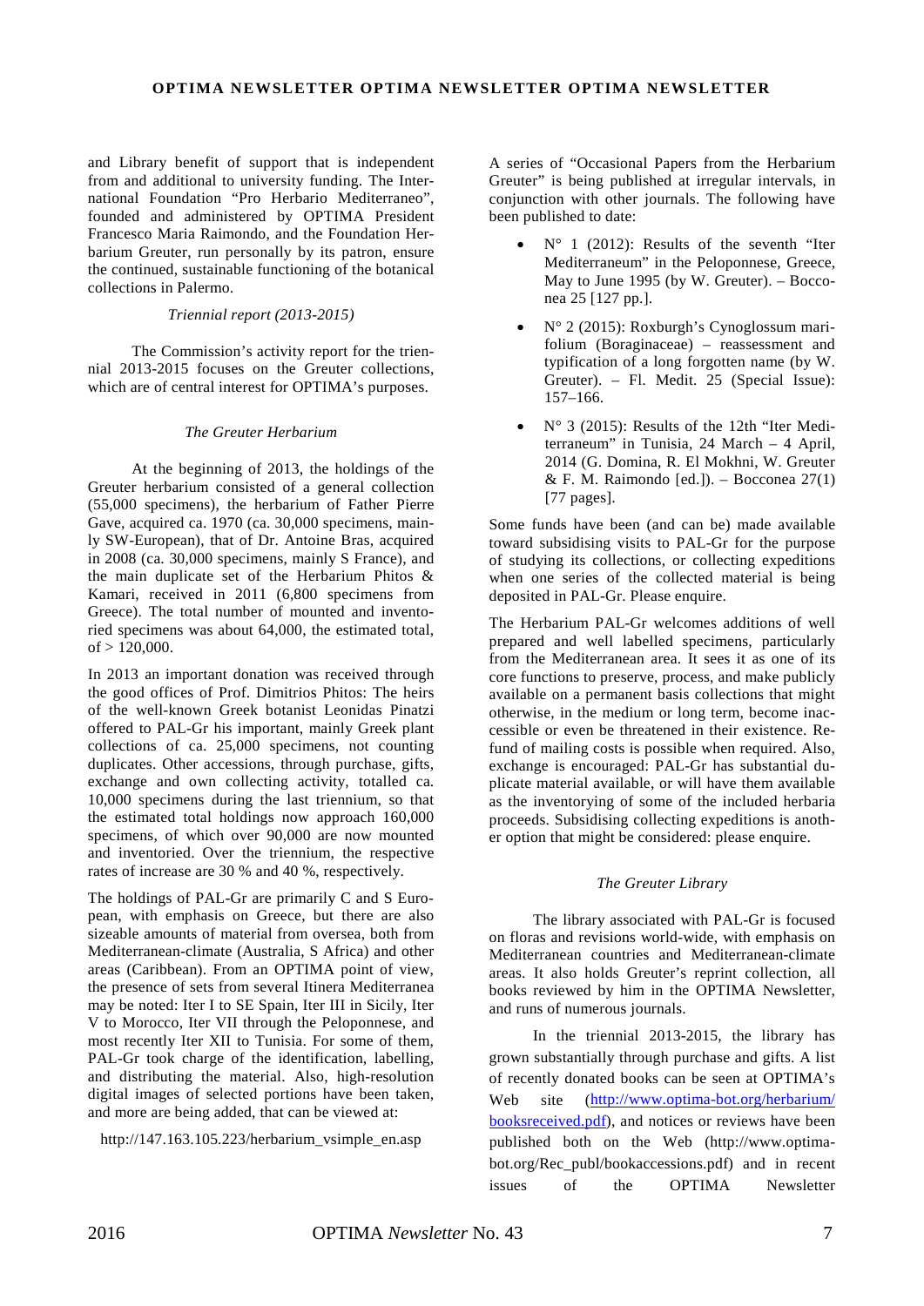and Library benefit of support that is independent from and additional to university funding. The International Foundation "Pro Herbario Mediterraneo", founded and administered by OPTIMA President Francesco Maria Raimondo, and the Foundation Herbarium Greuter, run personally by its patron, ensure the continued, sustainable functioning of the botanical collections in Palermo.

*Triennial report (2013-2015)*

The Commission's activity report for the triennial 2013-2015 focuses on the Greuter collections, which are of central interest for OPTIMA's purposes.

*The Greuter Herbarium*

At the beginning of 2013, the holdings of the Greuter herbarium consisted of a general collection (55,000 specimens), the herbarium of Father Pierre Gave, acquired ca. 1970 (ca. 30,000 specimens, mainly SW-European), that of Dr. Antoine Bras, acquired in 2008 (ca. 30,000 specimens, mainly S France), and the main duplicate set of the Herbarium Phitos & Kamari, received in 2011 (6,800 specimens from Greece). The total number of mounted and inventoried specimens was about 64,000, the estimated total, of > 120,000.

In 2013 an important donation was received through the good offices of Prof. Dimitrios Phitos: The heirs of the well-known Greek botanist Leonidas Pinatzi offered to PAL-Gr his important, mainly Greek plant collections of ca. 25,000 specimens, not counting duplicates. Other accessions, through purchase, gifts, exchange and own collecting activity, totalled ca. 10,000 specimens during the last triennium, so that the estimated total holdings now approach 160,000 specimens, of which over 90,000 are now mounted and inventoried. Over the triennium, the respective rates of increase are 30 % and 40 %, respectively.

The holdings of PAL-Gr are primarily C and S European, with emphasis on Greece, but there are also sizeable amounts of material from oversea, both from Mediterranean-climate (Australia, S Africa) and other areas (Caribbean). From an OPTIMA point of view, the presence of sets from several Itinera Mediterranea may be noted: Iter I to SE Spain, Iter III in Sicily, Iter V to Morocco, Iter VII through the Peloponnese, and most recently Iter XII to Tunisia. For some of them, PAL-Gr took charge of the identification, labelling, and distributing the material. Also, high-resolution digital images of selected portions have been taken, and more are being added, that can be viewed at:

http://147.163.105.223/herbarium_vsimple_en.asp

A series of "Occasional Papers from the Herbarium Greuter" is being published at irregular intervals, in conjunction with other journals. The following have been published to date:

- N° 1 (2012): Results of the seventh "Iter Mediterraneum" in the Peloponnese, Greece, May to June 1995 (by W. Greuter). – Bocconea 25 [127 pp.].
- N° 2 (2015): Roxburgh's Cynoglossum marifolium (Boraginaceae) – reassessment and typification of a long forgotten name (by W. Greuter). – Fl. Medit. 25 (Special Issue): 157–166.
- N° 3 (2015): Results of the 12th "Iter Mediterraneum" in Tunisia, 24 March – 4 April, 2014 (G. Domina, R. El Mokhni, W. Greuter & F. M. Raimondo [ed.]). – Bocconea 27(1) [77 pages].

Some funds have been (and can be) made available toward subsidising visits to PAL-Gr for the purpose of studying its collections, or collecting expeditions when one series of the collected material is being deposited in PAL-Gr. Please enquire.

The Herbarium PAL-Gr welcomes additions of well prepared and well labelled specimens, particularly from the Mediterranean area. It sees it as one of its core functions to preserve, process, and make publicly available on a permanent basis collections that might otherwise, in the medium or long term, become inaccessible or even be threatened in their existence. Refund of mailing costs is possible when required. Also, exchange is encouraged: PAL-Gr has substantial duplicate material available, or will have them available as the inventorying of some of the included herbaria proceeds. Subsidising collecting expeditions is another option that might be considered: please enquire.

*The Greuter Library*

The library associated with PAL-Gr is focused on floras and revisions world-wide, with emphasis on Mediterranean countries and Mediterranean-climate areas. It also holds Greuter's reprint collection, all books reviewed by him in the OPTIMA Newsletter, and runs of numerous journals.

In the triennial 2013-2015, the library has grown substantially through purchase and gifts. A list of recently donated books can be seen at OPTIMA's Web site (http://www.optima-bot.org/herbarium/booksreceived.pdf), and notices or reviews have been published both on the Web (http://www.optima-bot.org/Rec_publ/bookaccessions.pdf) and in recent issues of the OPTIMA Newsletter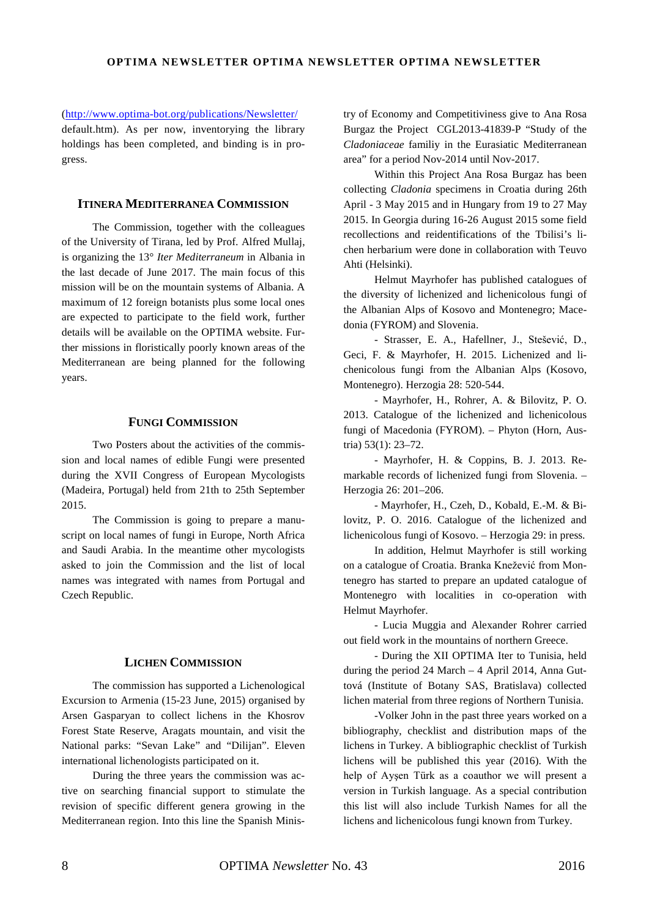(http://www.optima-bot.org/publications/Newsletter/default.htm). As per now, inventorying the library holdings has been completed, and binding is in progress.

## Itinera Mediterranea Commission

The Commission, together with the colleagues of the University of Tirana, led by Prof. Alfred Mullaj, is organizing the 13° *Iter Mediterraneum* in Albania in the last decade of June 2017. The main focus of this mission will be on the mountain systems of Albania. A maximum of 12 foreign botanists plus some local ones are expected to participate to the field work, further details will be available on the OPTIMA website. Further missions in floristically poorly known areas of the Mediterranean are being planned for the following years.

## Fungi Commission

Two Posters about the activities of the commission and local names of edible Fungi were presented during the XVII Congress of European Mycologists (Madeira, Portugal) held from 21th to 25th September 2015.

The Commission is going to prepare a manuscript on local names of fungi in Europe, North Africa and Saudi Arabia. In the meantime other mycologists asked to join the Commission and the list of local names was integrated with names from Portugal and Czech Republic.

## Lichen Commission

The commission has supported a Lichenological Excursion to Armenia (15-23 June, 2015) organised by Arsen Gasparyan to collect lichens in the Khosrov Forest State Reserve, Aragats mountain, and visit the National parks: "Sevan Lake" and "Dilijan". Eleven international lichenologists participated on it.

During the three years the commission was active on searching financial support to stimulate the revision of specific different genera growing in the Mediterranean region. Into this line the Spanish Ministry of Economy and Competitiviness give to Ana Rosa Burgaz the Project CGL2013-41839-P "Study of the *Cladoniaceae* familiy in the Eurasiatic Mediterranean area" for a period Nov-2014 until Nov-2017.

Within this Project Ana Rosa Burgaz has been collecting *Cladonia* specimens in Croatia during 26th April - 3 May 2015 and in Hungary from 19 to 27 May 2015. In Georgia during 16-26 August 2015 some field recollections and reidentifications of the Tbilisi's lichen herbarium were done in collaboration with Teuvo Ahti (Helsinki).

Helmut Mayrhofer has published catalogues of the diversity of lichenized and lichenicolous fungi of the Albanian Alps of Kosovo and Montenegro; Macedonia (FYROM) and Slovenia.

- Strasser, E. A., Hafellner, J., Stešević, D., Geci, F. & Mayrhofer, H. 2015. Lichenized and lichenicolous fungi from the Albanian Alps (Kosovo, Montenegro). Herzogia 28: 520-544.

- Mayrhofer, H., Rohrer, A. & Bilovitz, P. O. 2013. Catalogue of the lichenized and lichenicolous fungi of Macedonia (FYROM). – Phyton (Horn, Austria) 53(1): 23–72.

- Mayrhofer, H. & Coppins, B. J. 2013. Remarkable records of lichenized fungi from Slovenia. – Herzogia 26: 201–206.

- Mayrhofer, H., Czeh, D., Kobald, E.-M. & Bilovitz, P. O. 2016. Catalogue of the lichenized and lichenicolous fungi of Kosovo. – Herzogia 29: in press.

In addition, Helmut Mayrhofer is still working on a catalogue of Croatia. Branka Knežević from Montenegro has started to prepare an updated catalogue of Montenegro with localities in co-operation with Helmut Mayrhofer.

- Lucia Muggia and Alexander Rohrer carried out field work in the mountains of northern Greece.

- During the XII OPTIMA Iter to Tunisia, held during the period 24 March – 4 April 2014, Anna Guttová (Institute of Botany SAS, Bratislava) collected lichen material from three regions of Northern Tunisia.

-Volker John in the past three years worked on a bibliography, checklist and distribution maps of the lichens in Turkey. A bibliographic checklist of Turkish lichens will be published this year (2016). With the help of Ayşen Türk as a coauthor we will present a version in Turkish language. As a special contribution this list will also include Turkish Names for all the lichens and lichenicolous fungi known from Turkey.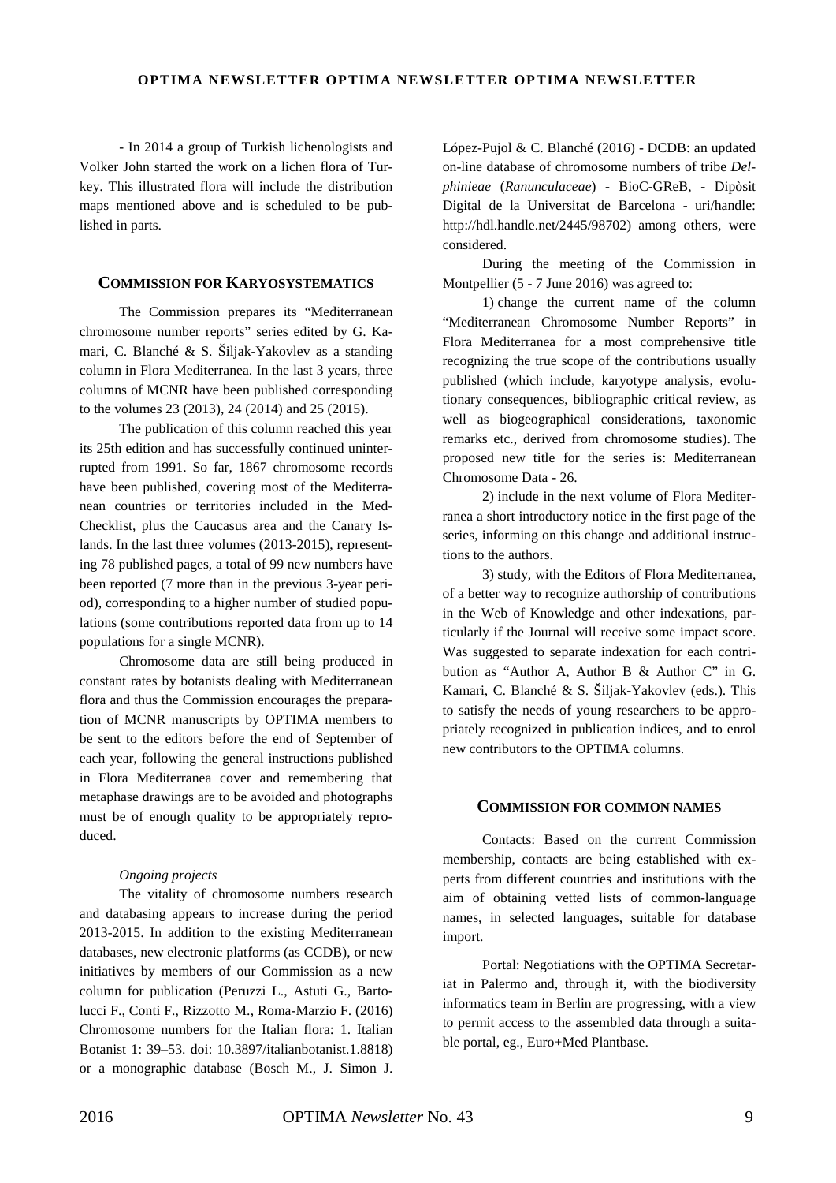- In 2014 a group of Turkish lichenologists and Volker John started the work on a lichen flora of Turkey. This illustrated flora will include the distribution maps mentioned above and is scheduled to be published in parts.

## COMMISSION FOR KARYOSYSTEMATICS

The Commission prepares its "Mediterranean chromosome number reports" series edited by G. Kamari, C. Blanché & S. Šiljak-Yakovlev as a standing column in Flora Mediterranea. In the last 3 years, three columns of MCNR have been published corresponding to the volumes 23 (2013), 24 (2014) and 25 (2015).

The publication of this column reached this year its 25th edition and has successfully continued uninterrupted from 1991. So far, 1867 chromosome records have been published, covering most of the Mediterranean countries or territories included in the Med-Checklist, plus the Caucasus area and the Canary Islands. In the last three volumes (2013-2015), representing 78 published pages, a total of 99 new numbers have been reported (7 more than in the previous 3-year period), corresponding to a higher number of studied populations (some contributions reported data from up to 14 populations for a single MCNR).

Chromosome data are still being produced in constant rates by botanists dealing with Mediterranean flora and thus the Commission encourages the preparation of MCNR manuscripts by OPTIMA members to be sent to the editors before the end of September of each year, following the general instructions published in Flora Mediterranea cover and remembering that metaphase drawings are to be avoided and photographs must be of enough quality to be appropriately reproduced.

*Ongoing projects*

The vitality of chromosome numbers research and databasing appears to increase during the period 2013-2015. In addition to the existing Mediterranean databases, new electronic platforms (as CCDB), or new initiatives by members of our Commission as a new column for publication (Peruzzi L., Astuti G., Bartolucci F., Conti F., Rizzotto M., Roma-Marzio F. (2016) Chromosome numbers for the Italian flora: 1. Italian Botanist 1: 39–53. doi: 10.3897/italianbotanist.1.8818) or a monographic database (Bosch M., J. Simon J. López-Pujol & C. Blanché (2016) - DCDB: an updated on-line database of chromosome numbers of tribe *Delphinieae* (*Ranunculaceae*) - BioC-GReB, - Dipòsit Digital de la Universitat de Barcelona - uri/handle: http://hdl.handle.net/2445/98702) among others, were considered.

During the meeting of the Commission in Montpellier (5 - 7 June 2016) was agreed to:

1) change the current name of the column "Mediterranean Chromosome Number Reports" in Flora Mediterranea for a most comprehensive title recognizing the true scope of the contributions usually published (which include, karyotype analysis, evolutionary consequences, bibliographic critical review, as well as biogeographical considerations, taxonomic remarks etc., derived from chromosome studies). The proposed new title for the series is: Mediterranean Chromosome Data - 26.

2) include in the next volume of Flora Mediterranea a short introductory notice in the first page of the series, informing on this change and additional instructions to the authors.

3) study, with the Editors of Flora Mediterranea, of a better way to recognize authorship of contributions in the Web of Knowledge and other indexations, particularly if the Journal will receive some impact score. Was suggested to separate indexation for each contribution as "Author A, Author B & Author C" in G. Kamari, C. Blanché & S. Šiljak-Yakovlev (eds.). This to satisfy the needs of young researchers to be appropriately recognized in publication indices, and to enrol new contributors to the OPTIMA columns.

## COMMISSION FOR COMMON NAMES

Contacts: Based on the current Commission membership, contacts are being established with experts from different countries and institutions with the aim of obtaining vetted lists of common-language names, in selected languages, suitable for database import.

Portal: Negotiations with the OPTIMA Secretariat in Palermo and, through it, with the biodiversity informatics team in Berlin are progressing, with a view to permit access to the assembled data through a suitable portal, eg., Euro+Med Plantbase.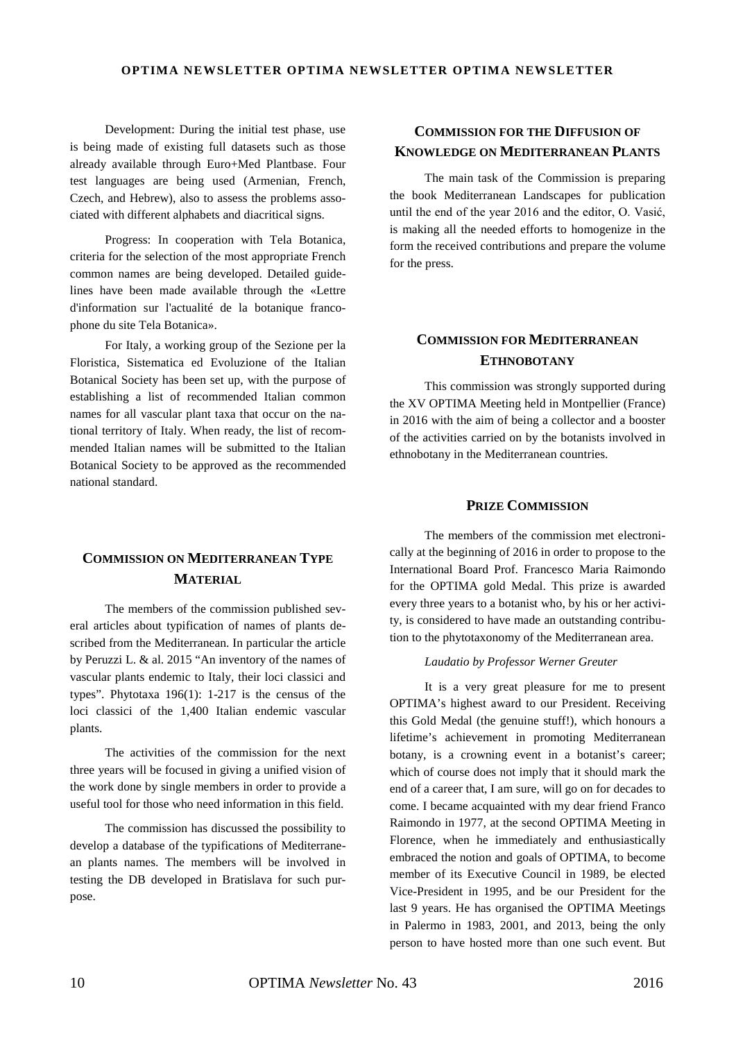Development: During the initial test phase, use is being made of existing full datasets such as those already available through Euro+Med Plantbase. Four test languages are being used (Armenian, French, Czech, and Hebrew), also to assess the problems associated with different alphabets and diacritical signs.

Progress: In cooperation with Tela Botanica, criteria for the selection of the most appropriate French common names are being developed. Detailed guidelines have been made available through the «Lettre d'information sur l'actualité de la botanique francophone du site Tela Botanica».

For Italy, a working group of the Sezione per la Floristica, Sistematica ed Evoluzione of the Italian Botanical Society has been set up, with the purpose of establishing a list of recommended Italian common names for all vascular plant taxa that occur on the national territory of Italy. When ready, the list of recommended Italian names will be submitted to the Italian Botanical Society to be approved as the recommended national standard.

## Commission on Mediterranean Type Material

The members of the commission published several articles about typification of names of plants described from the Mediterranean. In particular the article by Peruzzi L. & al. 2015 “An inventory of the names of vascular plants endemic to Italy, their loci classici and types”. Phytotaxa 196(1): 1-217 is the census of the loci classici of the 1,400 Italian endemic vascular plants.

The activities of the commission for the next three years will be focused in giving a unified vision of the work done by single members in order to provide a useful tool for those who need information in this field.

The commission has discussed the possibility to develop a database of the typifications of Mediterranean plants names. The members will be involved in testing the DB developed in Bratislava for such purpose.

## Commission for the Diffusion of Knowledge on Mediterranean Plants

The main task of the Commission is preparing the book Mediterranean Landscapes for publication until the end of the year 2016 and the editor, O. Vasić, is making all the needed efforts to homogenize in the form the received contributions and prepare the volume for the press.

## Commission for Mediterranean Ethnobotany

This commission was strongly supported during the XV OPTIMA Meeting held in Montpellier (France) in 2016 with the aim of being a collector and a booster of the activities carried on by the botanists involved in ethnobotany in the Mediterranean countries.

## Prize Commission

The members of the commission met electronically at the beginning of 2016 in order to propose to the International Board Prof. Francesco Maria Raimondo for the OPTIMA gold Medal. This prize is awarded every three years to a botanist who, by his or her activity, is considered to have made an outstanding contribution to the phytotaxonomy of the Mediterranean area.

*Laudatio by Professor Werner Greuter*

It is a very great pleasure for me to present OPTIMA's highest award to our President. Receiving this Gold Medal (the genuine stuff!), which honours a lifetime's achievement in promoting Mediterranean botany, is a crowning event in a botanist's career; which of course does not imply that it should mark the end of a career that, I am sure, will go on for decades to come. I became acquainted with my dear friend Franco Raimondo in 1977, at the second OPTIMA Meeting in Florence, when he immediately and enthusiastically embraced the notion and goals of OPTIMA, to become member of its Executive Council in 1989, be elected Vice-President in 1995, and be our President for the last 9 years. He has organised the OPTIMA Meetings in Palermo in 1983, 2001, and 2013, being the only person to have hosted more than one such event. But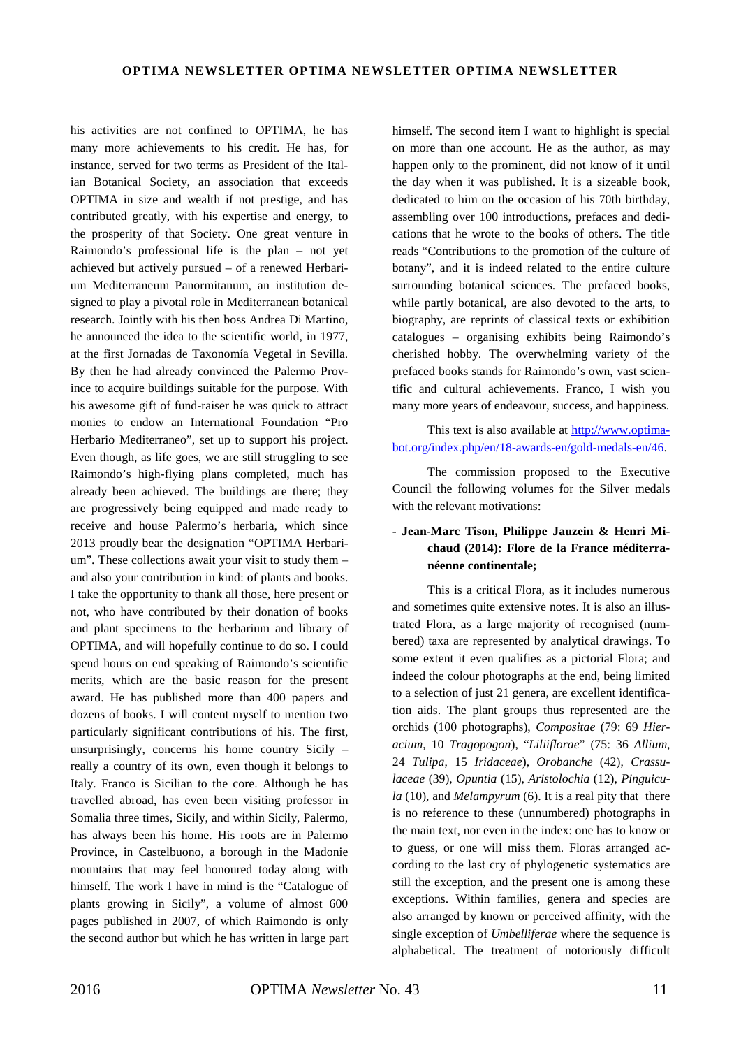his activities are not confined to OPTIMA, he has many more achievements to his credit. He has, for instance, served for two terms as President of the Italian Botanical Society, an association that exceeds OPTIMA in size and wealth if not prestige, and has contributed greatly, with his expertise and energy, to the prosperity of that Society. One great venture in Raimondo's professional life is the plan – not yet achieved but actively pursued – of a renewed Herbarium Mediterraneum Panormitanum, an institution designed to play a pivotal role in Mediterranean botanical research. Jointly with his then boss Andrea Di Martino, he announced the idea to the scientific world, in 1977, at the first Jornadas de Taxonomía Vegetal in Sevilla. By then he had already convinced the Palermo Province to acquire buildings suitable for the purpose. With his awesome gift of fund-raiser he was quick to attract monies to endow an International Foundation "Pro Herbario Mediterraneo", set up to support his project. Even though, as life goes, we are still struggling to see Raimondo's high-flying plans completed, much has already been achieved. The buildings are there; they are progressively being equipped and made ready to receive and house Palermo's herbaria, which since 2013 proudly bear the designation "OPTIMA Herbarium". These collections await your visit to study them – and also your contribution in kind: of plants and books. I take the opportunity to thank all those, here present or not, who have contributed by their donation of books and plant specimens to the herbarium and library of OPTIMA, and will hopefully continue to do so. I could spend hours on end speaking of Raimondo's scientific merits, which are the basic reason for the present award. He has published more than 400 papers and dozens of books. I will content myself to mention two particularly significant contributions of his. The first, unsurprisingly, concerns his home country Sicily – really a country of its own, even though it belongs to Italy. Franco is Sicilian to the core. Although he has travelled abroad, has even been visiting professor in Somalia three times, Sicily, and within Sicily, Palermo, has always been his home. His roots are in Palermo Province, in Castelbuono, a borough in the Madonie mountains that may feel honoured today along with himself. The work I have in mind is the "Catalogue of plants growing in Sicily", a volume of almost 600 pages published in 2007, of which Raimondo is only the second author but which he has written in large part himself. The second item I want to highlight is special on more than one account. He as the author, as may happen only to the prominent, did not know of it until the day when it was published. It is a sizeable book, dedicated to him on the occasion of his 70th birthday, assembling over 100 introductions, prefaces and dedications that he wrote to the books of others. The title reads "Contributions to the promotion of the culture of botany", and it is indeed related to the entire culture surrounding botanical sciences. The prefaced books, while partly botanical, are also devoted to the arts, to biography, are reprints of classical texts or exhibition catalogues – organising exhibits being Raimondo's cherished hobby. The overwhelming variety of the prefaced books stands for Raimondo's own, vast scientific and cultural achievements. Franco, I wish you many more years of endeavour, success, and happiness.

This text is also available at http://www.optima-bot.org/index.php/en/18-awards-en/gold-medals-en/46.

The commission proposed to the Executive Council the following volumes for the Silver medals with the relevant motivations:

- **Jean-Marc Tison, Philippe Jauzein & Henri Michaud (2014): Flore de la France méditerranéenne continentale;**

This is a critical Flora, as it includes numerous and sometimes quite extensive notes. It is also an illustrated Flora, as a large majority of recognised (numbered) taxa are represented by analytical drawings. To some extent it even qualifies as a pictorial Flora; and indeed the colour photographs at the end, being limited to a selection of just 21 genera, are excellent identification aids. The plant groups thus represented are the orchids (100 photographs), *Compositae* (79: 69 *Hieracium*, 10 *Tragopogon*), "*Liliiflorae*" (75: 36 *Allium*, 24 *Tulipa*, 15 *Iridaceae*), *Orobanche* (42), *Crassulaceae* (39), *Opuntia* (15), *Aristolochia* (12), *Pinguicula* (10), and *Melampyrum* (6). It is a real pity that there is no reference to these (unnumbered) photographs in the main text, nor even in the index: one has to know or to guess, or one will miss them. Floras arranged according to the last cry of phylogenetic systematics are still the exception, and the present one is among these exceptions. Within families, genera and species are also arranged by known or perceived affinity, with the single exception of *Umbelliferae* where the sequence is alphabetical. The treatment of notoriously difficult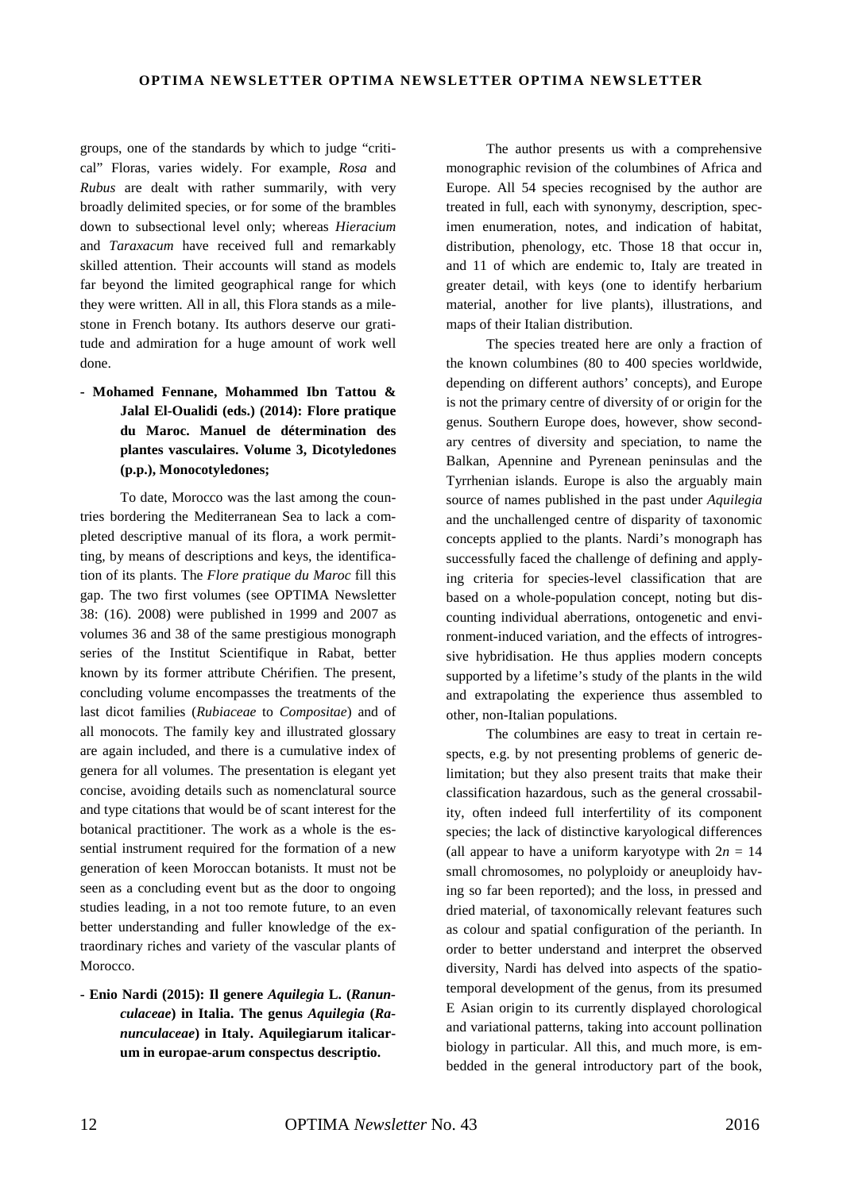groups, one of the standards by which to judge "critical" Floras, varies widely. For example, *Rosa* and *Rubus* are dealt with rather summarily, with very broadly delimited species, or for some of the brambles down to subsectional level only; whereas *Hieracium* and *Taraxacum* have received full and remarkably skilled attention. Their accounts will stand as models far beyond the limited geographical range for which they were written. All in all, this Flora stands as a milestone in French botany. Its authors deserve our gratitude and admiration for a huge amount of work well done.

**- Mohamed Fennane, Mohammed Ibn Tattou & Jalal El-Oualidi (eds.) (2014): Flore pratique du Maroc. Manuel de détermination des plantes vasculaires. Volume 3, Dicotyledones (p.p.), Monocotyledones;**

To date, Morocco was the last among the countries bordering the Mediterranean Sea to lack a completed descriptive manual of its flora, a work permitting, by means of descriptions and keys, the identification of its plants. The *Flore pratique du Maroc* fill this gap. The two first volumes (see OPTIMA Newsletter 38: (16). 2008) were published in 1999 and 2007 as volumes 36 and 38 of the same prestigious monograph series of the Institut Scientifique in Rabat, better known by its former attribute Chérifien. The present, concluding volume encompasses the treatments of the last dicot families (*Rubiaceae* to *Compositae*) and of all monocots. The family key and illustrated glossary are again included, and there is a cumulative index of genera for all volumes. The presentation is elegant yet concise, avoiding details such as nomenclatural source and type citations that would be of scant interest for the botanical practitioner. The work as a whole is the essential instrument required for the formation of a new generation of keen Moroccan botanists. It must not be seen as a concluding event but as the door to ongoing studies leading, in a not too remote future, to an even better understanding and fuller knowledge of the extraordinary riches and variety of the vascular plants of Morocco.

**- Enio Nardi (2015): Il genere *Aquilegia* L. (*Ranunculaceae*) in Italia. The genus *Aquilegia* (*Ranunculaceae*) in Italy. Aquilegiarum italicarum in europae-arum conspectus descriptio.**

The author presents us with a comprehensive monographic revision of the columbines of Africa and Europe. All 54 species recognised by the author are treated in full, each with synonymy, description, specimen enumeration, notes, and indication of habitat, distribution, phenology, etc. Those 18 that occur in, and 11 of which are endemic to, Italy are treated in greater detail, with keys (one to identify herbarium material, another for live plants), illustrations, and maps of their Italian distribution.

The species treated here are only a fraction of the known columbines (80 to 400 species worldwide, depending on different authors' concepts), and Europe is not the primary centre of diversity of or origin for the genus. Southern Europe does, however, show secondary centres of diversity and speciation, to name the Balkan, Apennine and Pyrenean peninsulas and the Tyrrhenian islands. Europe is also the arguably main source of names published in the past under *Aquilegia* and the unchallenged centre of disparity of taxonomic concepts applied to the plants. Nardi's monograph has successfully faced the challenge of defining and applying criteria for species-level classification that are based on a whole-population concept, noting but discounting individual aberrations, ontogenetic and environment-induced variation, and the effects of introgressive hybridisation. He thus applies modern concepts supported by a lifetime's study of the plants in the wild and extrapolating the experience thus assembled to other, non-Italian populations.

The columbines are easy to treat in certain respects, e.g. by not presenting problems of generic delimitation; but they also present traits that make their classification hazardous, such as the general crossability, often indeed full interfertility of its component species; the lack of distinctive karyological differences (all appear to have a uniform karyotype with $2n = 14$ small chromosomes, no polyploidy or aneuploidy having so far been reported); and the loss, in pressed and dried material, of taxonomically relevant features such as colour and spatial configuration of the perianth. In order to better understand and interpret the observed diversity, Nardi has delved into aspects of the spatio-temporal development of the genus, from its presumed E Asian origin to its currently displayed chorological and variational patterns, taking into account pollination biology in particular. All this, and much more, is embedded in the general introductory part of the book,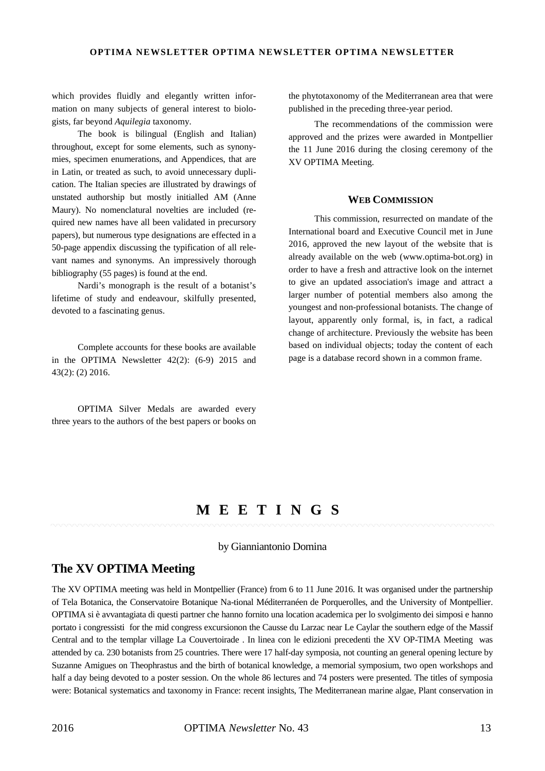which provides fluidly and elegantly written information on many subjects of general interest to biologists, far beyond *Aquilegia* taxonomy.

The book is bilingual (English and Italian) throughout, except for some elements, such as synonymies, specimen enumerations, and Appendices, that are in Latin, or treated as such, to avoid unnecessary duplication. The Italian species are illustrated by drawings of unstated authorship but mostly initialled AM (Anne Maury). No nomenclatural novelties are included (required new names have all been validated in precursory papers), but numerous type designations are effected in a 50-page appendix discussing the typification of all relevant names and synonyms. An impressively thorough bibliography (55 pages) is found at the end.

Nardi's monograph is the result of a botanist's lifetime of study and endeavour, skilfully presented, devoted to a fascinating genus.

Complete accounts for these books are available in the OPTIMA Newsletter 42(2): (6-9) 2015 and 43(2): (2) 2016.

OPTIMA Silver Medals are awarded every three years to the authors of the best papers or books on the phytotaxonomy of the Mediterranean area that were published in the preceding three-year period.

The recommendations of the commission were approved and the prizes were awarded in Montpellier the 11 June 2016 during the closing ceremony of the XV OPTIMA Meeting.

### WEB COMMISSION

This commission, resurrected on mandate of the International board and Executive Council met in June 2016, approved the new layout of the website that is already available on the web (www.optima-bot.org) in order to have a fresh and attractive look on the internet to give an updated association's image and attract a larger number of potential members also among the youngest and non-professional botanists. The change of layout, apparently only formal, is, in fact, a radical change of architecture. Previously the website has been based on individual objects; today the content of each page is a database record shown in a common frame.

# M E E T I N G S

by Gianniantonio Domina

## The XV OPTIMA Meeting

The XV OPTIMA meeting was held in Montpellier (France) from 6 to 11 June 2016. It was organised under the partnership of Tela Botanica, the Conservatoire Botanique Na-tional Méditerranéen de Porquerolles, and the University of Montpellier. OPTIMA si è avvantagiata di questi partner che hanno fornito una location academica per lo svolgimento dei simposi e hanno portato i congressisti for the mid congress excursionon the Causse du Larzac near Le Caylar the southern edge of the Massif Central and to the templar village La Couvertoirade . In linea con le edizioni precedenti the XV OP-TIMA Meeting was attended by ca. 230 botanists from 25 countries. There were 17 half-day symposia, not counting an general opening lecture by Suzanne Amigues on Theophrastus and the birth of botanical knowledge, a memorial symposium, two open workshops and half a day being devoted to a poster session. On the whole 86 lectures and 74 posters were presented. The titles of symposia were: Botanical systematics and taxonomy in France: recent insights, The Mediterranean marine algae, Plant conservation in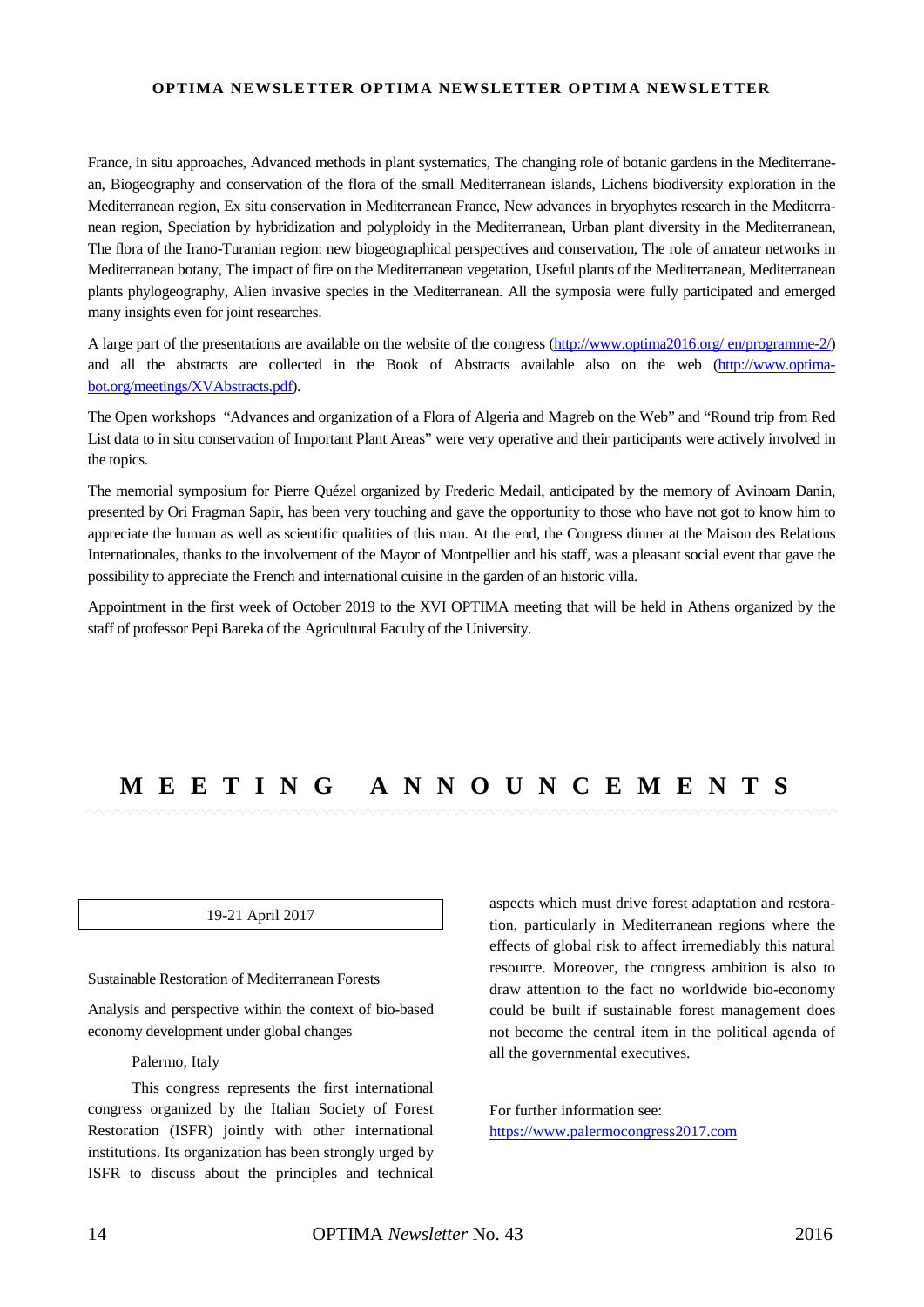France, in situ approaches, Advanced methods in plant systematics, The changing role of botanic gardens in the Mediterranean, Biogeography and conservation of the flora of the small Mediterranean islands, Lichens biodiversity exploration in the Mediterranean region, Ex situ conservation in Mediterranean France, New advances in bryophytes research in the Mediterranean region, Speciation by hybridization and polyploidy in the Mediterranean, Urban plant diversity in the Mediterranean, The flora of the Irano-Turanian region: new biogeographical perspectives and conservation, The role of amateur networks in Mediterranean botany, The impact of fire on the Mediterranean vegetation, Useful plants of the Mediterranean, Mediterranean plants phylogeography, Alien invasive species in the Mediterranean. All the symposia were fully participated and emerged many insights even for joint researches.

A large part of the presentations are available on the website of the congress (http://www.optima2016.org/ en/programme-2/) and all the abstracts are collected in the Book of Abstracts available also on the web (http://www.optima-bot.org/meetings/XVAbstracts.pdf).

The Open workshops "Advances and organization of a Flora of Algeria and Magreb on the Web" and "Round trip from Red List data to in situ conservation of Important Plant Areas" were very operative and their participants were actively involved in the topics.

The memorial symposium for Pierre Quézel organized by Frederic Medail, anticipated by the memory of Avinoam Danin, presented by Ori Fragman Sapir, has been very touching and gave the opportunity to those who have not got to know him to appreciate the human as well as scientific qualities of this man. At the end, the Congress dinner at the Maison des Relations Internationales, thanks to the involvement of the Mayor of Montpellier and his staff, was a pleasant social event that gave the possibility to appreciate the French and international cuisine in the garden of an historic villa.

Appointment in the first week of October 2019 to the XVI OPTIMA meeting that will be held in Athens organized by the staff of professor Pepi Bareka of the Agricultural Faculty of the University.

# MEETING ANNOUNCEMENTS

19-21 April 2017

Sustainable Restoration of Mediterranean Forests

Analysis and perspective within the context of bio-based economy development under global changes

Palermo, Italy

This congress represents the first international congress organized by the Italian Society of Forest Restoration (ISFR) jointly with other international institutions. Its organization has been strongly urged by ISFR to discuss about the principles and technical aspects which must drive forest adaptation and restoration, particularly in Mediterranean regions where the effects of global risk to affect irremediably this natural resource. Moreover, the congress ambition is also to draw attention to the fact no worldwide bio-economy could be built if sustainable forest management does not become the central item in the political agenda of all the governmental executives.

For further information see: https://www.palermocongress2017.com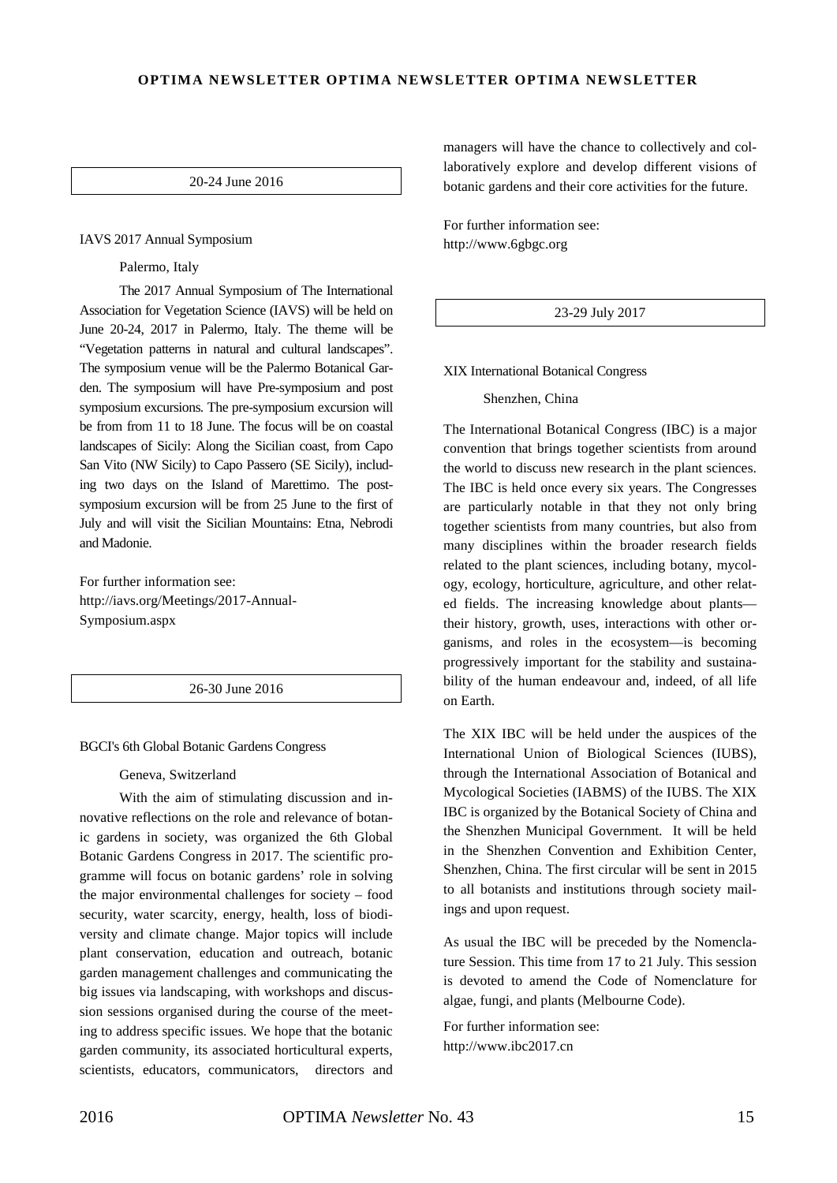20-24 June 2016

IAVS 2017 Annual Symposium

Palermo, Italy

The 2017 Annual Symposium of The International Association for Vegetation Science (IAVS) will be held on June 20-24, 2017 in Palermo, Italy. The theme will be "Vegetation patterns in natural and cultural landscapes". The symposium venue will be the Palermo Botanical Garden. The symposium will have Pre-symposium and post symposium excursions. The pre-symposium excursion will be from from 11 to 18 June. The focus will be on coastal landscapes of Sicily: Along the Sicilian coast, from Capo San Vito (NW Sicily) to Capo Passero (SE Sicily), including two days on the Island of Marettimo. The post-symposium excursion will be from 25 June to the first of July and will visit the Sicilian Mountains: Etna, Nebrodi and Madonie.

For further information see:
http://iavs.org/Meetings/2017-Annual-Symposium.aspx

26-30 June 2016

BGCI's 6th Global Botanic Gardens Congress

Geneva, Switzerland

With the aim of stimulating discussion and innovative reflections on the role and relevance of botanic gardens in society, was organized the 6th Global Botanic Gardens Congress in 2017. The scientific programme will focus on botanic gardens' role in solving the major environmental challenges for society – food security, water scarcity, energy, health, loss of biodiversity and climate change. Major topics will include plant conservation, education and outreach, botanic garden management challenges and communicating the big issues via landscaping, with workshops and discussion sessions organised during the course of the meeting to address specific issues. We hope that the botanic garden community, its associated horticultural experts, scientists, educators, communicators, directors and managers will have the chance to collectively and collaboratively explore and develop different visions of botanic gardens and their core activities for the future.

For further information see:
http://www.6gbgc.org

23-29 July 2017

XIX International Botanical Congress

Shenzhen, China

The International Botanical Congress (IBC) is a major convention that brings together scientists from around the world to discuss new research in the plant sciences. The IBC is held once every six years. The Congresses are particularly notable in that they not only bring together scientists from many countries, but also from many disciplines within the broader research fields related to the plant sciences, including botany, mycology, ecology, horticulture, agriculture, and other related fields. The increasing knowledge about plants—their history, growth, uses, interactions with other organisms, and roles in the ecosystem—is becoming progressively important for the stability and sustainability of the human endeavour and, indeed, of all life on Earth.

The XIX IBC will be held under the auspices of the International Union of Biological Sciences (IUBS), through the International Association of Botanical and Mycological Societies (IABMS) of the IUBS. The XIX IBC is organized by the Botanical Society of China and the Shenzhen Municipal Government. It will be held in the Shenzhen Convention and Exhibition Center, Shenzhen, China. The first circular will be sent in 2015 to all botanists and institutions through society mailings and upon request.

As usual the IBC will be preceded by the Nomenclature Session. This time from 17 to 21 July. This session is devoted to amend the Code of Nomenclature for algae, fungi, and plants (Melbourne Code).

For further information see:
http://www.ibc2017.cn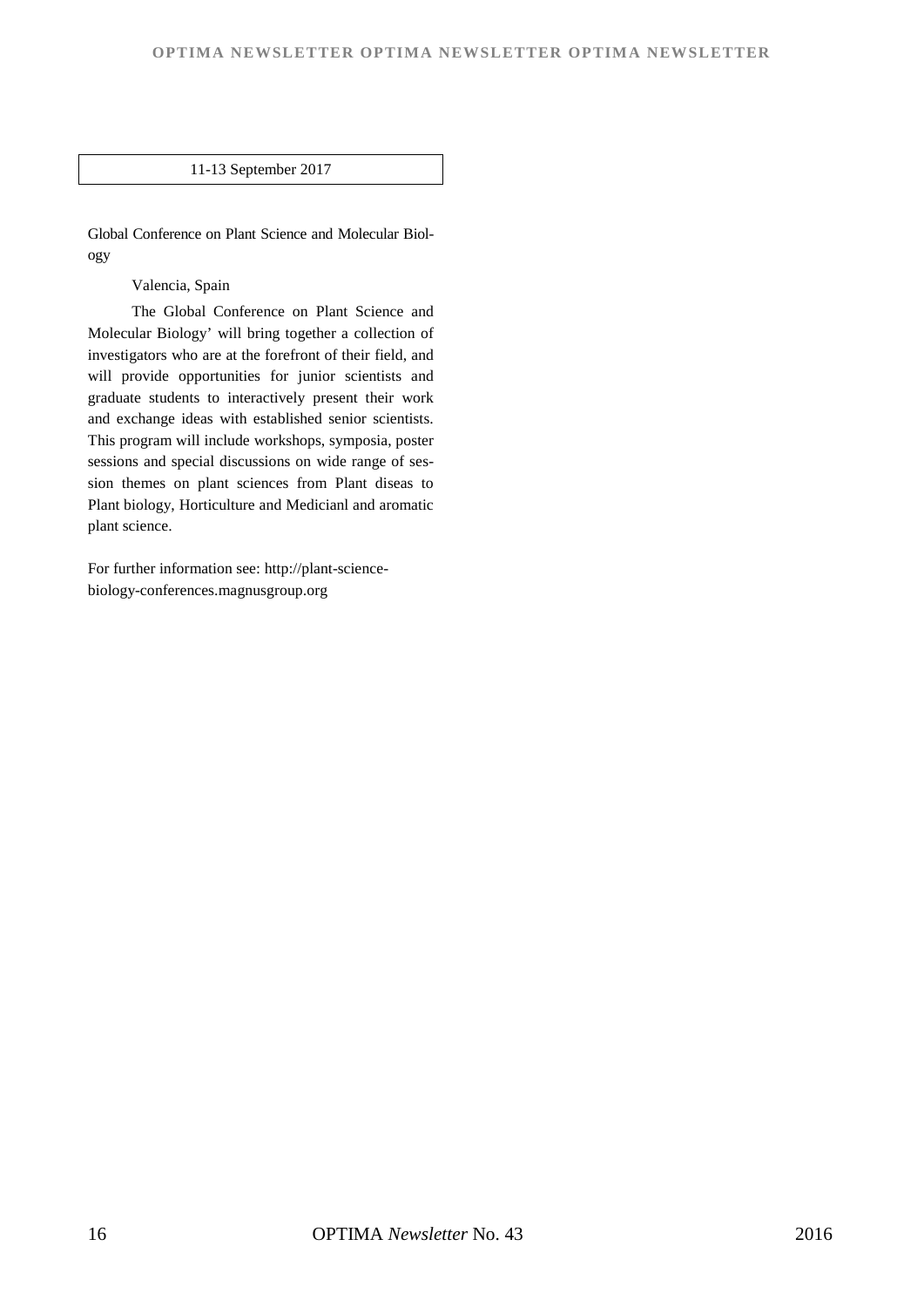11-13 September 2017

Global Conference on Plant Science and Molecular Biology

Valencia, Spain

The Global Conference on Plant Science and Molecular Biology' will bring together a collection of investigators who are at the forefront of their field, and will provide opportunities for junior scientists and graduate students to interactively present their work and exchange ideas with established senior scientists. This program will include workshops, symposia, poster sessions and special discussions on wide range of session themes on plant sciences from Plant diseas to Plant biology, Horticulture and Medicianl and aromatic plant science.

For further information see: http://plant-science-biology-conferences.magnusgroup.org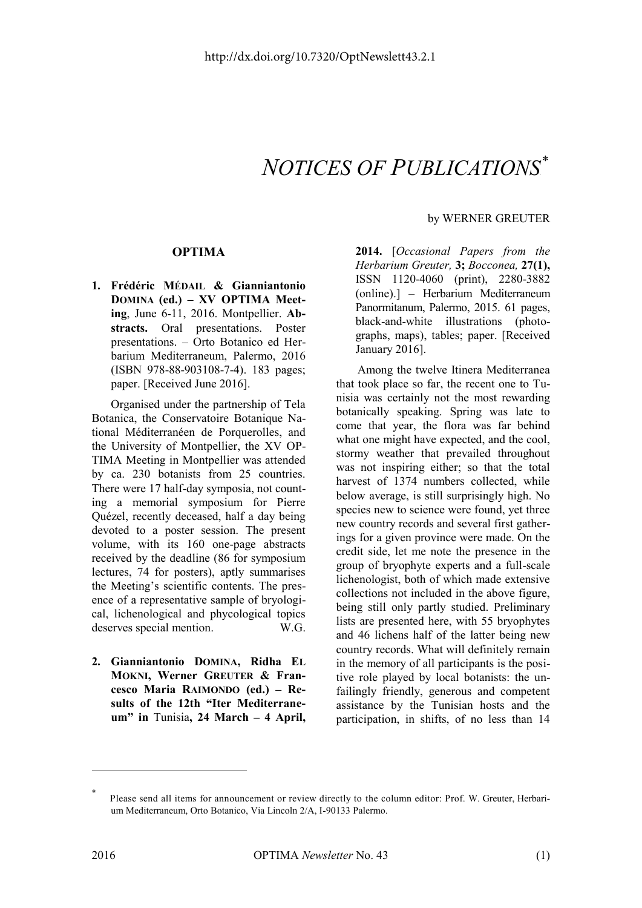http://dx.doi.org/10.7320/OptNewslett43.2.1

# *NOTICES OF PUBLICATIONS*[*]

by WERNER GREUTER

## OPTIMA

**1. Frédéric MÉDAIL & Gianniantonio DOMINA (ed.) – XV OPTIMA Meeting**, June 6-11, 2016. Montpellier. **Abstracts.** Oral presentations. Poster presentations. – Orto Botanico ed Herbarium Mediterraneum, Palermo, 2016 (ISBN 978-88-903108-7-4). 183 pages; paper. [Received June 2016].

Organised under the partnership of Tela Botanica, the Conservatoire Botanique National Méditerranéen de Porquerolles, and the University of Montpellier, the XV OPTIMA Meeting in Montpellier was attended by ca. 230 botanists from 25 countries. There were 17 half-day symposia, not counting a memorial symposium for Pierre Quézel, recently deceased, half a day being devoted to a poster session. The present volume, with its 160 one-page abstracts received by the deadline (86 for symposium lectures, 74 for posters), aptly summarises the Meeting's scientific contents. The presence of a representative sample of bryological, lichenological and phycological topics deserves special mention. W.G.

**2. Gianniantonio DOMINA, Ridha EL MOKNI, Werner GREUTER & Francesco Maria RAIMONDO (ed.) – Results of the 12th "Iter Mediterraneum" in** Tunisia**, 24 March – 4 April, 2014.** [*Occasional Papers from the Herbarium Greuter,* **3;** *Bocconea,* **27(1),** ISSN 1120-4060 (print), 2280-3882 (online).] – Herbarium Mediterraneum Panormitanum, Palermo, 2015. 61 pages, black-and-white illustrations (photographs, maps), tables; paper. [Received January 2016].

Among the twelve Itinera Mediterranea that took place so far, the recent one to Tunisia was certainly not the most rewarding botanically speaking. Spring was late to come that year, the flora was far behind what one might have expected, and the cool, stormy weather that prevailed throughout was not inspiring either; so that the total harvest of 1374 numbers collected, while below average, is still surprisingly high. No species new to science were found, yet three new country records and several first gatherings for a given province were made. On the credit side, let me note the presence in the group of bryophyte experts and a full-scale lichenologist, both of which made extensive collections not included in the above figure, being still only partly studied. Preliminary lists are presented here, with 55 bryophytes and 46 lichens half of the latter being new country records. What will definitely remain in the memory of all participants is the positive role played by local botanists: the unfailingly friendly, generous and competent assistance by the Tunisian hosts and the participation, in shifts, of no less than 14

---

[*] Please send all items for announcement or review directly to the column editor: Prof. W. Greuter, Herbarium Mediterraneum, Orto Botanico, Via Lincoln 2/A, I-90133 Palermo.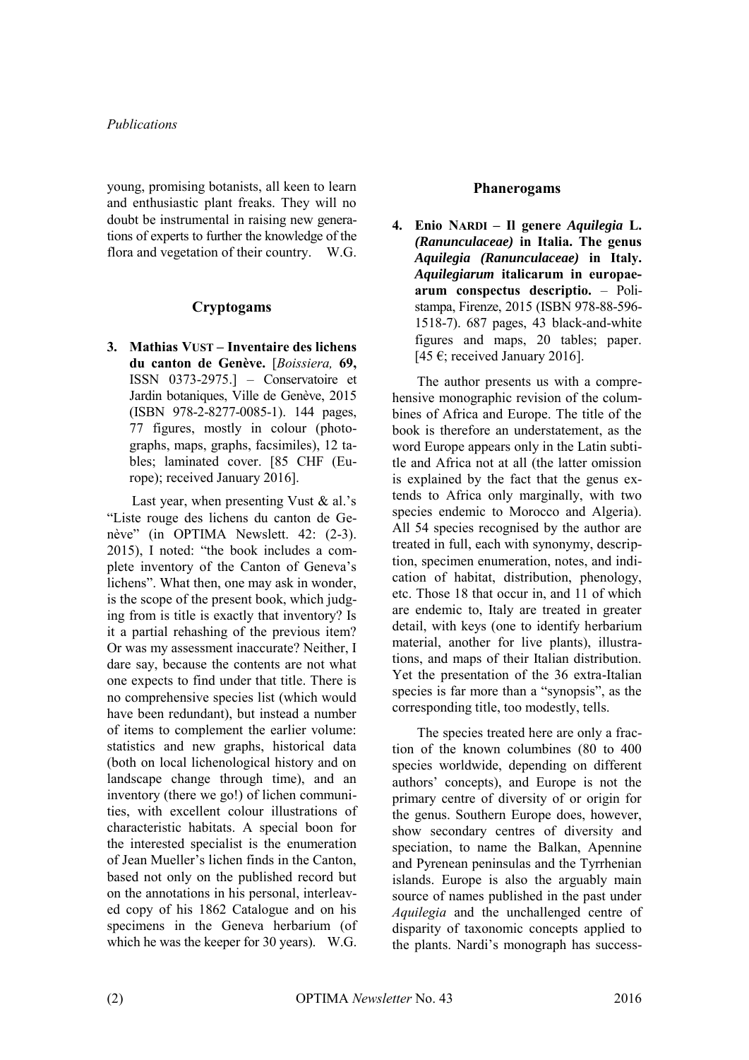young, promising botanists, all keen to learn and enthusiastic plant freaks. They will no doubt be instrumental in raising new generations of experts to further the knowledge of the flora and vegetation of their country. W.G.

## Cryptogams

**3. Mathias VUST – Inventaire des lichens du canton de Genève.** [*Boissiera,* **69,** ISSN 0373-2975.] – Conservatoire et Jardin botaniques, Ville de Genève, 2015 (ISBN 978-2-8277-0085-1). 144 pages, 77 figures, mostly in colour (photographs, maps, graphs, facsimiles), 12 tables; laminated cover. [85 CHF (Europe); received January 2016].

Last year, when presenting Vust & al.'s "Liste rouge des lichens du canton de Genève" (in OPTIMA Newslett. 42: (2-3). 2015), I noted: "the book includes a complete inventory of the Canton of Geneva's lichens". What then, one may ask in wonder, is the scope of the present book, which judging from is title is exactly that inventory? Is it a partial rehashing of the previous item? Or was my assessment inaccurate? Neither, I dare say, because the contents are not what one expects to find under that title. There is no comprehensive species list (which would have been redundant), but instead a number of items to complement the earlier volume: statistics and new graphs, historical data (both on local lichenological history and on landscape change through time), and an inventory (there we go!) of lichen communities, with excellent colour illustrations of characteristic habitats. A special boon for the interested specialist is the enumeration of Jean Mueller's lichen finds in the Canton, based not only on the published record but on the annotations in his personal, interleaved copy of his 1862 Catalogue and on his specimens in the Geneva herbarium (of which he was the keeper for 30 years). W.G.

## Phanerogams

**4. Enio NARDI – Il genere *Aquilegia* L. *(Ranunculaceae)* in Italia. The genus *Aquilegia (Ranunculaceae)* in Italy. *Aquilegiarum* italicarum in europaearum conspectus descriptio.** – Polistampa, Firenze, 2015 (ISBN 978-88-596-1518-7). 687 pages, 43 black-and-white figures and maps, 20 tables; paper. [45 €; received January 2016].

The author presents us with a comprehensive monographic revision of the columbines of Africa and Europe. The title of the book is therefore an understatement, as the word Europe appears only in the Latin subtitle and Africa not at all (the latter omission is explained by the fact that the genus extends to Africa only marginally, with two species endemic to Morocco and Algeria). All 54 species recognised by the author are treated in full, each with synonymy, description, specimen enumeration, notes, and indication of habitat, distribution, phenology, etc. Those 18 that occur in, and 11 of which are endemic to, Italy are treated in greater detail, with keys (one to identify herbarium material, another for live plants), illustrations, and maps of their Italian distribution. Yet the presentation of the 36 extra-Italian species is far more than a "synopsis", as the corresponding title, too modestly, tells.

The species treated here are only a fraction of the known columbines (80 to 400 species worldwide, depending on different authors' concepts), and Europe is not the primary centre of diversity of or origin for the genus. Southern Europe does, however, show secondary centres of diversity and speciation, to name the Balkan, Apennine and Pyrenean peninsulas and the Tyrrhenian islands. Europe is also the arguably main source of names published in the past under *Aquilegia* and the unchallenged centre of disparity of taxonomic concepts applied to the plants. Nardi's monograph has success-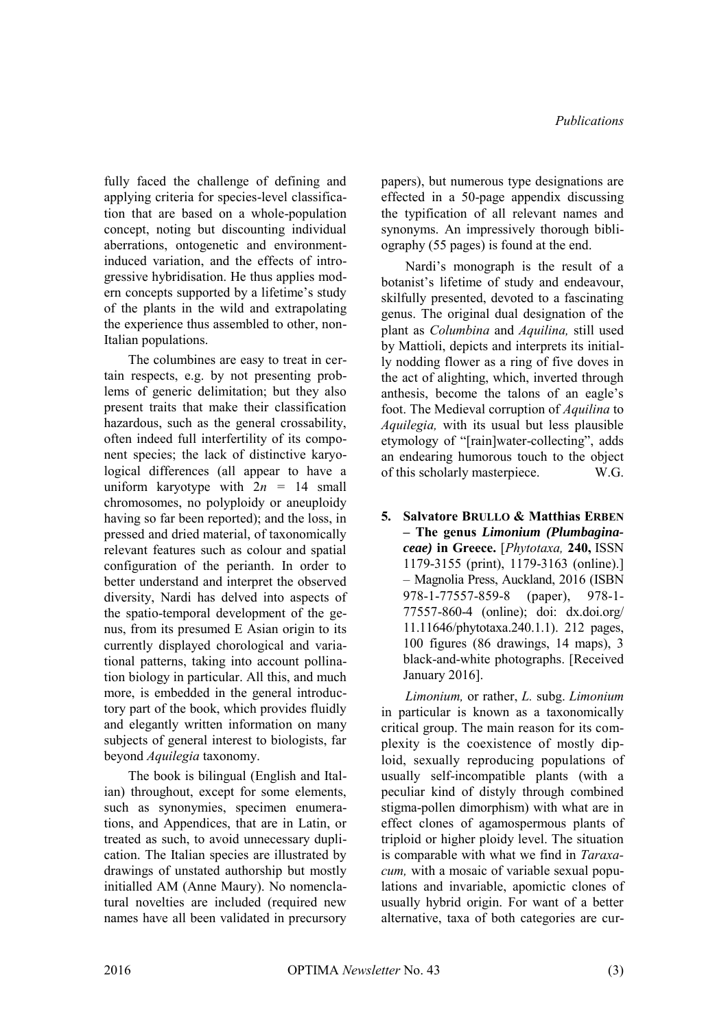fully faced the challenge of defining and applying criteria for species-level classification that are based on a whole-population concept, noting but discounting individual aberrations, ontogenetic and environment-induced variation, and the effects of introgressive hybridisation. He thus applies modern concepts supported by a lifetime's study of the plants in the wild and extrapolating the experience thus assembled to other, non-Italian populations.

The columbines are easy to treat in certain respects, e.g. by not presenting problems of generic delimitation; but they also present traits that make their classification hazardous, such as the general crossability, often indeed full interfertility of its component species; the lack of distinctive karyological differences (all appear to have a uniform karyotype with $2n = 14$ small chromosomes, no polyploidy or aneuploidy having so far been reported); and the loss, in pressed and dried material, of taxonomically relevant features such as colour and spatial configuration of the perianth. In order to better understand and interpret the observed diversity, Nardi has delved into aspects of the spatio-temporal development of the genus, from its presumed E Asian origin to its currently displayed chorological and variational patterns, taking into account pollination biology in particular. All this, and much more, is embedded in the general introductory part of the book, which provides fluidly and elegantly written information on many subjects of general interest to biologists, far beyond *Aquilegia* taxonomy.

The book is bilingual (English and Italian) throughout, except for some elements, such as synonymies, specimen enumerations, and Appendices, that are in Latin, or treated as such, to avoid unnecessary duplication. The Italian species are illustrated by drawings of unstated authorship but mostly initialled AM (Anne Maury). No nomenclatural novelties are included (required new names have all been validated in precursory papers), but numerous type designations are effected in a 50-page appendix discussing the typification of all relevant names and synonyms. An impressively thorough bibliography (55 pages) is found at the end.

Nardi's monograph is the result of a botanist's lifetime of study and endeavour, skilfully presented, devoted to a fascinating genus. The original dual designation of the plant as *Columbina* and *Aquilina,* still used by Mattioli, depicts and interprets its initially nodding flower as a ring of five doves in the act of alighting, which, inverted through anthesis, become the talons of an eagle's foot. The Medieval corruption of *Aquilina* to *Aquilegia,* with its usual but less plausible etymology of "[rain]water-collecting", adds an endearing humorous touch to the object of this scholarly masterpiece. W.G.

**5. Salvatore BRULLO & Matthias ERBEN – The genus *Limonium (Plumbaginaceae)* in Greece.** [*Phytotaxa,* **240,** ISSN 1179-3155 (print), 1179-3163 (online).] – Magnolia Press, Auckland, 2016 (ISBN 978-1-77557-859-8 (paper), 978-1-77557-860-4 (online); doi: dx.doi.org/11.11646/phytotaxa.240.1.1). 212 pages, 100 figures (86 drawings, 14 maps), 3 black-and-white photographs. [Received January 2016].

*Limonium,* or rather, *L.* subg. *Limonium* in particular is known as a taxonomically critical group. The main reason for its complexity is the coexistence of mostly diploid, sexually reproducing populations of usually self-incompatible plants (with a peculiar kind of distyly through combined stigma-pollen dimorphism) with what are in effect clones of agamospermous plants of triploid or higher ploidy level. The situation is comparable with what we find in *Taraxacum,* with a mosaic of variable sexual populations and invariable, apomictic clones of usually hybrid origin. For want of a better alternative, taxa of both categories are cur-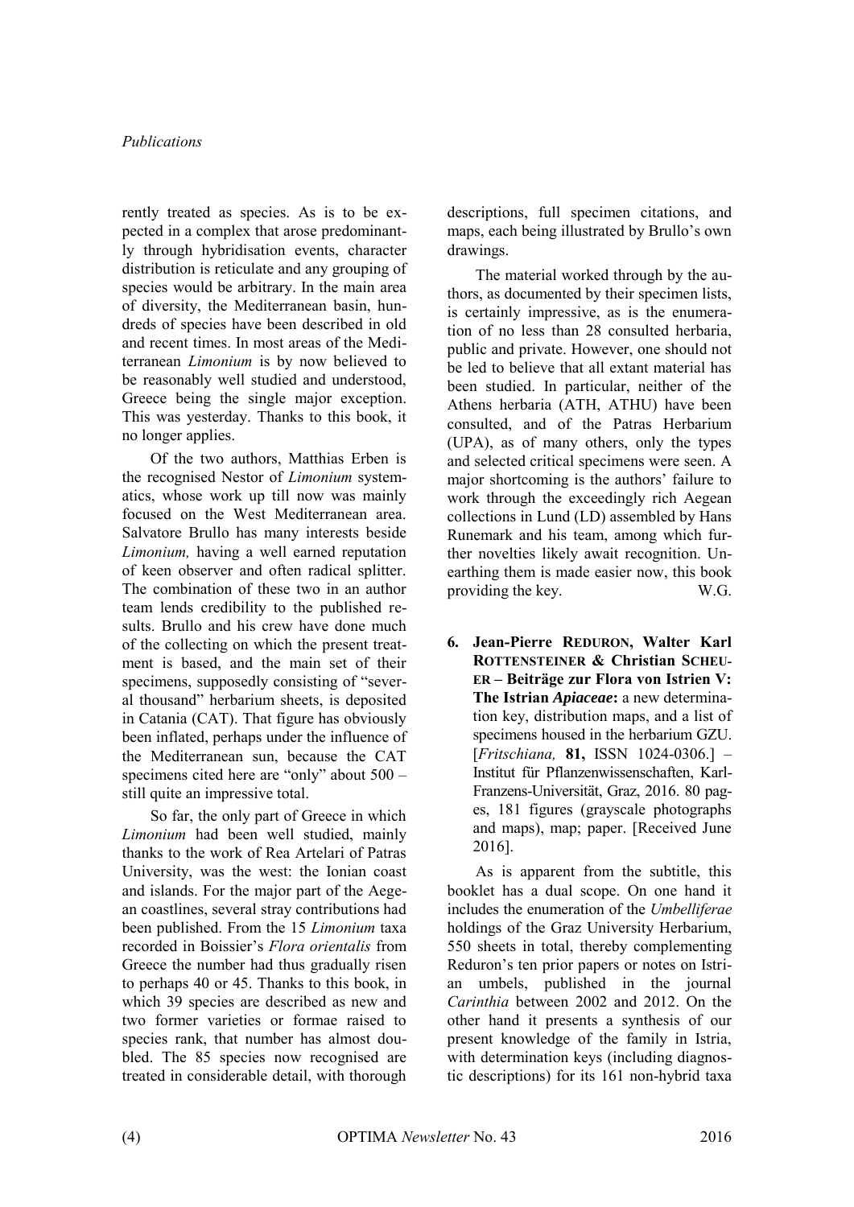rently treated as species. As is to be expected in a complex that arose predominantly through hybridisation events, character distribution is reticulate and any grouping of species would be arbitrary. In the main area of diversity, the Mediterranean basin, hundreds of species have been described in old and recent times. In most areas of the Mediterranean *Limonium* is by now believed to be reasonably well studied and understood, Greece being the single major exception. This was yesterday. Thanks to this book, it no longer applies.

Of the two authors, Matthias Erben is the recognised Nestor of *Limonium* systematics, whose work up till now was mainly focused on the West Mediterranean area. Salvatore Brullo has many interests beside *Limonium,* having a well earned reputation of keen observer and often radical splitter. The combination of these two in an author team lends credibility to the published results. Brullo and his crew have done much of the collecting on which the present treatment is based, and the main set of their specimens, supposedly consisting of "several thousand" herbarium sheets, is deposited in Catania (CAT). That figure has obviously been inflated, perhaps under the influence of the Mediterranean sun, because the CAT specimens cited here are "only" about 500 – still quite an impressive total.

So far, the only part of Greece in which *Limonium* had been well studied, mainly thanks to the work of Rea Artelari of Patras University, was the west: the Ionian coast and islands. For the major part of the Aegean coastlines, several stray contributions had been published. From the 15 *Limonium* taxa recorded in Boissier's *Flora orientalis* from Greece the number had thus gradually risen to perhaps 40 or 45. Thanks to this book, in which 39 species are described as new and two former varieties or formae raised to species rank, that number has almost doubled. The 85 species now recognised are treated in considerable detail, with thorough descriptions, full specimen citations, and maps, each being illustrated by Brullo's own drawings.

The material worked through by the authors, as documented by their specimen lists, is certainly impressive, as is the enumeration of no less than 28 consulted herbaria, public and private. However, one should not be led to believe that all extant material has been studied. In particular, neither of the Athens herbaria (ATH, ATHU) have been consulted, and of the Patras Herbarium (UPA), as of many others, only the types and selected critical specimens were seen. A major shortcoming is the authors' failure to work through the exceedingly rich Aegean collections in Lund (LD) assembled by Hans Runemark and his team, among which further novelties likely await recognition. Unearthing them is made easier now, this book providing the key. W.G.

**6. Jean-Pierre REDURON, Walter Karl ROTTENSTEINER & Christian SCHEUER – Beiträge zur Flora von Istrien V: The Istrian *Apiaceae*:** a new determination key, distribution maps, and a list of specimens housed in the herbarium GZU. [*Fritschiana,* **81,** ISSN 1024-0306.] – Institut für Pflanzenwissenschaften, Karl-Franzens-Universität, Graz, 2016. 80 pages, 181 figures (grayscale photographs and maps), map; paper. [Received June 2016].

As is apparent from the subtitle, this booklet has a dual scope. On one hand it includes the enumeration of the *Umbelliferae* holdings of the Graz University Herbarium, 550 sheets in total, thereby complementing Reduron's ten prior papers or notes on Istrian umbels, published in the journal *Carinthia* between 2002 and 2012. On the other hand it presents a synthesis of our present knowledge of the family in Istria, with determination keys (including diagnostic descriptions) for its 161 non-hybrid taxa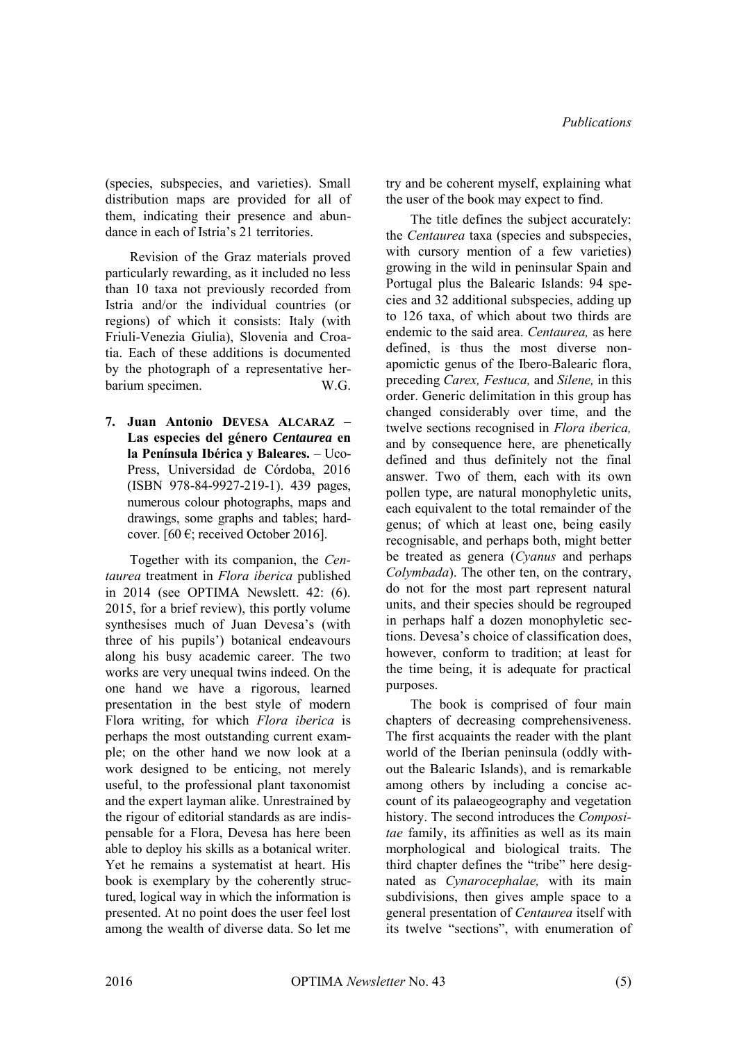(species, subspecies, and varieties). Small distribution maps are provided for all of them, indicating their presence and abundance in each of Istria's 21 territories.

Revision of the Graz materials proved particularly rewarding, as it included no less than 10 taxa not previously recorded from Istria and/or the individual countries (or regions) of which it consists: Italy (with Friuli-Venezia Giulia), Slovenia and Croatia. Each of these additions is documented by the photograph of a representative herbarium specimen. W.G.

**7. Juan Antonio DEVESA ALCARAZ – Las especies del género *Centaurea* en la Península Ibérica y Baleares.** – Uco-Press, Universidad de Córdoba, 2016 (ISBN 978-84-9927-219-1). 439 pages, numerous colour photographs, maps and drawings, some graphs and tables; hardcover. [60 €; received October 2016].

Together with its companion, the *Centaurea* treatment in *Flora iberica* published in 2014 (see OPTIMA Newslett. 42: (6). 2015, for a brief review), this portly volume synthesises much of Juan Devesa's (with three of his pupils') botanical endeavours along his busy academic career. The two works are very unequal twins indeed. On the one hand we have a rigorous, learned presentation in the best style of modern Flora writing, for which *Flora iberica* is perhaps the most outstanding current example; on the other hand we now look at a work designed to be enticing, not merely useful, to the professional plant taxonomist and the expert layman alike. Unrestrained by the rigour of editorial standards as are indispensable for a Flora, Devesa has here been able to deploy his skills as a botanical writer. Yet he remains a systematist at heart. His book is exemplary by the coherently structured, logical way in which the information is presented. At no point does the user feel lost among the wealth of diverse data. So let me try and be coherent myself, explaining what the user of the book may expect to find.

The title defines the subject accurately: the *Centaurea* taxa (species and subspecies, with cursory mention of a few varieties) growing in the wild in peninsular Spain and Portugal plus the Balearic Islands: 94 species and 32 additional subspecies, adding up to 126 taxa, of which about two thirds are endemic to the said area. *Centaurea,* as here defined, is thus the most diverse non-apomictic genus of the Ibero-Balearic flora, preceding *Carex, Festuca,* and *Silene,* in this order. Generic delimitation in this group has changed considerably over time, and the twelve sections recognised in *Flora iberica,* and by consequence here, are phenetically defined and thus definitely not the final answer. Two of them, each with its own pollen type, are natural monophyletic units, each equivalent to the total remainder of the genus; of which at least one, being easily recognisable, and perhaps both, might better be treated as genera (*Cyanus* and perhaps *Colymbada*). The other ten, on the contrary, do not for the most part represent natural units, and their species should be regrouped in perhaps half a dozen monophyletic sections. Devesa's choice of classification does, however, conform to tradition; at least for the time being, it is adequate for practical purposes.

The book is comprised of four main chapters of decreasing comprehensiveness. The first acquaints the reader with the plant world of the Iberian peninsula (oddly without the Balearic Islands), and is remarkable among others by including a concise account of its palaeogeography and vegetation history. The second introduces the *Compositae* family, its affinities as well as its main morphological and biological traits. The third chapter defines the "tribe" here designated as *Cynarocephalae,* with its main subdivisions, then gives ample space to a general presentation of *Centaurea* itself with its twelve "sections", with enumeration of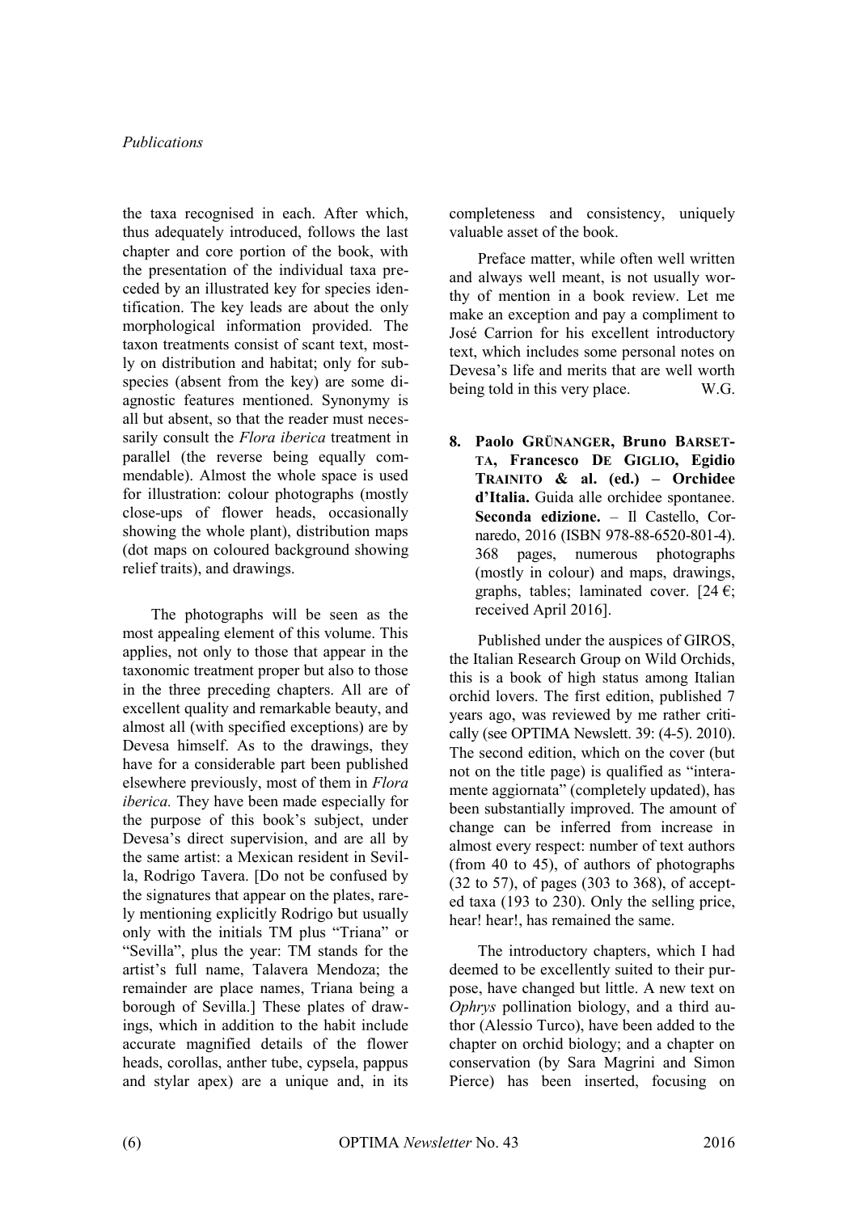the taxa recognised in each. After which, thus adequately introduced, follows the last chapter and core portion of the book, with the presentation of the individual taxa preceded by an illustrated key for species identification. The key leads are about the only morphological information provided. The taxon treatments consist of scant text, mostly on distribution and habitat; only for subspecies (absent from the key) are some diagnostic features mentioned. Synonymy is all but absent, so that the reader must necessarily consult the *Flora iberica* treatment in parallel (the reverse being equally commendable). Almost the whole space is used for illustration: colour photographs (mostly close-ups of flower heads, occasionally showing the whole plant), distribution maps (dot maps on coloured background showing relief traits), and drawings.

The photographs will be seen as the most appealing element of this volume. This applies, not only to those that appear in the taxonomic treatment proper but also to those in the three preceding chapters. All are of excellent quality and remarkable beauty, and almost all (with specified exceptions) are by Devesa himself. As to the drawings, they have for a considerable part been published elsewhere previously, most of them in *Flora iberica.* They have been made especially for the purpose of this book's subject, under Devesa's direct supervision, and are all by the same artist: a Mexican resident in Sevilla, Rodrigo Tavera. [Do not be confused by the signatures that appear on the plates, rarely mentioning explicitly Rodrigo but usually only with the initials TM plus "Triana" or "Sevilla", plus the year: TM stands for the artist's full name, Talavera Mendoza; the remainder are place names, Triana being a borough of Sevilla.] These plates of drawings, which in addition to the habit include accurate magnified details of the flower heads, corollas, anther tube, cypsela, pappus and stylar apex) are a unique and, in its completeness and consistency, uniquely valuable asset of the book.

Preface matter, while often well written and always well meant, is not usually worthy of mention in a book review. Let me make an exception and pay a compliment to José Carrion for his excellent introductory text, which includes some personal notes on Devesa's life and merits that are well worth being told in this very place. W.G.

**8. Paolo Grünanger, Bruno Barsetta, Francesco De Giglio, Egidio Trainito & al. (ed.) – Orchidee d'Italia.** Guida alle orchidee spontanee. **Seconda edizione.** – Il Castello, Cornaredo, 2016 (ISBN 978-88-6520-801-4). 368 pages, numerous photographs (mostly in colour) and maps, drawings, graphs, tables; laminated cover. [24 €; received April 2016].

Published under the auspices of GIROS, the Italian Research Group on Wild Orchids, this is a book of high status among Italian orchid lovers. The first edition, published 7 years ago, was reviewed by me rather critically (see OPTIMA Newslett. 39: (4-5). 2010). The second edition, which on the cover (but not on the title page) is qualified as "interamente aggiornata" (completely updated), has been substantially improved. The amount of change can be inferred from increase in almost every respect: number of text authors (from 40 to 45), of authors of photographs (32 to 57), of pages (303 to 368), of accepted taxa (193 to 230). Only the selling price, hear! hear!, has remained the same.

The introductory chapters, which I had deemed to be excellently suited to their purpose, have changed but little. A new text on *Ophrys* pollination biology, and a third author (Alessio Turco), have been added to the chapter on orchid biology; and a chapter on conservation (by Sara Magrini and Simon Pierce) has been inserted, focusing on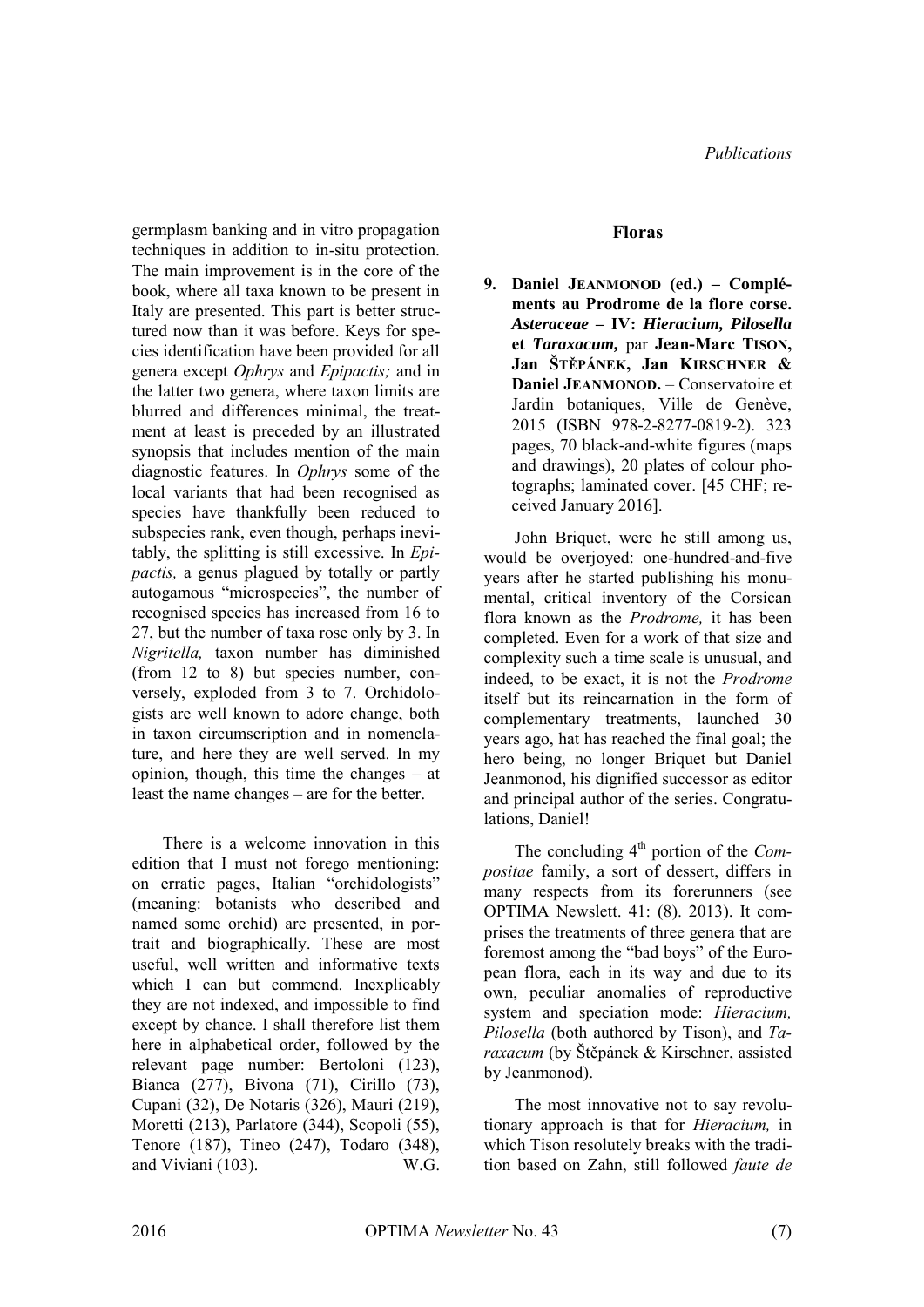germplasm banking and in vitro propagation techniques in addition to in-situ protection. The main improvement is in the core of the book, where all taxa known to be present in Italy are presented. This part is better structured now than it was before. Keys for species identification have been provided for all genera except *Ophrys* and *Epipactis;* and in the latter two genera, where taxon limits are blurred and differences minimal, the treatment at least is preceded by an illustrated synopsis that includes mention of the main diagnostic features. In *Ophrys* some of the local variants that had been recognised as species have thankfully been reduced to subspecies rank, even though, perhaps inevitably, the splitting is still excessive. In *Epipactis,* a genus plagued by totally or partly autogamous "microspecies", the number of recognised species has increased from 16 to 27, but the number of taxa rose only by 3. In *Nigritella,* taxon number has diminished (from 12 to 8) but species number, conversely, exploded from 3 to 7. Orchidologists are well known to adore change, both in taxon circumscription and in nomenclature, and here they are well served. In my opinion, though, this time the changes – at least the name changes – are for the better.

There is a welcome innovation in this edition that I must not forego mentioning: on erratic pages, Italian "orchidologists" (meaning: botanists who described and named some orchid) are presented, in portrait and biographically. These are most useful, well written and informative texts which I can but commend. Inexplicably they are not indexed, and impossible to find except by chance. I shall therefore list them here in alphabetical order, followed by the relevant page number: Bertoloni (123), Bianca (277), Bivona (71), Cirillo (73), Cupani (32), De Notaris (326), Mauri (219), Moretti (213), Parlatore (344), Scopoli (55), Tenore (187), Tineo (247), Todaro (348), and Viviani (103). W.G.

## Floras

**9. Daniel Jeanmonod (ed.) – Compléments au Prodrome de la flore corse. *Asteraceae* – IV: *Hieracium, Pilosella* et *Taraxacum,* par Jean-Marc Tison, Jan Štěpánek, Jan Kirschner & Daniel Jeanmonod.** – Conservatoire et Jardin botaniques, Ville de Genève, 2015 (ISBN 978-2-8277-0819-2). 323 pages, 70 black-and-white figures (maps and drawings), 20 plates of colour photographs; laminated cover. [45 CHF; received January 2016].

John Briquet, were he still among us, would be overjoyed: one-hundred-and-five years after he started publishing his monumental, critical inventory of the Corsican flora known as the *Prodrome,* it has been completed. Even for a work of that size and complexity such a time scale is unusual, and indeed, to be exact, it is not the *Prodrome* itself but its reincarnation in the form of complementary treatments, launched 30 years ago, hat has reached the final goal; the hero being, no longer Briquet but Daniel Jeanmonod, his dignified successor as editor and principal author of the series. Congratulations, Daniel!

The concluding 4th portion of the *Compositae* family, a sort of dessert, differs in many respects from its forerunners (see OPTIMA Newslett. 41: (8). 2013). It comprises the treatments of three genera that are foremost among the "bad boys" of the European flora, each in its way and due to its own, peculiar anomalies of reproductive system and speciation mode: *Hieracium, Pilosella* (both authored by Tison), and *Taraxacum* (by Štěpánek & Kirschner, assisted by Jeanmonod).

The most innovative not to say revolutionary approach is that for *Hieracium,* in which Tison resolutely breaks with the tradition based on Zahn, still followed *faute de*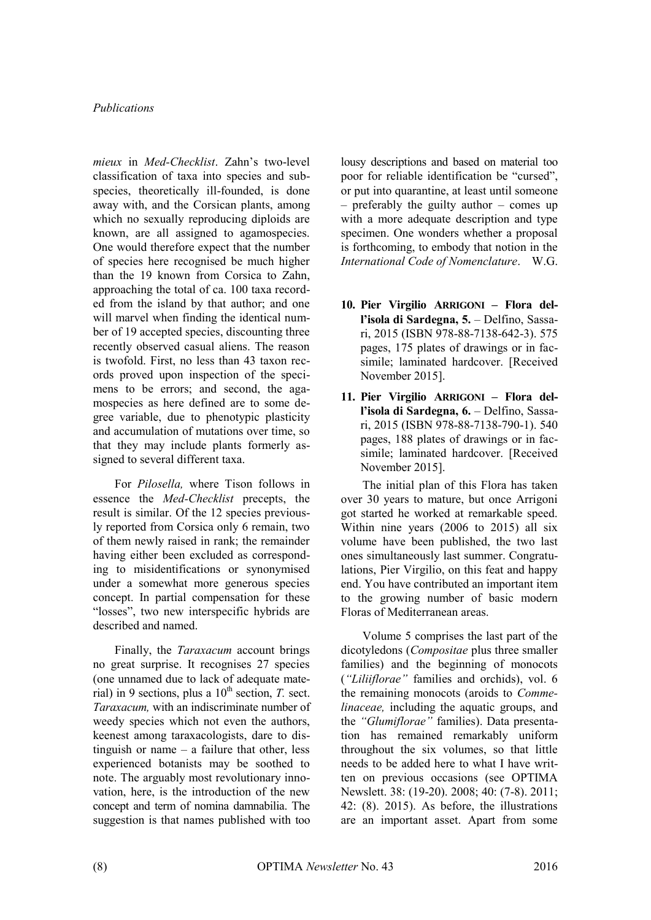*mieux* in *Med-Checklist*. Zahn's two-level classification of taxa into species and subspecies, theoretically ill-founded, is done away with, and the Corsican plants, among which no sexually reproducing diploids are known, are all assigned to agamospecies. One would therefore expect that the number of species here recognised be much higher than the 19 known from Corsica to Zahn, approaching the total of ca. 100 taxa recorded from the island by that author; and one will marvel when finding the identical number of 19 accepted species, discounting three recently observed casual aliens. The reason is twofold. First, no less than 43 taxon records proved upon inspection of the specimens to be errors; and second, the agamospecies as here defined are to some degree variable, due to phenotypic plasticity and accumulation of mutations over time, so that they may include plants formerly assigned to several different taxa.

For *Pilosella,* where Tison follows in essence the *Med-Checklist* precepts, the result is similar. Of the 12 species previously reported from Corsica only 6 remain, two of them newly raised in rank; the remainder having either been excluded as corresponding to misidentifications or synonymised under a somewhat more generous species concept. In partial compensation for these "losses", two new interspecific hybrids are described and named.

Finally, the *Taraxacum* account brings no great surprise. It recognises 27 species (one unnamed due to lack of adequate material) in 9 sections, plus a 10th section, *T.* sect. *Taraxacum,* with an indiscriminate number of weedy species which not even the authors, keenest among taraxacologists, dare to distinguish or name – a failure that other, less experienced botanists may be soothed to note. The arguably most revolutionary innovation, here, is the introduction of the new concept and term of nomina damnabilia. The suggestion is that names published with too lousy descriptions and based on material too poor for reliable identification be "cursed", or put into quarantine, at least until someone – preferably the guilty author – comes up with a more adequate description and type specimen. One wonders whether a proposal is forthcoming, to embody that notion in the *International Code of Nomenclature*. W.G.

**10. Pier Virgilio ARRIGONI – Flora dell'isola di Sardegna, 5.** – Delfino, Sassari, 2015 (ISBN 978-88-7138-642-3). 575 pages, 175 plates of drawings or in facsimile; laminated hardcover. [Received November 2015].

**11. Pier Virgilio ARRIGONI – Flora dell'isola di Sardegna, 6.** – Delfino, Sassari, 2015 (ISBN 978-88-7138-790-1). 540 pages, 188 plates of drawings or in facsimile; laminated hardcover. [Received November 2015].

The initial plan of this Flora has taken over 30 years to mature, but once Arrigoni got started he worked at remarkable speed. Within nine years (2006 to 2015) all six volume have been published, the two last ones simultaneously last summer. Congratulations, Pier Virgilio, on this feat and happy end. You have contributed an important item to the growing number of basic modern Floras of Mediterranean areas.

Volume 5 comprises the last part of the dicotyledons (*Compositae* plus three smaller families) and the beginning of monocots (*"Liliiflorae"* families and orchids), vol. 6 the remaining monocots (aroids to *Commelinaceae,* including the aquatic groups, and the *"Glumiflorae"* families). Data presentation has remained remarkably uniform throughout the six volumes, so that little needs to be added here to what I have written on previous occasions (see OPTIMA Newslett. 38: (19-20). 2008; 40: (7-8). 2011; 42: (8). 2015). As before, the illustrations are an important asset. Apart from some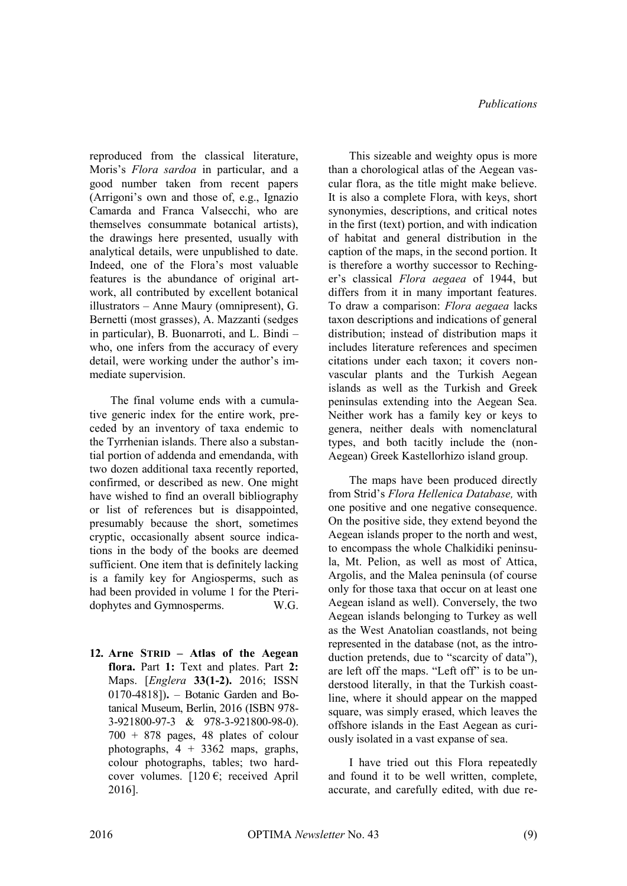reproduced from the classical literature, Moris's *Flora sardoa* in particular, and a good number taken from recent papers (Arrigoni's own and those of, e.g., Ignazio Camarda and Franca Valsecchi, who are themselves consummate botanical artists), the drawings here presented, usually with analytical details, were unpublished to date. Indeed, one of the Flora's most valuable features is the abundance of original artwork, all contributed by excellent botanical illustrators – Anne Maury (omnipresent), G. Bernetti (most grasses), A. Mazzanti (sedges in particular), B. Buonarroti, and L. Bindi – who, one infers from the accuracy of every detail, were working under the author's immediate supervision.

The final volume ends with a cumulative generic index for the entire work, preceded by an inventory of taxa endemic to the Tyrrhenian islands. There also a substantial portion of addenda and emendanda, with two dozen additional taxa recently reported, confirmed, or described as new. One might have wished to find an overall bibliography or list of references but is disappointed, presumably because the short, sometimes cryptic, occasionally absent source indications in the body of the books are deemed sufficient. One item that is definitely lacking is a family key for Angiosperms, such as had been provided in volume 1 for the Pteridophytes and Gymnosperms. W.G.

12. **Arne STRID – Atlas of the Aegean flora.** Part **1:** Text and plates. Part **2:** Maps. [*Englera* **33(1-2).** 2016; ISSN 0170-4818]**.** – Botanic Garden and Botanical Museum, Berlin, 2016 (ISBN 978-3-921800-97-3 & 978-3-921800-98-0). 700 + 878 pages, 48 plates of colour photographs, 4 + 3362 maps, graphs, colour photographs, tables; two hardcover volumes. [120 €; received April 2016].

This sizeable and weighty opus is more than a chorological atlas of the Aegean vascular flora, as the title might make believe. It is also a complete Flora, with keys, short synonymies, descriptions, and critical notes in the first (text) portion, and with indication of habitat and general distribution in the caption of the maps, in the second portion. It is therefore a worthy successor to Rechinger's classical *Flora aegaea* of 1944, but differs from it in many important features. To draw a comparison: *Flora aegaea* lacks taxon descriptions and indications of general distribution; instead of distribution maps it includes literature references and specimen citations under each taxon; it covers non-vascular plants and the Turkish Aegean islands as well as the Turkish and Greek peninsulas extending into the Aegean Sea. Neither work has a family key or keys to genera, neither deals with nomenclatural types, and both tacitly include the (non-Aegean) Greek Kastellorhizo island group.

The maps have been produced directly from Strid's *Flora Hellenica Database,* with one positive and one negative consequence. On the positive side, they extend beyond the Aegean islands proper to the north and west, to encompass the whole Chalkidiki peninsula, Mt. Pelion, as well as most of Attica, Argolis, and the Malea peninsula (of course only for those taxa that occur on at least one Aegean island as well). Conversely, the two Aegean islands belonging to Turkey as well as the West Anatolian coastlands, not being represented in the database (not, as the introduction pretends, due to "scarcity of data"), are left off the maps. "Left off" is to be understood literally, in that the Turkish coastline, where it should appear on the mapped square, was simply erased, which leaves the offshore islands in the East Aegean as curiously isolated in a vast expanse of sea.

I have tried out this Flora repeatedly and found it to be well written, complete, accurate, and carefully edited, with due re-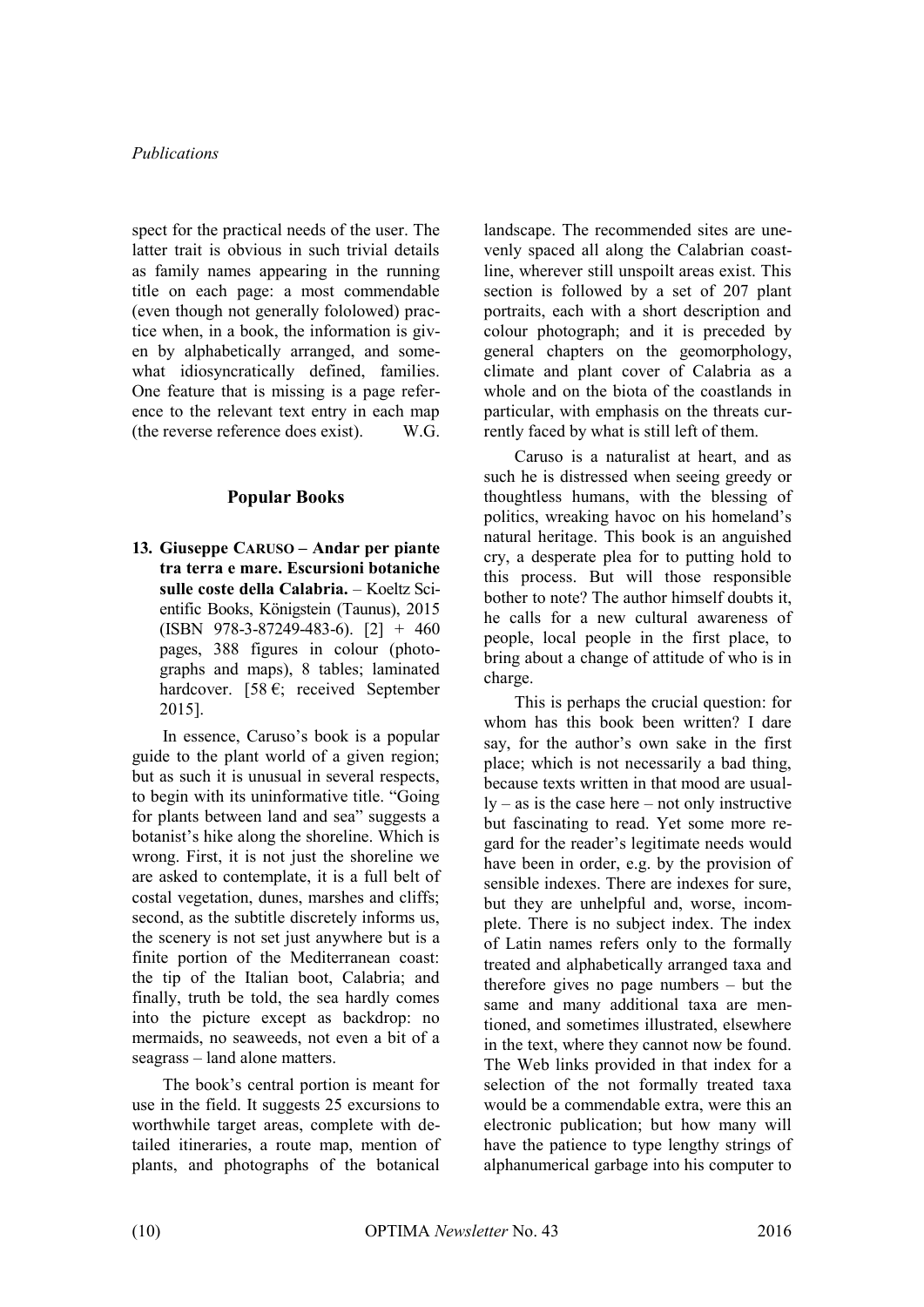spect for the practical needs of the user. The latter trait is obvious in such trivial details as family names appearing in the running title on each page: a most commendable (even though not generally fololowed) practice when, in a book, the information is given by alphabetically arranged, and somewhat idiosyncratically defined, families. One feature that is missing is a page reference to the relevant text entry in each map (the reverse reference does exist). W.G.

## Popular Books

**13. Giuseppe Caruso – Andar per piante tra terra e mare. Escursioni botaniche sulle coste della Calabria.** – Koeltz Scientific Books, Königstein (Taunus), 2015 (ISBN 978-3-87249-483-6). [2] + 460 pages, 388 figures in colour (photographs and maps), 8 tables; laminated hardcover. [58 €; received September 2015].

In essence, Caruso's book is a popular guide to the plant world of a given region; but as such it is unusual in several respects, to begin with its uninformative title. "Going for plants between land and sea" suggests a botanist's hike along the shoreline. Which is wrong. First, it is not just the shoreline we are asked to contemplate, it is a full belt of costal vegetation, dunes, marshes and cliffs; second, as the subtitle discretely informs us, the scenery is not set just anywhere but is a finite portion of the Mediterranean coast: the tip of the Italian boot, Calabria; and finally, truth be told, the sea hardly comes into the picture except as backdrop: no mermaids, no seaweeds, not even a bit of a seagrass – land alone matters.

The book's central portion is meant for use in the field. It suggests 25 excursions to worthwhile target areas, complete with detailed itineraries, a route map, mention of plants, and photographs of the botanical landscape. The recommended sites are unevenly spaced all along the Calabrian coastline, wherever still unspoilt areas exist. This section is followed by a set of 207 plant portraits, each with a short description and colour photograph; and it is preceded by general chapters on the geomorphology, climate and plant cover of Calabria as a whole and on the biota of the coastlands in particular, with emphasis on the threats currently faced by what is still left of them.

Caruso is a naturalist at heart, and as such he is distressed when seeing greedy or thoughtless humans, with the blessing of politics, wreaking havoc on his homeland's natural heritage. This book is an anguished cry, a desperate plea for to putting hold to this process. But will those responsible bother to note? The author himself doubts it, he calls for a new cultural awareness of people, local people in the first place, to bring about a change of attitude of who is in charge.

This is perhaps the crucial question: for whom has this book been written? I dare say, for the author's own sake in the first place; which is not necessarily a bad thing, because texts written in that mood are usually – as is the case here – not only instructive but fascinating to read. Yet some more regard for the reader's legitimate needs would have been in order, e.g. by the provision of sensible indexes. There are indexes for sure, but they are unhelpful and, worse, incomplete. There is no subject index. The index of Latin names refers only to the formally treated and alphabetically arranged taxa and therefore gives no page numbers – but the same and many additional taxa are mentioned, and sometimes illustrated, elsewhere in the text, where they cannot now be found. The Web links provided in that index for a selection of the not formally treated taxa would be a commendable extra, were this an electronic publication; but how many will have the patience to type lengthy strings of alphanumerical garbage into his computer to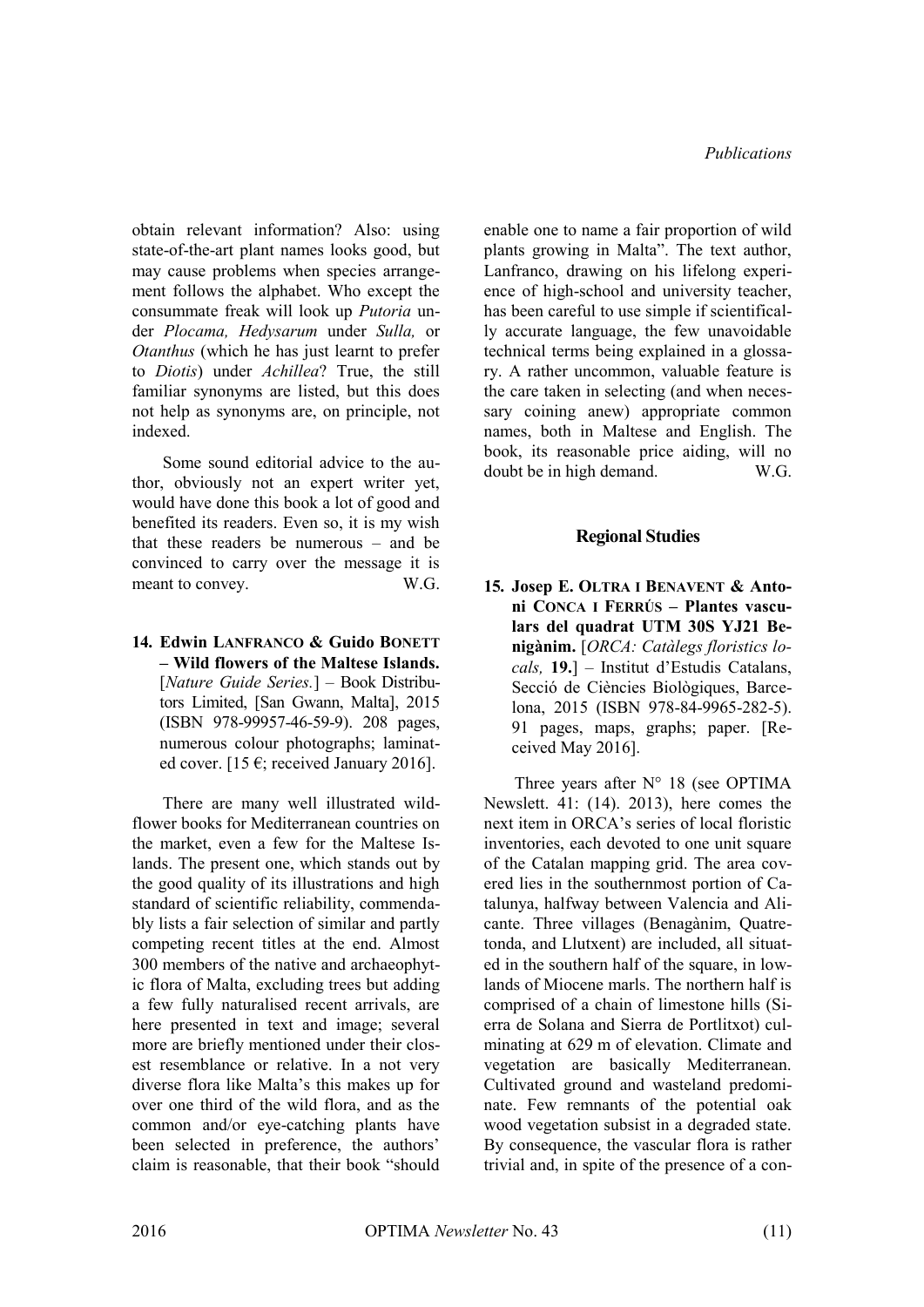obtain relevant information? Also: using state-of-the-art plant names looks good, but may cause problems when species arrangement follows the alphabet. Who except the consummate freak will look up *Putoria* under *Plocama, Hedysarum* under *Sulla,* or *Otanthus* (which he has just learnt to prefer to *Diotis*) under *Achillea*? True, the still familiar synonyms are listed, but this does not help as synonyms are, on principle, not indexed.

Some sound editorial advice to the author, obviously not an expert writer yet, would have done this book a lot of good and benefited its readers. Even so, it is my wish that these readers be numerous – and be convinced to carry over the message it is meant to convey. W.G.

**14. Edwin LANFRANCO & Guido BONETT – Wild flowers of the Maltese Islands.** [*Nature Guide Series.*] – Book Distributors Limited, [San Gwann, Malta], 2015 (ISBN 978-99957-46-59-9). 208 pages, numerous colour photographs; laminated cover. [15 €; received January 2016].

There are many well illustrated wildflower books for Mediterranean countries on the market, even a few for the Maltese Islands. The present one, which stands out by the good quality of its illustrations and high standard of scientific reliability, commendably lists a fair selection of similar and partly competing recent titles at the end. Almost 300 members of the native and archaeophytic flora of Malta, excluding trees but adding a few fully naturalised recent arrivals, are here presented in text and image; several more are briefly mentioned under their closest resemblance or relative. In a not very diverse flora like Malta's this makes up for over one third of the wild flora, and as the common and/or eye-catching plants have been selected in preference, the authors' claim is reasonable, that their book "should enable one to name a fair proportion of wild plants growing in Malta". The text author, Lanfranco, drawing on his lifelong experience of high-school and university teacher, has been careful to use simple if scientifically accurate language, the few unavoidable technical terms being explained in a glossary. A rather uncommon, valuable feature is the care taken in selecting (and when necessary coining anew) appropriate common names, both in Maltese and English. The book, its reasonable price aiding, will no doubt be in high demand. W.G.

## Regional Studies

**15. Josep E. OLTRA I BENAVENT & Antoni CONCA I FERRÚS – Plantes vasculars del quadrat UTM 30S YJ21 Benigànim.** [*ORCA: Catàlegs florístics locals,* **19.**] – Institut d'Estudis Catalans, Secció de Ciències Biològiques, Barcelona, 2015 (ISBN 978-84-9965-282-5). 91 pages, maps, graphs; paper. [Received May 2016].

Three years after N° 18 (see OPTIMA Newslett. 41: (14). 2013), here comes the next item in ORCA's series of local floristic inventories, each devoted to one unit square of the Catalan mapping grid. The area covered lies in the southernmost portion of Catalunya, halfway between Valencia and Alicante. Three villages (Benagànim, Quatretonda, and Llutxent) are included, all situated in the southern half of the square, in lowlands of Miocene marls. The northern half is comprised of a chain of limestone hills (Sierra de Solana and Sierra de Portlitxot) culminating at 629 m of elevation. Climate and vegetation are basically Mediterranean. Cultivated ground and wasteland predominate. Few remnants of the potential oak wood vegetation subsist in a degraded state. By consequence, the vascular flora is rather trivial and, in spite of the presence of a con-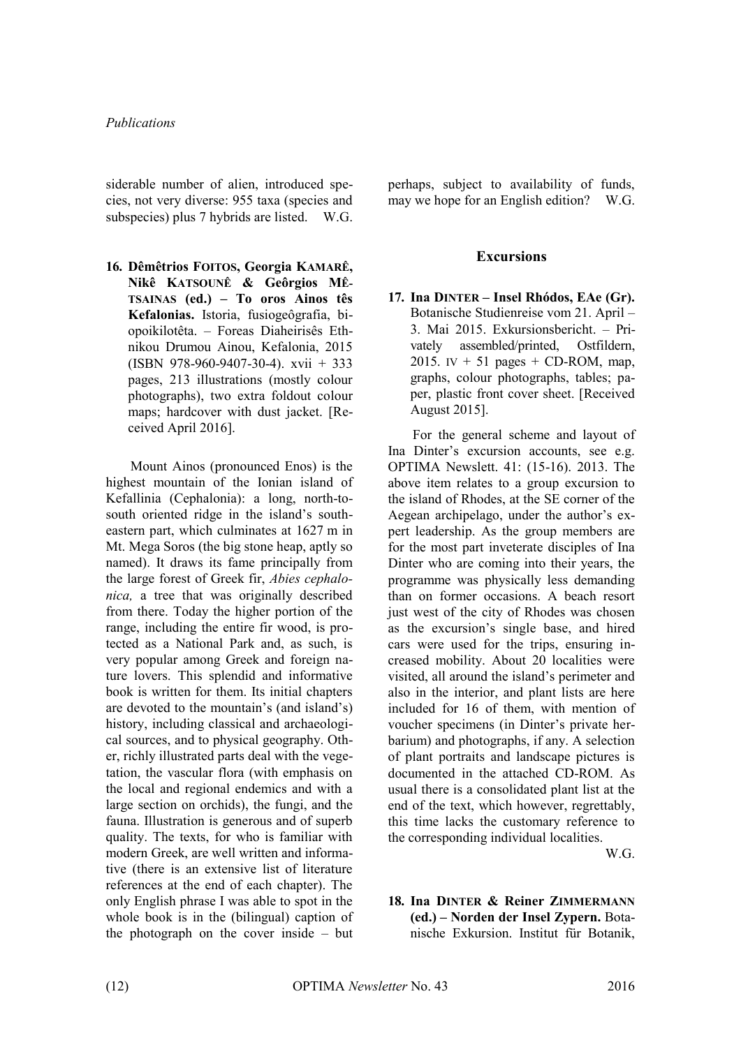siderable number of alien, introduced species, not very diverse: 955 taxa (species and subspecies) plus 7 hybrids are listed. W.G.

**16. Dêmêtrios FOITOS, Georgia KAMARÊ, Nikê KATSOUNÊ & Geôrgios MÊTSAINAS (ed.) – To oros Ainos tês Kefalonias.** Istoria, fusiogeôgrafia, biopoikilotêta. – Foreas Diaheirisês Ethnikou Drumou Ainou, Kefalonia, 2015 (ISBN 978-960-9407-30-4). xvii + 333 pages, 213 illustrations (mostly colour photographs), two extra foldout colour maps; hardcover with dust jacket. [Received April 2016].

Mount Ainos (pronounced Enos) is the highest mountain of the Ionian island of Kefallinia (Cephalonia): a long, north-to-south oriented ridge in the island's south-eastern part, which culminates at 1627 m in Mt. Mega Soros (the big stone heap, aptly so named). It draws its fame principally from the large forest of Greek fir, *Abies cephalonica,* a tree that was originally described from there. Today the higher portion of the range, including the entire fir wood, is protected as a National Park and, as such, is very popular among Greek and foreign nature lovers. This splendid and informative book is written for them. Its initial chapters are devoted to the mountain's (and island's) history, including classical and archaeological sources, and to physical geography. Other, richly illustrated parts deal with the vegetation, the vascular flora (with emphasis on the local and regional endemics and with a large section on orchids), the fungi, and the fauna. Illustration is generous and of superb quality. The texts, for who is familiar with modern Greek, are well written and informative (there is an extensive list of literature references at the end of each chapter). The only English phrase I was able to spot in the whole book is in the (bilingual) caption of the photograph on the cover inside – but perhaps, subject to availability of funds, may we hope for an English edition? W.G.

## Excursions

**17. Ina DINTER – Insel Rhódos, EAe (Gr).** Botanische Studienreise vom 21. April – 3. Mai 2015. Exkursionsbericht. – Privately assembled/printed, Ostfildern, 2015. IV + 51 pages + CD-ROM, map, graphs, colour photographs, tables; paper, plastic front cover sheet. [Received August 2015].

For the general scheme and layout of Ina Dinter's excursion accounts, see e.g. OPTIMA Newslett. 41: (15-16). 2013. The above item relates to a group excursion to the island of Rhodes, at the SE corner of the Aegean archipelago, under the author's expert leadership. As the group members are for the most part inveterate disciples of Ina Dinter who are coming into their years, the programme was physically less demanding than on former occasions. A beach resort just west of the city of Rhodes was chosen as the excursion's single base, and hired cars were used for the trips, ensuring increased mobility. About 20 localities were visited, all around the island's perimeter and also in the interior, and plant lists are here included for 16 of them, with mention of voucher specimens (in Dinter's private herbarium) and photographs, if any. A selection of plant portraits and landscape pictures is documented in the attached CD-ROM. As usual there is a consolidated plant list at the end of the text, which however, regrettably, this time lacks the customary reference to the corresponding individual localities.

W.G.

**18. Ina DINTER & Reiner ZIMMERMANN (ed.) – Norden der Insel Zypern.** Botanische Exkursion. Institut für Botanik,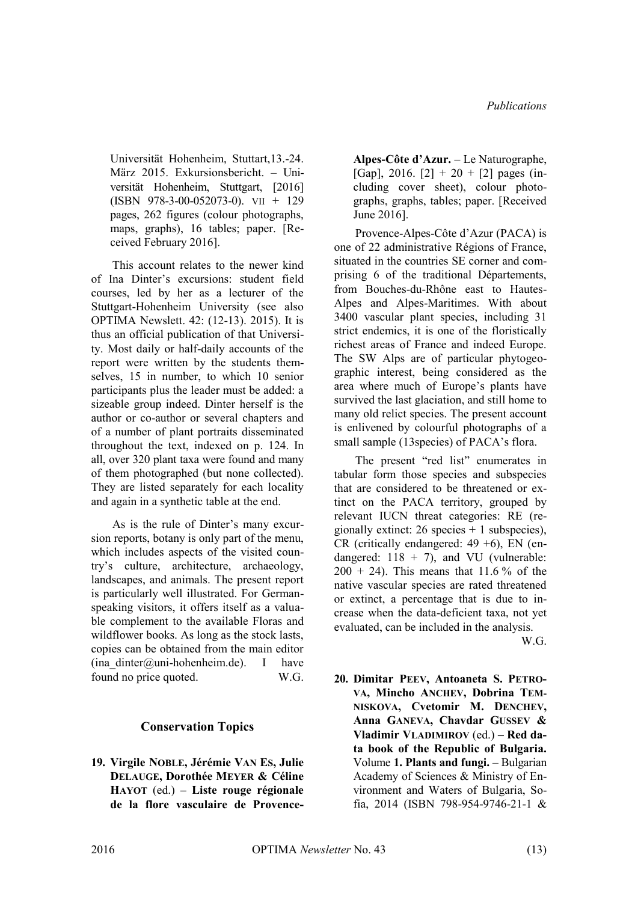Universität Hohenheim, Stuttart,13.-24. März 2015. Exkursionsbericht. – Universität Hohenheim, Stuttgart, [2016] (ISBN 978-3-00-052073-0). VII + 129 pages, 262 figures (colour photographs, maps, graphs), 16 tables; paper. [Received February 2016].

This account relates to the newer kind of Ina Dinter's excursions: student field courses, led by her as a lecturer of the Stuttgart-Hohenheim University (see also OPTIMA Newslett. 42: (12-13). 2015). It is thus an official publication of that University. Most daily or half-daily accounts of the report were written by the students themselves, 15 in number, to which 10 senior participants plus the leader must be added: a sizeable group indeed. Dinter herself is the author or co-author or several chapters and of a number of plant portraits disseminated throughout the text, indexed on p. 124. In all, over 320 plant taxa were found and many of them photographed (but none collected). They are listed separately for each locality and again in a synthetic table at the end.

As is the rule of Dinter's many excursion reports, botany is only part of the menu, which includes aspects of the visited country's culture, architecture, archaeology, landscapes, and animals. The present report is particularly well illustrated. For German-speaking visitors, it offers itself as a valuable complement to the available Floras and wildflower books. As long as the stock lasts, copies can be obtained from the main editor (ina_dinter@uni-hohenheim.de). I have found no price quoted. W.G.

## Conservation Topics

**19. Virgile NOBLE, Jérémie VAN ES, Julie DELAUGE, Dorothée MEYER & Céline HAYOT (ed.) – Liste rouge régionale de la flore vasculaire de Provence-Alpes-Côte d'Azur.** – Le Naturographe, [Gap], 2016. [2] + 20 + [2] pages (including cover sheet), colour photographs, graphs, tables; paper. [Received June 2016].

Provence-Alpes-Côte d'Azur (PACA) is one of 22 administrative Régions of France, situated in the countries SE corner and comprising 6 of the traditional Départements, from Bouches-du-Rhône east to Hautes-Alpes and Alpes-Maritimes. With about 3400 vascular plant species, including 31 strict endemics, it is one of the floristically richest areas of France and indeed Europe. The SW Alps are of particular phytogeographic interest, being considered as the area where much of Europe's plants have survived the last glaciation, and still home to many old relict species. The present account is enlivened by colourful photographs of a small sample (13species) of PACA's flora.

The present "red list" enumerates in tabular form those species and subspecies that are considered to be threatened or extinct on the PACA territory, grouped by relevant IUCN threat categories: RE (regionally extinct: 26 species + 1 subspecies), CR (critically endangered: 49 +6), EN (endangered: 118 + 7), and VU (vulnerable: 200 + 24). This means that 11.6 % of the native vascular species are rated threatened or extinct, a percentage that is due to increase when the data-deficient taxa, not yet evaluated, can be included in the analysis.

W.G.

**20. Dimitar PEEV, Antoaneta S. PETROVA, Mincho ANCHEV, Dobrina TEMNISKOVA, Cvetomir M. DENCHEV, Anna GANEVA, Chavdar GUSSEV & Vladimir VLADIMIROV (ed.) – Red data book of the Republic of Bulgaria.** Volume **1. Plants and fungi.** – Bulgarian Academy of Sciences & Ministry of Environment and Waters of Bulgaria, Sofia, 2014 (ISBN 798-954-9746-21-1 &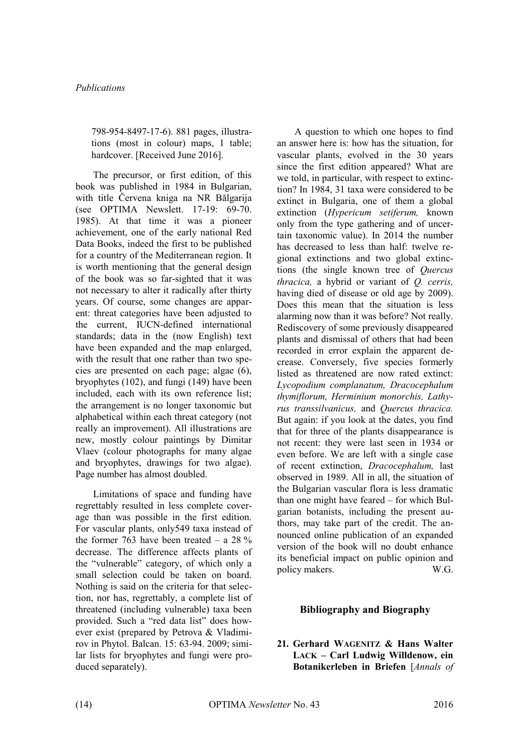798-954-8497-17-6). 881 pages, illustrations (most in colour) maps, 1 table; hardcover. [Received June 2016].

The precursor, or first edition, of this book was published in 1984 in Bulgarian, with title Červena kniga na NR Bălgarija (see OPTIMA Newslett. 17-19: 69-70. 1985). At that time it was a pioneer achievement, one of the early national Red Data Books, indeed the first to be published for a country of the Mediterranean region. It is worth mentioning that the general design of the book was so far-sighted that it was not necessary to alter it radically after thirty years. Of course, some changes are apparent: threat categories have been adjusted to the current, IUCN-defined international standards; data in the (now English) text have been expanded and the map enlarged, with the result that one rather than two species are presented on each page; algae (6), bryophytes (102), and fungi (149) have been included, each with its own reference list; the arrangement is no longer taxonomic but alphabetical within each threat category (not really an improvement). All illustrations are new, mostly colour paintings by Dimitar Vlaev (colour photographs for many algae and bryophytes, drawings for two algae). Page number has almost doubled.

Limitations of space and funding have regrettably resulted in less complete coverage than was possible in the first edition. For vascular plants, only549 taxa instead of the former 763 have been treated – a 28 % decrease. The difference affects plants of the "vulnerable" category, of which only a small selection could be taken on board. Nothing is said on the criteria for that selection, nor has, regrettably, a complete list of threatened (including vulnerable) taxa been provided. Such a "red data list" does however exist (prepared by Petrova & Vladimirov in Phytol. Balcan. 15: 63-94. 2009; similar lists for bryophytes and fungi were produced separately).

A question to which one hopes to find an answer here is: how has the situation, for vascular plants, evolved in the 30 years since the first edition appeared? What are we told, in particular, with respect to extinction? In 1984, 31 taxa were considered to be extinct in Bulgaria, one of them a global extinction (*Hypericum setiferum,* known only from the type gathering and of uncertain taxonomic value). In 2014 the number has decreased to less than half: twelve regional extinctions and two global extinctions (the single known tree of *Quercus thracica,* a hybrid or variant of *Q. cerris,* having died of disease or old age by 2009). Does this mean that the situation is less alarming now than it was before? Not really. Rediscovery of some previously disappeared plants and dismissal of others that had been recorded in error explain the apparent decrease. Conversely, five species formerly listed as threatened are now rated extinct: *Lycopodium complanatum, Dracocephalum thymiflorum, Herminium monorchis, Lathyrus transsilvanicus,* and *Quercus thracica.* But again: if you look at the dates, you find that for three of the plants disappearance is not recent: they were last seen in 1934 or even before. We are left with a single case of recent extinction, *Dracocephalum,* last observed in 1989. All in all, the situation of the Bulgarian vascular flora is less dramatic than one might have feared – for which Bulgarian botanists, including the present authors, may take part of the credit. The announced online publication of an expanded version of the book will no doubt enhance its beneficial impact on public opinion and policy makers. W.G.

## Bibliography and Biography

**21. Gerhard WAGENITZ & Hans Walter LACK – Carl Ludwig Willdenow, ein Botanikerleben in Briefen** [*Annals of*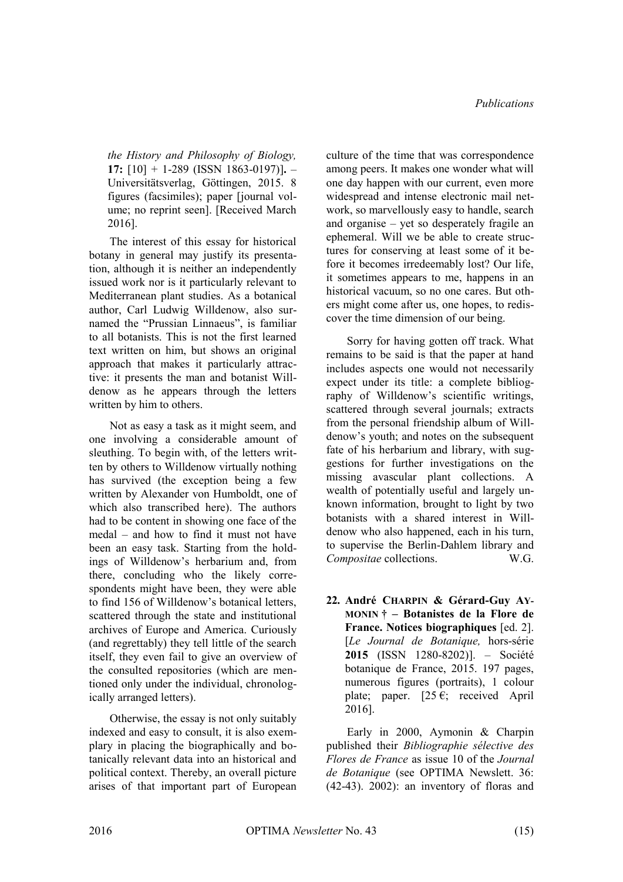*the History and Philosophy of Biology,* **17:** [10] + 1-289 (ISSN 1863-0197)]**.** – Universitätsverlag, Göttingen, 2015. 8 figures (facsimiles); paper [journal volume; no reprint seen]. [Received March 2016].

The interest of this essay for historical botany in general may justify its presentation, although it is neither an independently issued work nor is it particularly relevant to Mediterranean plant studies. As a botanical author, Carl Ludwig Willdenow, also surnamed the "Prussian Linnaeus", is familiar to all botanists. This is not the first learned text written on him, but shows an original approach that makes it particularly attractive: it presents the man and botanist Willdenow as he appears through the letters written by him to others.

Not as easy a task as it might seem, and one involving a considerable amount of sleuthing. To begin with, of the letters written by others to Willdenow virtually nothing has survived (the exception being a few written by Alexander von Humboldt, one of which also transcribed here). The authors had to be content in showing one face of the medal – and how to find it must not have been an easy task. Starting from the holdings of Willdenow's herbarium and, from there, concluding who the likely correspondents might have been, they were able to find 156 of Willdenow's botanical letters, scattered through the state and institutional archives of Europe and America. Curiously (and regrettably) they tell little of the search itself, they even fail to give an overview of the consulted repositories (which are mentioned only under the individual, chronologically arranged letters).

Otherwise, the essay is not only suitably indexed and easy to consult, it is also exemplary in placing the biographically and botanically relevant data into an historical and political context. Thereby, an overall picture arises of that important part of European culture of the time that was correspondence among peers. It makes one wonder what will one day happen with our current, even more widespread and intense electronic mail network, so marvellously easy to handle, search and organise – yet so desperately fragile an ephemeral. Will we be able to create structures for conserving at least some of it before it becomes irredeemably lost? Our life, it sometimes appears to me, happens in an historical vacuum, so no one cares. But others might come after us, one hopes, to rediscover the time dimension of our being.

Sorry for having gotten off track. What remains to be said is that the paper at hand includes aspects one would not necessarily expect under its title: a complete bibliography of Willdenow's scientific writings, scattered through several journals; extracts from the personal friendship album of Willdenow's youth; and notes on the subsequent fate of his herbarium and library, with suggestions for further investigations on the missing avascular plant collections. A wealth of potentially useful and largely unknown information, brought to light by two botanists with a shared interest in Willdenow who also happened, each in his turn, to supervise the Berlin-Dahlem library and *Compositae* collections. W.G.

**22. André CHARPIN & Gérard-Guy AYMONIN † – Botanistes de la Flore de France. Notices biographiques** [ed. 2]. [*Le Journal de Botanique,* hors-série **2015** (ISSN 1280-8202)]. – Société botanique de France, 2015. 197 pages, numerous figures (portraits), 1 colour plate; paper. [25 €; received April 2016].

Early in 2000, Aymonin & Charpin published their *Bibliographie sélective des Flores de France* as issue 10 of the *Journal de Botanique* (see OPTIMA Newslett. 36: (42-43). 2002): an inventory of floras and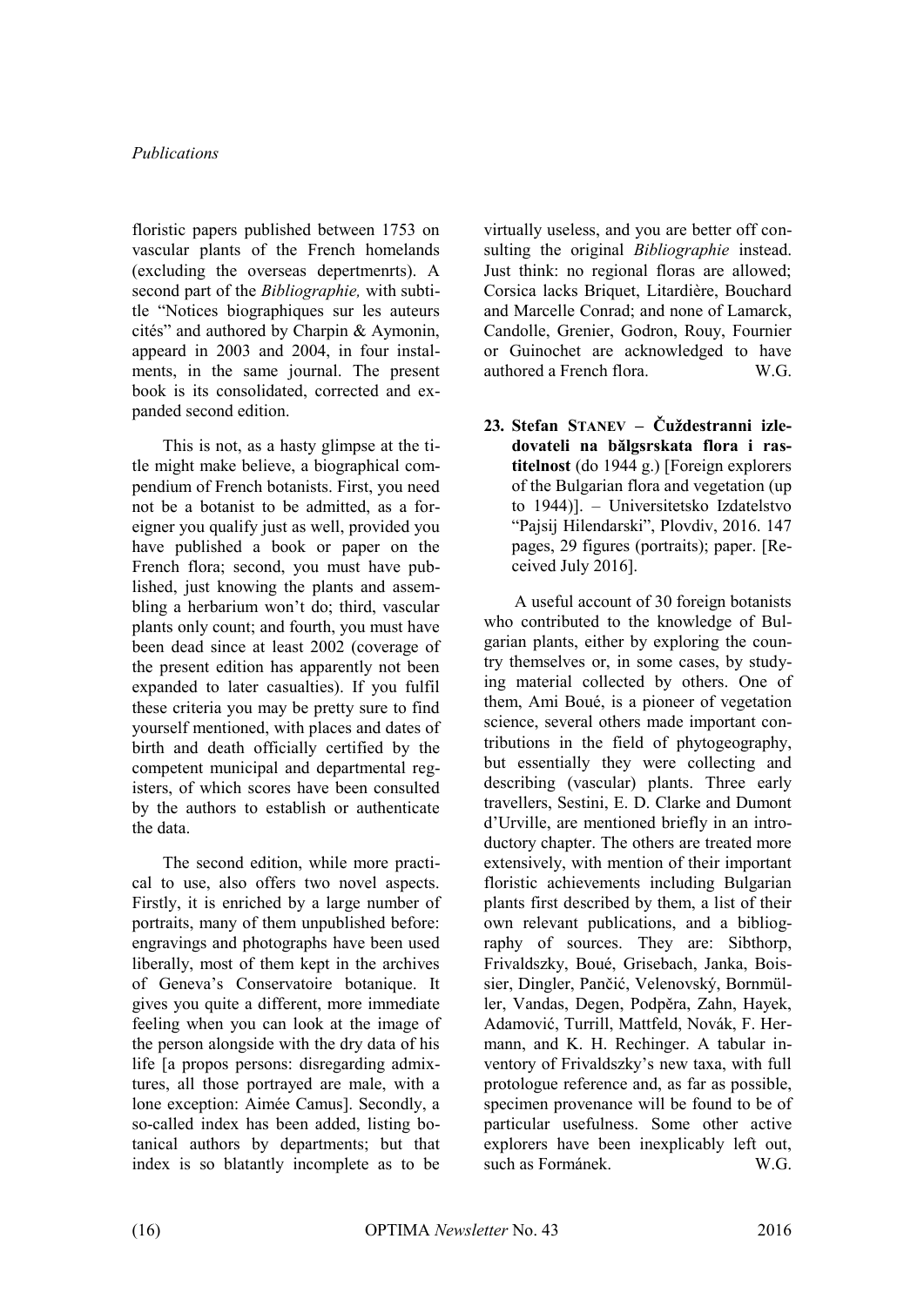floristic papers published between 1753 on vascular plants of the French homelands (excluding the overseas depertmenrts). A second part of the *Bibliographie,* with subtitle "Notices biographiques sur les auteurs cités" and authored by Charpin & Aymonin, appeard in 2003 and 2004, in four instalments, in the same journal. The present book is its consolidated, corrected and expanded second edition.

This is not, as a hasty glimpse at the title might make believe, a biographical compendium of French botanists. First, you need not be a botanist to be admitted, as a foreigner you qualify just as well, provided you have published a book or paper on the French flora; second, you must have published, just knowing the plants and assembling a herbarium won't do; third, vascular plants only count; and fourth, you must have been dead since at least 2002 (coverage of the present edition has apparently not been expanded to later casualties). If you fulfil these criteria you may be pretty sure to find yourself mentioned, with places and dates of birth and death officially certified by the competent municipal and departmental registers, of which scores have been consulted by the authors to establish or authenticate the data.

The second edition, while more practical to use, also offers two novel aspects. Firstly, it is enriched by a large number of portraits, many of them unpublished before: engravings and photographs have been used liberally, most of them kept in the archives of Geneva's Conservatoire botanique. It gives you quite a different, more immediate feeling when you can look at the image of the person alongside with the dry data of his life [a propos persons: disregarding admixtures, all those portrayed are male, with a lone exception: Aimée Camus]. Secondly, a so-called index has been added, listing botanical authors by departments; but that index is so blatantly incomplete as to be virtually useless, and you are better off consulting the original *Bibliographie* instead. Just think: no regional floras are allowed; Corsica lacks Briquet, Litardière, Bouchard and Marcelle Conrad; and none of Lamarck, Candolle, Grenier, Godron, Rouy, Fournier or Guinochet are acknowledged to have authored a French flora. W.G.

**23. Stefan STANEV – Čuždestranni izledovateli na bălgsrskata flora i rastitelnost** (do 1944 g.) [Foreign explorers of the Bulgarian flora and vegetation (up to 1944)]. – Universitetsko Izdatelstvo "Pajsij Hilendarski", Plovdiv, 2016. 147 pages, 29 figures (portraits); paper. [Received July 2016].

A useful account of 30 foreign botanists who contributed to the knowledge of Bulgarian plants, either by exploring the country themselves or, in some cases, by studying material collected by others. One of them, Ami Boué, is a pioneer of vegetation science, several others made important contributions in the field of phytogeography, but essentially they were collecting and describing (vascular) plants. Three early travellers, Sestini, E. D. Clarke and Dumont d'Urville, are mentioned briefly in an introductory chapter. The others are treated more extensively, with mention of their important floristic achievements including Bulgarian plants first described by them, a list of their own relevant publications, and a bibliography of sources. They are: Sibthorp, Frivaldszky, Boué, Grisebach, Janka, Boissier, Dingler, Pančić, Velenovský, Bornmüller, Vandas, Degen, Podpěra, Zahn, Hayek, Adamović, Turrill, Mattfeld, Novák, F. Hermann, and K. H. Rechinger. A tabular inventory of Frivaldszky's new taxa, with full protologue reference and, as far as possible, specimen provenance will be found to be of particular usefulness. Some other active explorers have been inexplicably left out, such as Formánek. W.G.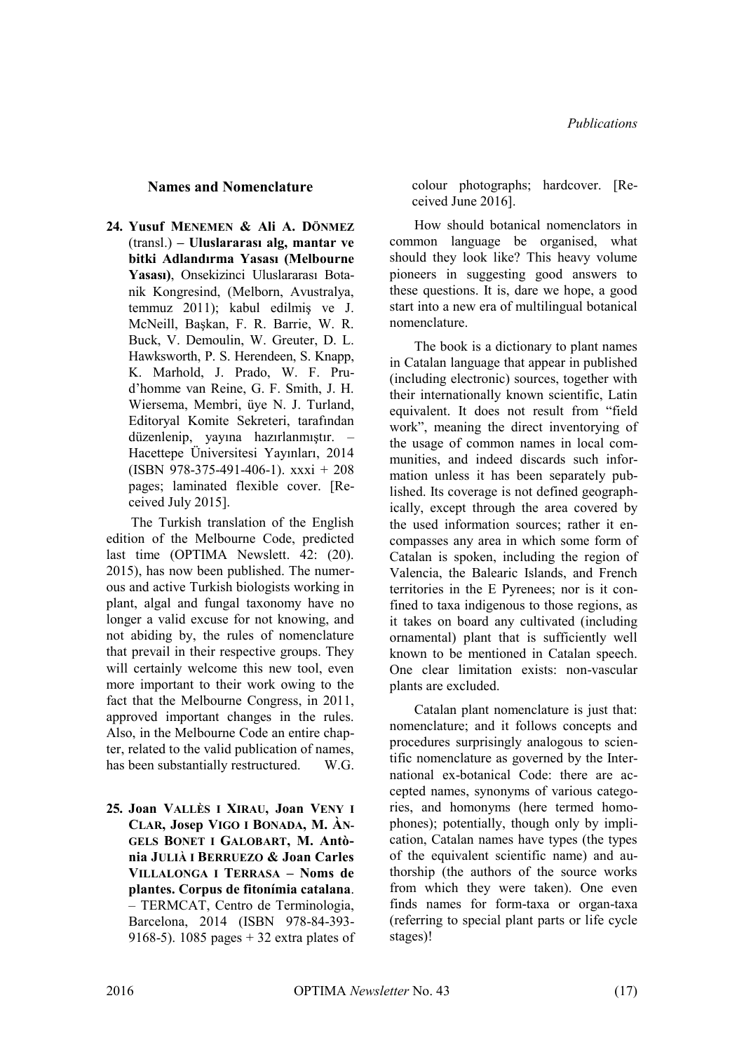## Names and Nomenclature

**24. Yusuf Menemen & Ali A. Dönmez** (transl.) **– Uluslararası alg, mantar ve bitki Adlandırma Yasası (Melbourne Yasası)**, Onsekizinci Uluslararası Botanik Kongresind, (Melborn, Avustralya, temmuz 2011); kabul edilmiş ve J. McNeill, Başkan, F. R. Barrie, W. R. Buck, V. Demoulin, W. Greuter, D. L. Hawksworth, P. S. Herendeen, S. Knapp, K. Marhold, J. Prado, W. F. Prud'homme van Reine, G. F. Smith, J. H. Wiersema, Membri, üye N. J. Turland, Editoryal Komite Sekreteri, tarafından düzenlenip, yayına hazırlanmıştır. – Hacettepe Üniversitesi Yayınları, 2014 (ISBN 978-375-491-406-1). xxxi + 208 pages; laminated flexible cover. [Received July 2015].

The Turkish translation of the English edition of the Melbourne Code, predicted last time (OPTIMA Newslett. 42: (20). 2015), has now been published. The numerous and active Turkish biologists working in plant, algal and fungal taxonomy have no longer a valid excuse for not knowing, and not abiding by, the rules of nomenclature that prevail in their respective groups. They will certainly welcome this new tool, even more important to their work owing to the fact that the Melbourne Congress, in 2011, approved important changes in the rules. Also, in the Melbourne Code an entire chapter, related to the valid publication of names, has been substantially restructured. W.G.

**25. Joan Vallès i Xirau, Joan Veny i Clar, Josep Vigo i Bonada, M. Àngels Bonet i Galobart, M. Antònia Julià i Berruezo & Joan Carles Villalonga i Terrasa – Noms de plantes. Corpus de fitonímia catalana**. – TERMCAT, Centro de Terminologia, Barcelona, 2014 (ISBN 978-84-393-9168-5). 1085 pages + 32 extra plates of colour photographs; hardcover. [Received June 2016].

How should botanical nomenclators in common language be organised, what should they look like? This heavy volume pioneers in suggesting good answers to these questions. It is, dare we hope, a good start into a new era of multilingual botanical nomenclature.

The book is a dictionary to plant names in Catalan language that appear in published (including electronic) sources, together with their internationally known scientific, Latin equivalent. It does not result from "field work", meaning the direct inventorying of the usage of common names in local communities, and indeed discards such information unless it has been separately published. Its coverage is not defined geographically, except through the area covered by the used information sources; rather it encompasses any area in which some form of Catalan is spoken, including the region of Valencia, the Balearic Islands, and French territories in the E Pyrenees; nor is it confined to taxa indigenous to those regions, as it takes on board any cultivated (including ornamental) plant that is sufficiently well known to be mentioned in Catalan speech. One clear limitation exists: non-vascular plants are excluded.

Catalan plant nomenclature is just that: nomenclature; and it follows concepts and procedures surprisingly analogous to scientific nomenclature as governed by the International ex-botanical Code: there are accepted names, synonyms of various categories, and homonyms (here termed homophones); potentially, though only by implication, Catalan names have types (the types of the equivalent scientific name) and authorship (the authors of the source works from which they were taken). One even finds names for form-taxa or organ-taxa (referring to special plant parts or life cycle stages)!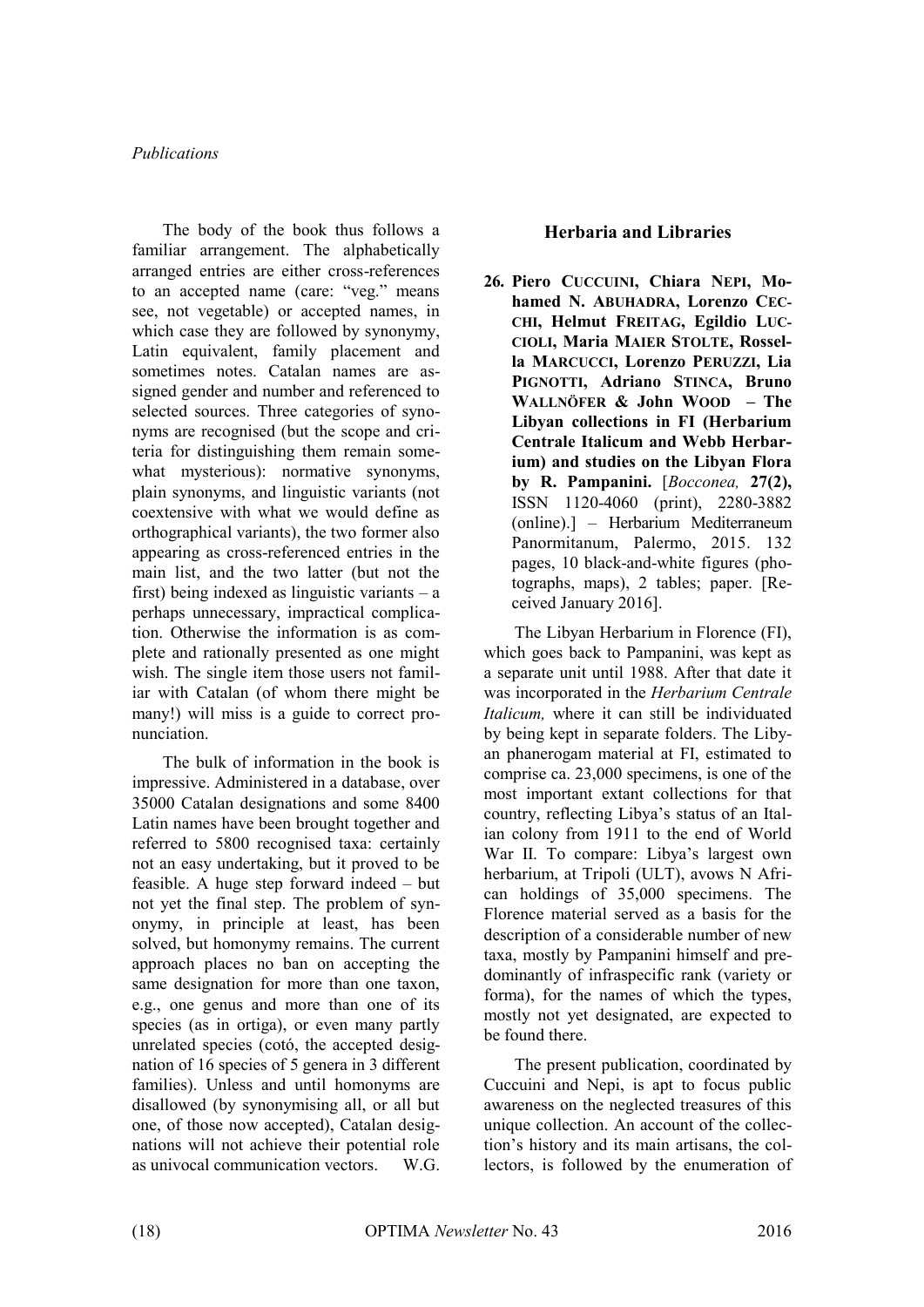The body of the book thus follows a familiar arrangement. The alphabetically arranged entries are either cross-references to an accepted name (care: "veg." means see, not vegetable) or accepted names, in which case they are followed by synonymy, Latin equivalent, family placement and sometimes notes. Catalan names are assigned gender and number and referenced to selected sources. Three categories of synonyms are recognised (but the scope and criteria for distinguishing them remain somewhat mysterious): normative synonyms, plain synonyms, and linguistic variants (not coextensive with what we would define as orthographical variants), the two former also appearing as cross-referenced entries in the main list, and the two latter (but not the first) being indexed as linguistic variants – a perhaps unnecessary, impractical complication. Otherwise the information is as complete and rationally presented as one might wish. The single item those users not familiar with Catalan (of whom there might be many!) will miss is a guide to correct pronunciation.

The bulk of information in the book is impressive. Administered in a database, over 35000 Catalan designations and some 8400 Latin names have been brought together and referred to 5800 recognised taxa: certainly not an easy undertaking, but it proved to be feasible. A huge step forward indeed – but not yet the final step. The problem of synonymy, in principle at least, has been solved, but homonymy remains. The current approach places no ban on accepting the same designation for more than one taxon, e.g., one genus and more than one of its species (as in ortiga), or even many partly unrelated species (cotó, the accepted designation of 16 species of 5 genera in 3 different families). Unless and until homonyms are disallowed (by synonymising all, or all but one, of those now accepted), Catalan designations will not achieve their potential role as univocal communication vectors. W.G.

## Herbaria and Libraries

**26. Piero CUCCUINI, Chiara NEPI, Mohamed N. ABUHADRA, Lorenzo CECCHI, Helmut FREITAG, Egildio LUCCIOLI, Maria MAIER STOLTE, Rossella MARCUCCI, Lorenzo PERUZZI, Lia PIGNOTTI, Adriano STINCA, Bruno WALLNÖFER & John WOOD – The Libyan collections in FI (Herbarium Centrale Italicum and Webb Herbarium) and studies on the Libyan Flora by R. Pampanini.** [*Bocconea,* **27(2),** ISSN 1120-4060 (print), 2280-3882 (online).] – Herbarium Mediterraneum Panormitanum, Palermo, 2015. 132 pages, 10 black-and-white figures (photographs, maps), 2 tables; paper. [Received January 2016].

The Libyan Herbarium in Florence (FI), which goes back to Pampanini, was kept as a separate unit until 1988. After that date it was incorporated in the *Herbarium Centrale Italicum,* where it can still be individuated by being kept in separate folders. The Libyan phanerogam material at FI, estimated to comprise ca. 23,000 specimens, is one of the most important extant collections for that country, reflecting Libya's status of an Italian colony from 1911 to the end of World War II. To compare: Libya's largest own herbarium, at Tripoli (ULT), avows N African holdings of 35,000 specimens. The Florence material served as a basis for the description of a considerable number of new taxa, mostly by Pampanini himself and predominantly of infraspecific rank (variety or forma), for the names of which the types, mostly not yet designated, are expected to be found there.

The present publication, coordinated by Cuccuini and Nepi, is apt to focus public awareness on the neglected treasures of this unique collection. An account of the collection's history and its main artisans, the collectors, is followed by the enumeration of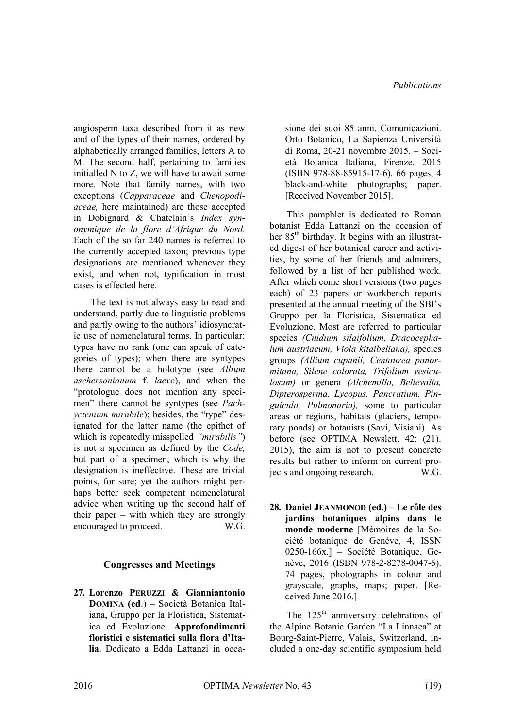angiosperm taxa described from it as new and of the types of their names, ordered by alphabetically arranged families, letters A to M. The second half, pertaining to families initialled N to Z, we will have to await some more. Note that family names, with two exceptions (*Capparaceae* and *Chenopodiaceae,* here maintained) are those accepted in Dobignard & Chatelain's *Index synonymique de la flore d'Afrique du Nord.* Each of the so far 240 names is referred to the currently accepted taxon; previous type designations are mentioned whenever they exist, and when not, typification in most cases is effected here.

The text is not always easy to read and understand, partly due to linguistic problems and partly owing to the authors' idiosyncratic use of nomenclatural terms. In particular: types have no rank (one can speak of categories of types); when there are syntypes there cannot be a holotype (see *Allium aschersonianum* f. *laeve*), and when the "protologue does not mention any specimen" there cannot be syntypes (see *Pachyctenium mirabile*); besides, the "type" designated for the latter name (the epithet of which is repeatedly misspelled *"mirabilis"*) is not a specimen as defined by the *Code,* but part of a specimen, which is why the designation is ineffective. These are trivial points, for sure; yet the authors might perhaps better seek competent nomenclatural advice when writing up the second half of their paper – with which they are strongly encouraged to proceed. W.G.

## Congresses and Meetings

**27. Lorenzo PERUZZI & Gianniantonio DOMINA (ed.)** – Società Botanica Italiana, Gruppo per la Floristica, Sistematica ed Evoluzione. **Approfondimenti floristici e sistematici sulla flora d'Italia.** Dedicato a Edda Lattanzi in occasione dei suoi 85 anni. Comunicazioni. Orto Botanico, La Sapienza Università di Roma, 20-21 novembre 2015. – Società Botanica Italiana, Firenze, 2015 (ISBN 978-88-85915-17-6). 66 pages, 4 black-and-white photographs; paper. [Received November 2015].

This pamphlet is dedicated to Roman botanist Edda Lattanzi on the occasion of her 85th birthday. It begins with an illustrated digest of her botanical career and activities, by some of her friends and admirers, followed by a list of her published work. After which come short versions (two pages each) of 23 papers or workbench reports presented at the annual meeting of the SBI's Gruppo per la Floristica, Sistematica ed Evoluzione. Most are referred to particular species *(Cnidium silaifolium, Dracocephalum austriacum, Viola kitaibeliana),* species groups *(Allium cupanii, Centaurea panormitana, Silene colorata, Trifolium vesiculosum)* or genera *(Alchemilla, Bellevalia, Dipterosperma, Lycopus, Pancratium, Pinguicula, Pulmonaria),* some to particular areas or regions, habitats (glaciers, temporary ponds) or botanists (Savi, Visiani). As before (see OPTIMA Newslett. 42: (21). 2015), the aim is not to present concrete results but rather to inform on current projects and ongoing research. W.G.

**28. Daniel JEANMONOD (ed.) – Le rôle des jardins botaniques alpins dans le monde moderne** [Mémoires de la Société botanique de Genève, 4, ISSN 0250-166x.] – Société Botanique, Genève, 2016 (ISBN 978-2-8278-0047-6). 74 pages, photographs in colour and grayscale, graphs, maps; paper. [Received June 2016.]

The 125th anniversary celebrations of the Alpine Botanic Garden "La Linnaea" at Bourg-Saint-Pierre, Valais, Switzerland, included a one-day scientific symposium held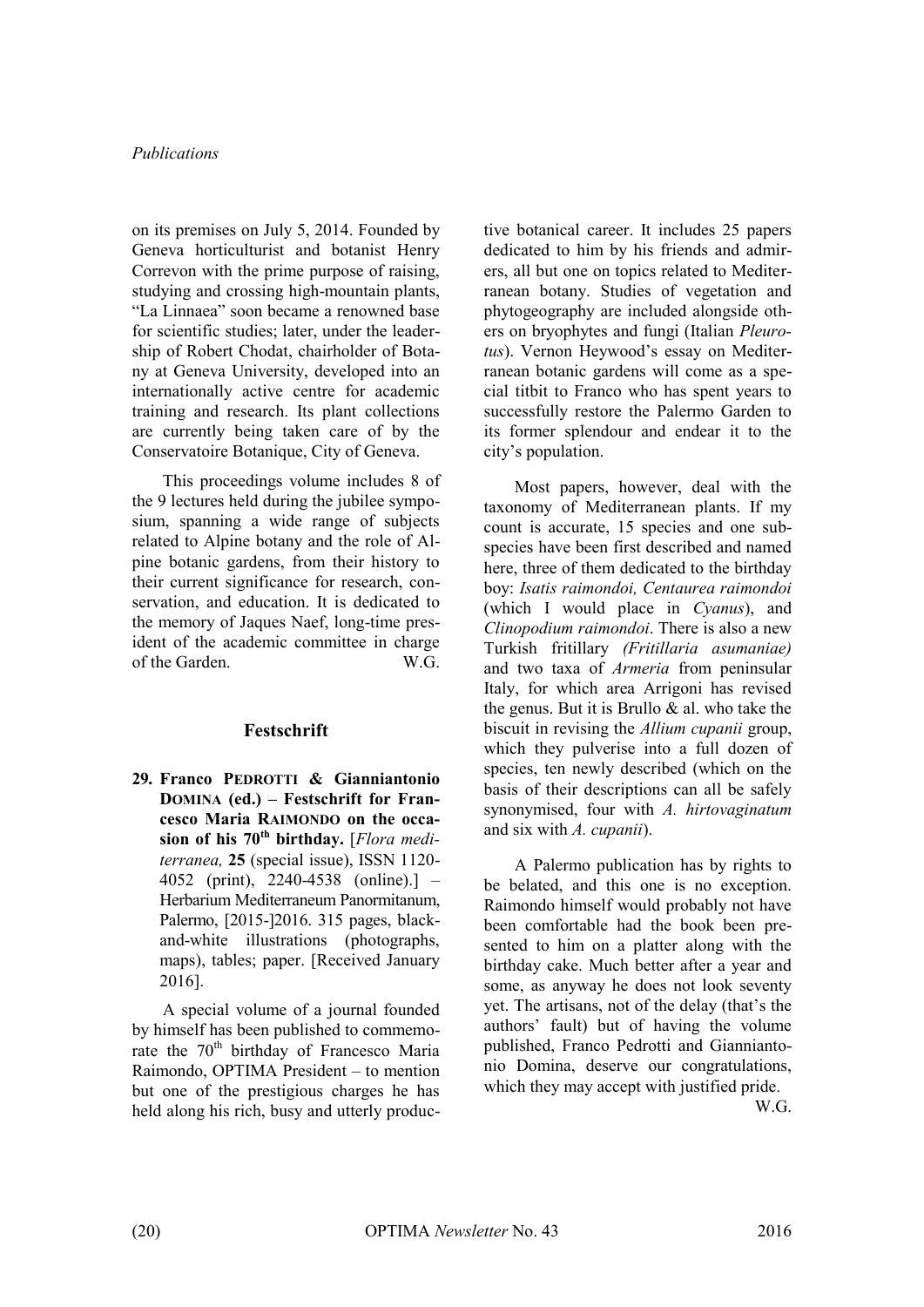on its premises on July 5, 2014. Founded by Geneva horticulturist and botanist Henry Correvon with the prime purpose of raising, studying and crossing high-mountain plants, "La Linnaea" soon became a renowned base for scientific studies; later, under the leadership of Robert Chodat, chairholder of Botany at Geneva University, developed into an internationally active centre for academic training and research. Its plant collections are currently being taken care of by the Conservatoire Botanique, City of Geneva.

This proceedings volume includes 8 of the 9 lectures held during the jubilee symposium, spanning a wide range of subjects related to Alpine botany and the role of Alpine botanic gardens, from their history to their current significance for research, conservation, and education. It is dedicated to the memory of Jaques Naef, long-time president of the academic committee in charge of the Garden. W.G.

## Festschrift

**29. Franco PEDROTTI & Gianniantonio DOMINA (ed.) – Festschrift for Francesco Maria RAIMONDO on the occasion of his 70th birthday.** [*Flora mediterranea,* **25** (special issue), ISSN 1120-4052 (print), 2240-4538 (online).] – Herbarium Mediterraneum Panormitanum, Palermo, [2015-]2016. 315 pages, black-and-white illustrations (photographs, maps), tables; paper. [Received January 2016].

A special volume of a journal founded by himself has been published to commemorate the 70th birthday of Francesco Maria Raimondo, OPTIMA President – to mention but one of the prestigious charges he has held along his rich, busy and utterly productive botanical career. It includes 25 papers dedicated to him by his friends and admirers, all but one on topics related to Mediterranean botany. Studies of vegetation and phytogeography are included alongside others on bryophytes and fungi (Italian *Pleurotus*). Vernon Heywood's essay on Mediterranean botanic gardens will come as a special titbit to Franco who has spent years to successfully restore the Palermo Garden to its former splendour and endear it to the city's population.

Most papers, however, deal with the taxonomy of Mediterranean plants. If my count is accurate, 15 species and one subspecies have been first described and named here, three of them dedicated to the birthday boy: *Isatis raimondoi, Centaurea raimondoi* (which I would place in *Cyanus*), and *Clinopodium raimondoi*. There is also a new Turkish fritillary *(Fritillaria asumaniae)* and two taxa of *Armeria* from peninsular Italy, for which area Arrigoni has revised the genus. But it is Brullo & al. who take the biscuit in revising the *Allium cupanii* group, which they pulverise into a full dozen of species, ten newly described (which on the basis of their descriptions can all be safely synonymised, four with *A. hirtovaginatum* and six with *A. cupanii*).

A Palermo publication has by rights to be belated, and this one is no exception. Raimondo himself would probably not have been comfortable had the book been presented to him on a platter along with the birthday cake. Much better after a year and some, as anyway he does not look seventy yet. The artisans, not of the delay (that's the authors' fault) but of having the volume published, Franco Pedrotti and Gianniantonio Domina, deserve our congratulations, which they may accept with justified pride.

W.G.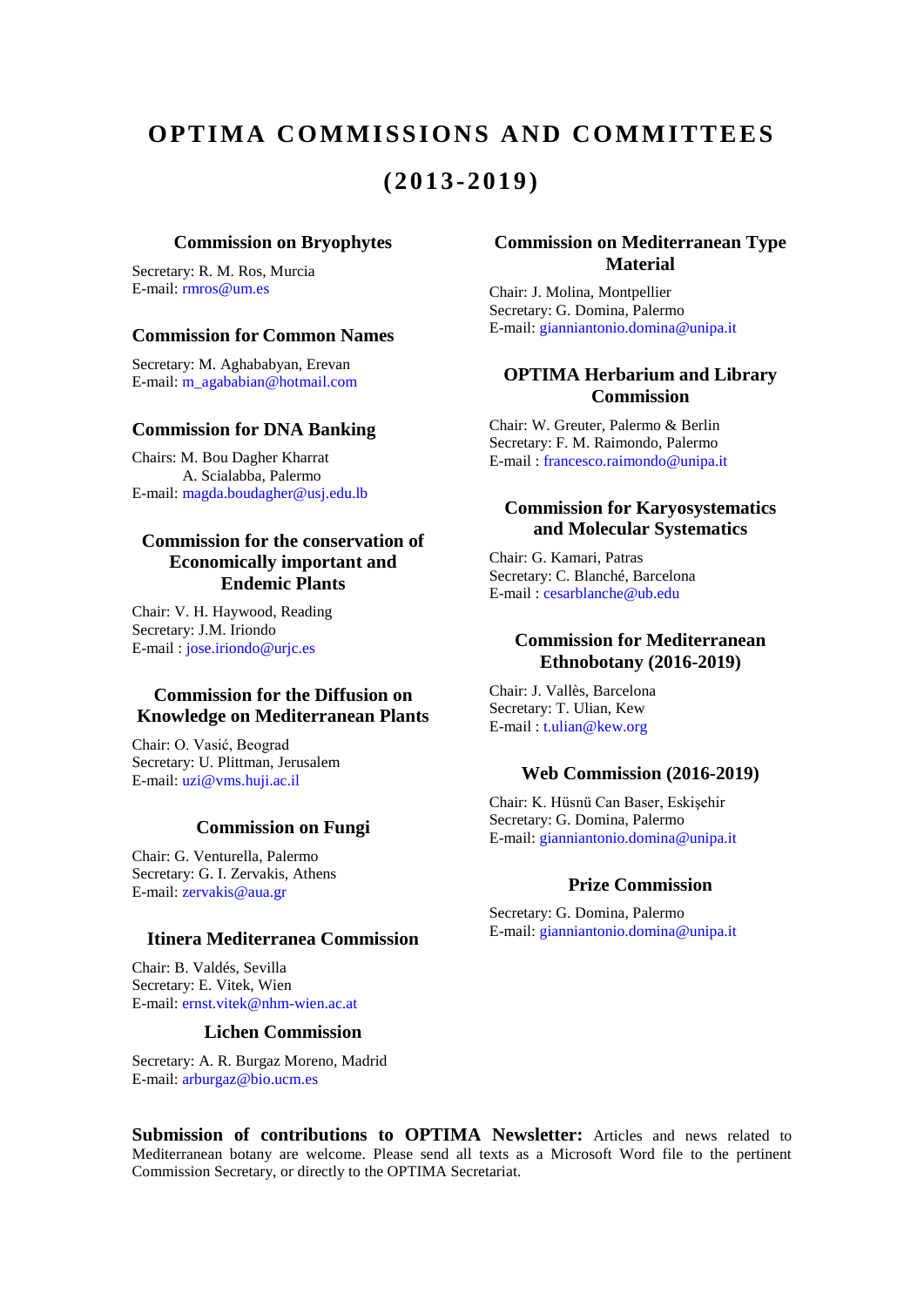# OPTIMA COMMISSIONS AND COMMITTEES (2013-2019)

### Commission on Bryophytes

Secretary: R. M. Ros, Murcia
E-mail: rmros@um.es

### Commission for Common Names

Secretary: M. Aghababyan, Erevan
E-mail: m_agababian@hotmail.com

### Commission for DNA Banking

Chairs: M. Bou Dagher Kharrat
A. Scialabba, Palermo
E-mail: magda.boudagher@usj.edu.lb

### Commission for the conservation of Economically important and Endemic Plants

Chair: V. H. Haywood, Reading
Secretary: J.M. Iriondo
E-mail : jose.iriondo@urjc.es

### Commission for the Diffusion on Knowledge on Mediterranean Plants

Chair: O. Vasić, Beograd
Secretary: U. Plittman, Jerusalem
E-mail: uzi@vms.huji.ac.il

### Commission on Fungi

Chair: G. Venturella, Palermo
Secretary: G. I. Zervakis, Athens
E-mail: zervakis@aua.gr

### Itinera Mediterranea Commission

Chair: B. Valdés, Sevilla
Secretary: E. Vitek, Wien
E-mail: ernst.vitek@nhm-wien.ac.at

### Lichen Commission

Secretary: A. R. Burgaz Moreno, Madrid
E-mail: arburgaz@bio.ucm.es

### Commission on Mediterranean Type Material

Chair: J. Molina, Montpellier
Secretary: G. Domina, Palermo
E-mail: gianniantonio.domina@unipa.it

### OPTIMA Herbarium and Library Commission

Chair: W. Greuter, Palermo & Berlin
Secretary: F. M. Raimondo, Palermo
E-mail : francesco.raimondo@unipa.it

### Commission for Karyosystematics and Molecular Systematics

Chair: G. Kamari, Patras
Secretary: C. Blanché, Barcelona
E-mail : cesarblanche@ub.edu

### Commission for Mediterranean Ethnobotany (2016-2019)

Chair: J. Vallès, Barcelona
Secretary: T. Ulian, Kew
E-mail : t.ulian@kew.org

### Web Commission (2016-2019)

Chair: K. Hüsnü Can Baser, Eskişehir
Secretary: G. Domina, Palermo
E-mail: gianniantonio.domina@unipa.it

### Prize Commission

Secretary: G. Domina, Palermo
E-mail: gianniantonio.domina@unipa.it

**Submission of contributions to OPTIMA Newsletter:** Articles and news related to Mediterranean botany are welcome. Please send all texts as a Microsoft Word file to the pertinent Commission Secretary, or directly to the OPTIMA Secretariat.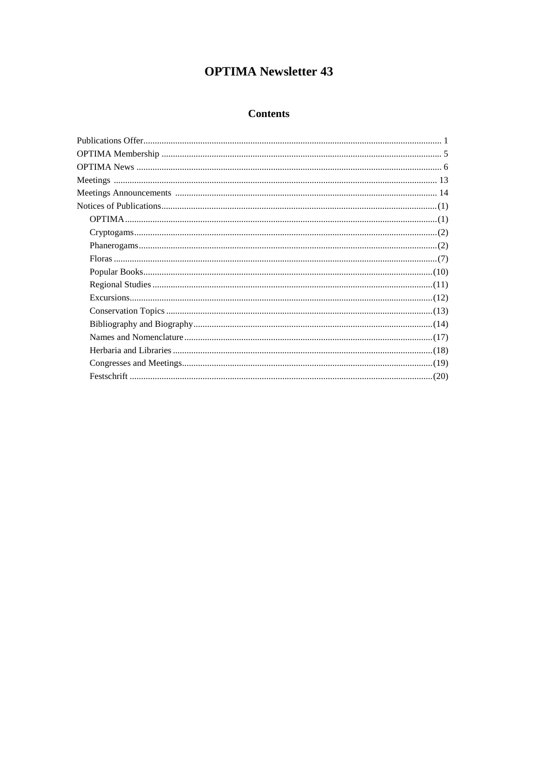# OPTIMA Newsletter 43

## Contents

Publications Offer .......... 1
OPTIMA Membership .......... 5
OPTIMA News .......... 6
Meetings .......... 13
Meetings Announcements .......... 14
Notices of Publications .......... (1)
- OPTIMA .......... (1)
- Cryptogams .......... (2)
- Phanerogams .......... (2)
- Floras .......... (7)
- Popular Books .......... (10)
- Regional Studies .......... (11)
- Excursions .......... (12)
- Conservation Topics .......... (13)
- Bibliography and Biography .......... (14)
- Names and Nomenclature .......... (17)
- Herbaria and Libraries .......... (18)
- Congresses and Meetings .......... (19)
- Festschrift .......... (20)